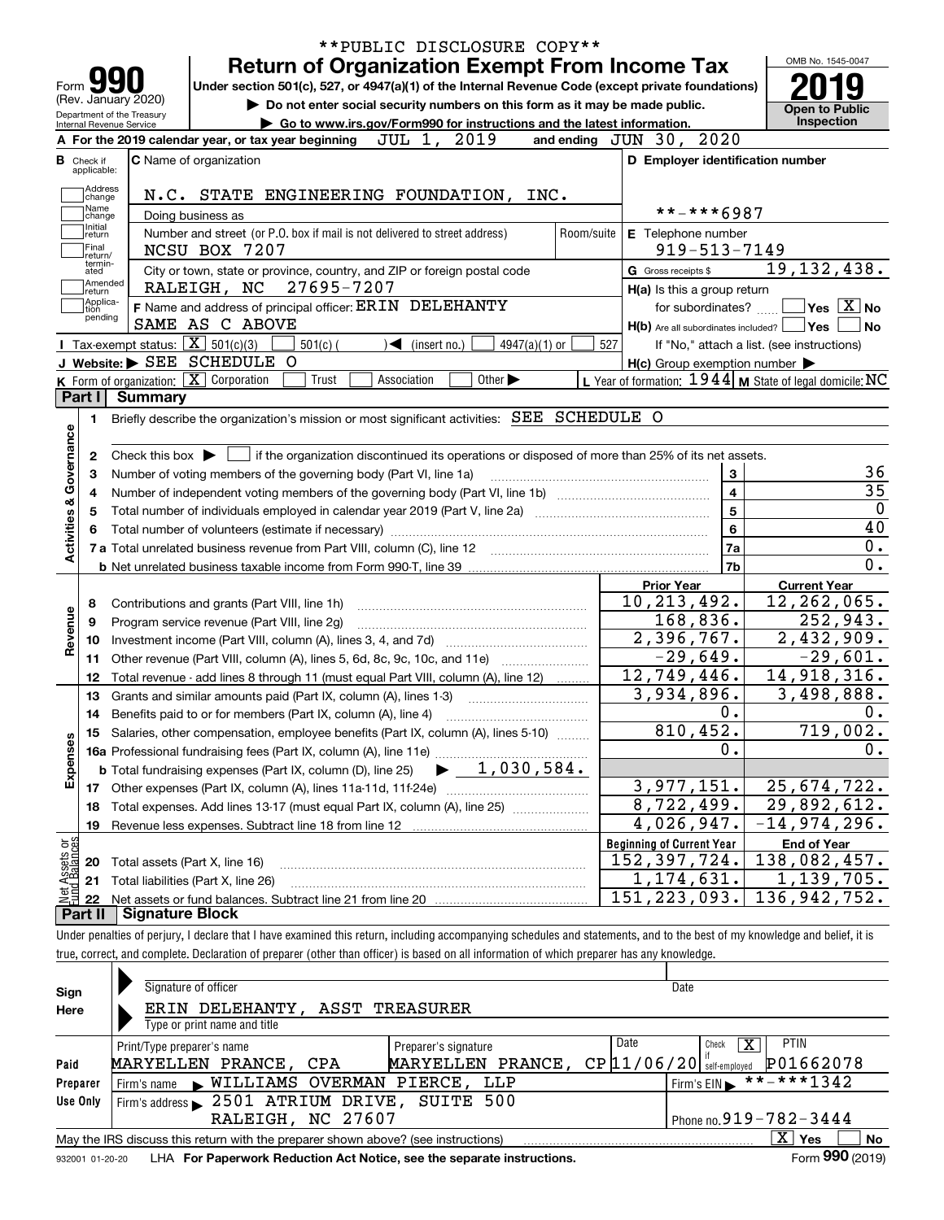**PUBLIC DISCLOSURE COPY**

Form **990** (Rev. January 2020) Department of the Treasury Internal Revenue Service

# Return of Organization Exempt From Income Tax

Under section 501(c), 527, or 4947(a)(1) of the Internal Revenue Code (except private foundations)

▶ Do not enter social security numbers on this form as it may be made public.

▶ Go to www.irs.gov/Form990 for instructions and the latest information.

OMB No. 1545-0047

**2019**

**Open to Public Inspection**

**A** For the 2019 calendar year, or tax year beginning JUL 1, 2019 and ending JUN 30, 2020

**B** Check if applicable: Address change, Name change, Initial return, Final return/terminated, Amended return, Application pending

**C** Name of organization: N.C. STATE ENGINEERING FOUNDATION, INC.

Doing business as

Number and street (or P.O. box if mail is not delivered to street address): NCSU BOX 7207 Room/suite

City or town, state or province, country, and ZIP or foreign postal code: RALEIGH, NC 27695-7207

**D** Employer identification number: **-***6987

**E** Telephone number: 919-513-7149

**G** Gross receipts $ 19,132,438.

**F** Name and address of principal officer: ERIN DELEHANTY SAME AS C ABOVE

**H(a)** Is this a group return for subordinates? Yes [ ] No [X]

**H(b)** Are all subordinates included? Yes [ ] No [ ] If "No," attach a list. (see instructions)

**H(c)** Group exemption number ▶

**I** Tax-exempt status: [X] 501(c)(3) [ ] 501(c) ( ) ◀ (insert no.) [ ] 4947(a)(1) or [ ] 527

**J** Website: ▶ SEE SCHEDULE O

**K** Form of organization: [X] Corporation [ ] Trust [ ] Association [ ] Other ▶

**L** Year of formation: 1944 **M** State of legal domicile: NC

## Part I Summary

**Activities & Governance**

1 Briefly describe the organization's mission or most significant activities: SEE SCHEDULE O

2 Check this box ▶ [ ] if the organization discontinued its operations or disposed of more than 25% of its net assets.

| | | | |
|---|---|---|---|
| 3 | Number of voting members of the governing body (Part VI, line 1a) | 3 | 36 |
| 4 | Number of independent voting members of the governing body (Part VI, line 1b) | 4 | 35 |
| 5 | Total number of individuals employed in calendar year 2019 (Part V, line 2a) | 5 | 0 |
| 6 | Total number of volunteers (estimate if necessary) | 6 | 40 |
| 7a | Total unrelated business revenue from Part VIII, column (C), line 12 | 7a | 0. |
| b | Net unrelated business taxable income from Form 990-T, line 39 | 7b | 0. |

| | | Prior Year | Current Year |
|---|---|---|---|
| **Revenue** | | | |
| 8 | Contributions and grants (Part VIII, line 1h) | 10,213,492. | 12,262,065. |
| 9 | Program service revenue (Part VIII, line 2g) | 168,836. | 252,943. |
| 10 | Investment income (Part VIII, column (A), lines 3, 4, and 7d) | 2,396,767. | 2,432,909. |
| 11 | Other revenue (Part VIII, column (A), lines 5, 6d, 8c, 9c, 10c, and 11e) | -29,649. | -29,601. |
| 12 | Total revenue - add lines 8 through 11 (must equal Part VIII, column (A), line 12) | 12,749,446. | 14,918,316. |
| **Expenses** | | | |
| 13 | Grants and similar amounts paid (Part IX, column (A), lines 1-3) | 3,934,896. | 3,498,888. |
| 14 | Benefits paid to or for members (Part IX, column (A), line 4) | 0. | 0. |
| 15 | Salaries, other compensation, employee benefits (Part IX, column (A), lines 5-10) | 810,452. | 719,002. |
| 16a | Professional fundraising fees (Part IX, column (A), line 11e) | 0. | 0. |
| b | Total fundraising expenses (Part IX, column (D), line 25) ▶ 1,030,584. | | |
| 17 | Other expenses (Part IX, column (A), lines 11a-11d, 11f-24e) | 3,977,151. | 25,674,722. |
| 18 | Total expenses. Add lines 13-17 (must equal Part IX, column (A), line 25) | 8,722,499. | 29,892,612. |
| 19 | Revenue less expenses. Subtract line 18 from line 12 | 4,026,947. | -14,974,296. |
| **Net Assets or Fund Balances** | | **Beginning of Current Year** | **End of Year** |
| 20 | Total assets (Part X, line 16) | 152,397,724. | 138,082,457. |
| 21 | Total liabilities (Part X, line 26) | 1,174,631. | 1,139,705. |
| 22 | Net assets or fund balances. Subtract line 21 from line 20 | 151,223,093. | 136,942,752. |

## Part II Signature Block

Under penalties of perjury, I declare that I have examined this return, including accompanying schedules and statements, and to the best of my knowledge and belief, it is true, correct, and complete. Declaration of preparer (other than officer) is based on all information of which preparer has any knowledge.

**Sign Here**

Signature of officer | Date

ERIN DELEHANTY, ASST TREASURER

Type or print name and title

**Paid Preparer Use Only**

| Print/Type preparer's name | Preparer's signature | Date | Check [X] if self-employed | PTIN |
|---|---|---|---|---|
| MARYELLEN PRANCE, CPA | MARYELLEN PRANCE, CP | 11/06/20 | | P01662078 |

Firm's name ▶ WILLIAMS OVERMAN PIERCE, LLP Firm's EIN ▶ **-***1342

Firm's address ▶ 2501 ATRIUM DRIVE, SUITE 500 RALEIGH, NC 27607 Phone no. 919-782-3444

May the IRS discuss this return with the preparer shown above? (see instructions) [X] Yes [ ] No

932001 01-20-20 LHA For Paperwork Reduction Act Notice, see the separate instructions. Form **990** (2019)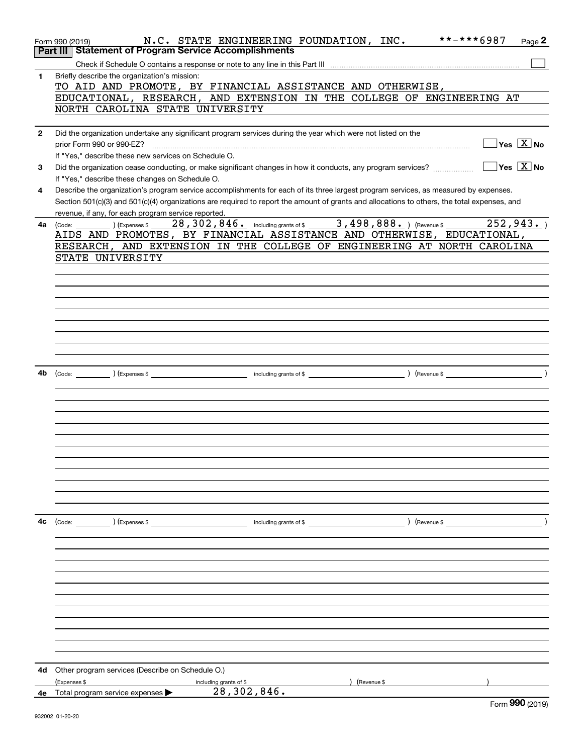Form 990 (2019) N.C. STATE ENGINEERING FOUNDATION, INC. **-***6987 Page 2

## Part III Statement of Program Service Accomplishments

Check if Schedule O contains a response or note to any line in this Part III ☐

**1** Briefly describe the organization's mission:

TO AID AND PROMOTE, BY FINANCIAL ASSISTANCE AND OTHERWISE, EDUCATIONAL, RESEARCH, AND EXTENSION IN THE COLLEGE OF ENGINEERING AT NORTH CAROLINA STATE UNIVERSITY

**2** Did the organization undertake any significant program services during the year which were not listed on the prior Form 990 or 990-EZ? ☐ Yes ☒ No

If "Yes," describe these new services on Schedule O.

**3** Did the organization cease conducting, or make significant changes in how it conducts, any program services? ☐ Yes ☒ No

If "Yes," describe these changes on Schedule O.

**4** Describe the organization's program service accomplishments for each of its three largest program services, as measured by expenses. Section 501(c)(3) and 501(c)(4) organizations are required to report the amount of grants and allocations to others, the total expenses, and revenue, if any, for each program service reported.

**4a** (Code: ) (Expenses $ 28,302,846. including grants of $ 3,498,888. ) (Revenue $ 252,943. )

AIDS AND PROMOTES, BY FINANCIAL ASSISTANCE AND OTHERWISE, EDUCATIONAL, RESEARCH, AND EXTENSION IN THE COLLEGE OF ENGINEERING AT NORTH CAROLINA STATE UNIVERSITY

**4b** (Code: ) (Expenses $ including grants of $ ) (Revenue $ )

**4c** (Code: ) (Expenses $ including grants of $ ) (Revenue $ )

**4d** Other program services (Describe on Schedule O.)

(Expenses $ including grants of $ ) (Revenue $ )

**4e** Total program service expenses ▶ 28,302,846.

Form **990** (2019)

932002 01-20-20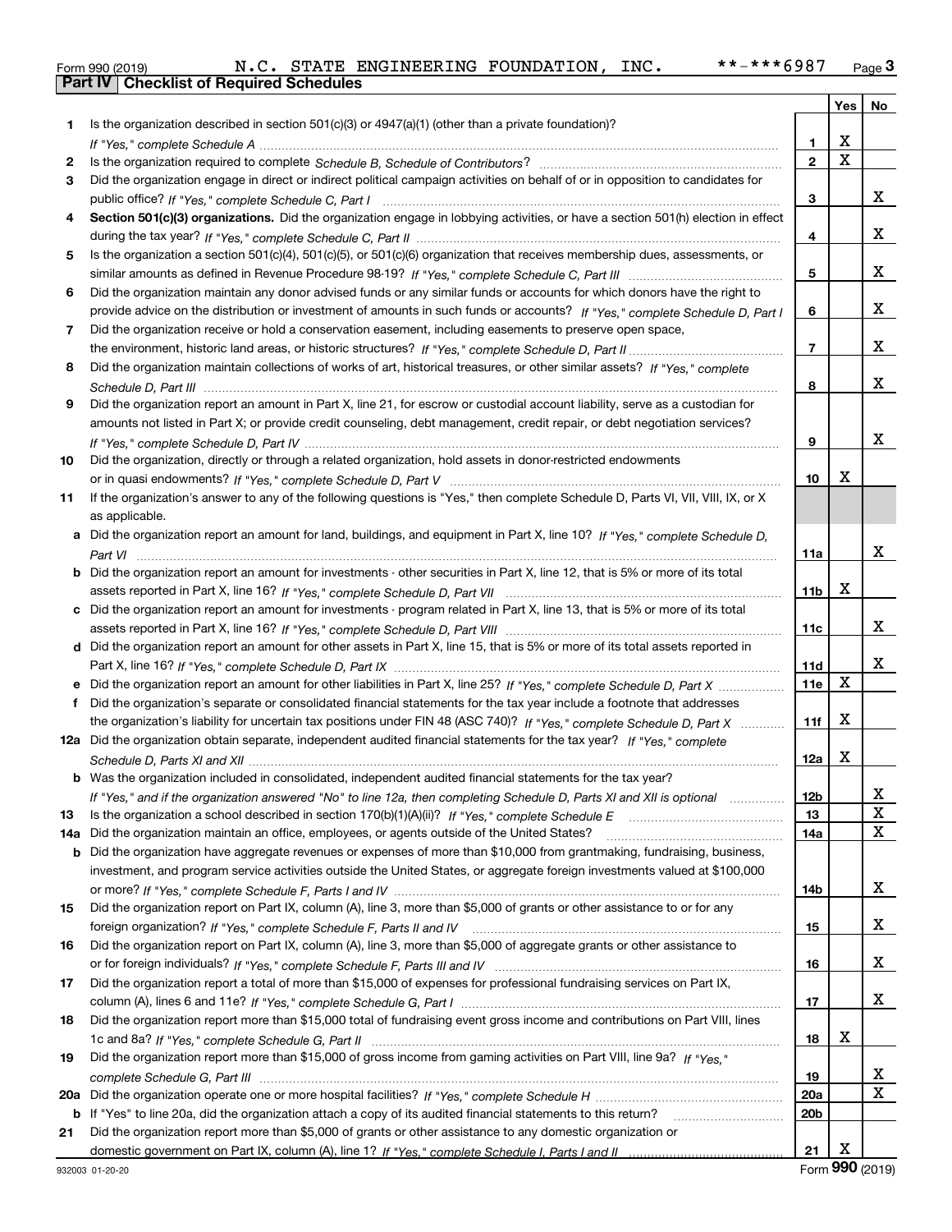Form 990 (2019) N.C. STATE ENGINEERING FOUNDATION, INC. **-***6987 Page 3

## Part IV | Checklist of Required Schedules

| | | | Yes | No |
|---|---|---|---|---|
| 1 | Is the organization described in section 501(c)(3) or 4947(a)(1) (other than a private foundation)? *If "Yes," complete Schedule A* | 1 | X | |
| 2 | Is the organization required to complete *Schedule B, Schedule of Contributors*? | 2 | X | |
| 3 | Did the organization engage in direct or indirect political campaign activities on behalf of or in opposition to candidates for public office? *If "Yes," complete Schedule C, Part I* | 3 | | X |
| 4 | **Section 501(c)(3) organizations.** Did the organization engage in lobbying activities, or have a section 501(h) election in effect during the tax year? *If "Yes," complete Schedule C, Part II* | 4 | | X |
| 5 | Is the organization a section 501(c)(4), 501(c)(5), or 501(c)(6) organization that receives membership dues, assessments, or similar amounts as defined in Revenue Procedure 98-19? *If "Yes," complete Schedule C, Part III* | 5 | | X |
| 6 | Did the organization maintain any donor advised funds or any similar funds or accounts for which donors have the right to provide advice on the distribution or investment of amounts in such funds or accounts? *If "Yes," complete Schedule D, Part I* | 6 | | X |
| 7 | Did the organization receive or hold a conservation easement, including easements to preserve open space, the environment, historic land areas, or historic structures? *If "Yes," complete Schedule D, Part II* | 7 | | X |
| 8 | Did the organization maintain collections of works of art, historical treasures, or other similar assets? *If "Yes," complete Schedule D, Part III* | 8 | | X |
| 9 | Did the organization report an amount in Part X, line 21, for escrow or custodial account liability, serve as a custodian for amounts not listed in Part X; or provide credit counseling, debt management, credit repair, or debt negotiation services? *If "Yes," complete Schedule D, Part IV* | 9 | | X |
| 10 | Did the organization, directly or through a related organization, hold assets in donor-restricted endowments or in quasi endowments? *If "Yes," complete Schedule D, Part V* | 10 | X | |
| 11 | If the organization's answer to any of the following questions is "Yes," then complete Schedule D, Parts VI, VII, VIII, IX, or X as applicable. | | | |
| a | Did the organization report an amount for land, buildings, and equipment in Part X, line 10? *If "Yes," complete Schedule D, Part VI* | 11a | | X |
| b | Did the organization report an amount for investments - other securities in Part X, line 12, that is 5% or more of its total assets reported in Part X, line 16? *If "Yes," complete Schedule D, Part VII* | 11b | X | |
| c | Did the organization report an amount for investments - program related in Part X, line 13, that is 5% or more of its total assets reported in Part X, line 16? *If "Yes," complete Schedule D, Part VIII* | 11c | | X |
| d | Did the organization report an amount for other assets in Part X, line 15, that is 5% or more of its total assets reported in Part X, line 16? *If "Yes," complete Schedule D, Part IX* | 11d | | X |
| e | Did the organization report an amount for other liabilities in Part X, line 25? *If "Yes," complete Schedule D, Part X* | 11e | X | |
| f | Did the organization's separate or consolidated financial statements for the tax year include a footnote that addresses the organization's liability for uncertain tax positions under FIN 48 (ASC 740)? *If "Yes," complete Schedule D, Part X* | 11f | X | |
| 12a | Did the organization obtain separate, independent audited financial statements for the tax year? *If "Yes," complete Schedule D, Parts XI and XII* | 12a | X | |
| b | Was the organization included in consolidated, independent audited financial statements for the tax year? *If "Yes," and if the organization answered "No" to line 12a, then completing Schedule D, Parts XI and XII is optional* | 12b | | X |
| 13 | Is the organization a school described in section 170(b)(1)(A)(ii)? *If "Yes," complete Schedule E* | 13 | | X |
| 14a | Did the organization maintain an office, employees, or agents outside of the United States? | 14a | | X |
| b | Did the organization have aggregate revenues or expenses of more than $10,000 from grantmaking, fundraising, business, investment, and program service activities outside the United States, or aggregate foreign investments valued at $100,000 or more? *If "Yes," complete Schedule F, Parts I and IV* | 14b | | X |
| 15 | Did the organization report on Part IX, column (A), line 3, more than $5,000 of grants or other assistance to or for any foreign organization? *If "Yes," complete Schedule F, Parts II and IV* | 15 | | X |
| 16 | Did the organization report on Part IX, column (A), line 3, more than $5,000 of aggregate grants or other assistance to or for foreign individuals? *If "Yes," complete Schedule F, Parts III and IV* | 16 | | X |
| 17 | Did the organization report a total of more than $15,000 of expenses for professional fundraising services on Part IX, column (A), lines 6 and 11e? *If "Yes," complete Schedule G, Part I* | 17 | | X |
| 18 | Did the organization report more than $15,000 total of fundraising event gross income and contributions on Part VIII, lines 1c and 8a? *If "Yes," complete Schedule G, Part II* | 18 | X | |
| 19 | Did the organization report more than $15,000 of gross income from gaming activities on Part VIII, line 9a? *If "Yes," complete Schedule G, Part III* | 19 | | X |
| 20a | Did the organization operate one or more hospital facilities? *If "Yes," complete Schedule H* | 20a | | X |
| b | If "Yes" to line 20a, did the organization attach a copy of its audited financial statements to this return? | 20b | | |
| 21 | Did the organization report more than $5,000 of grants or other assistance to any domestic organization or domestic government on Part IX, column (A), line 1? *If "Yes," complete Schedule I, Parts I and II* | 21 | X | |

932003 01-20-20 Form **990** (2019)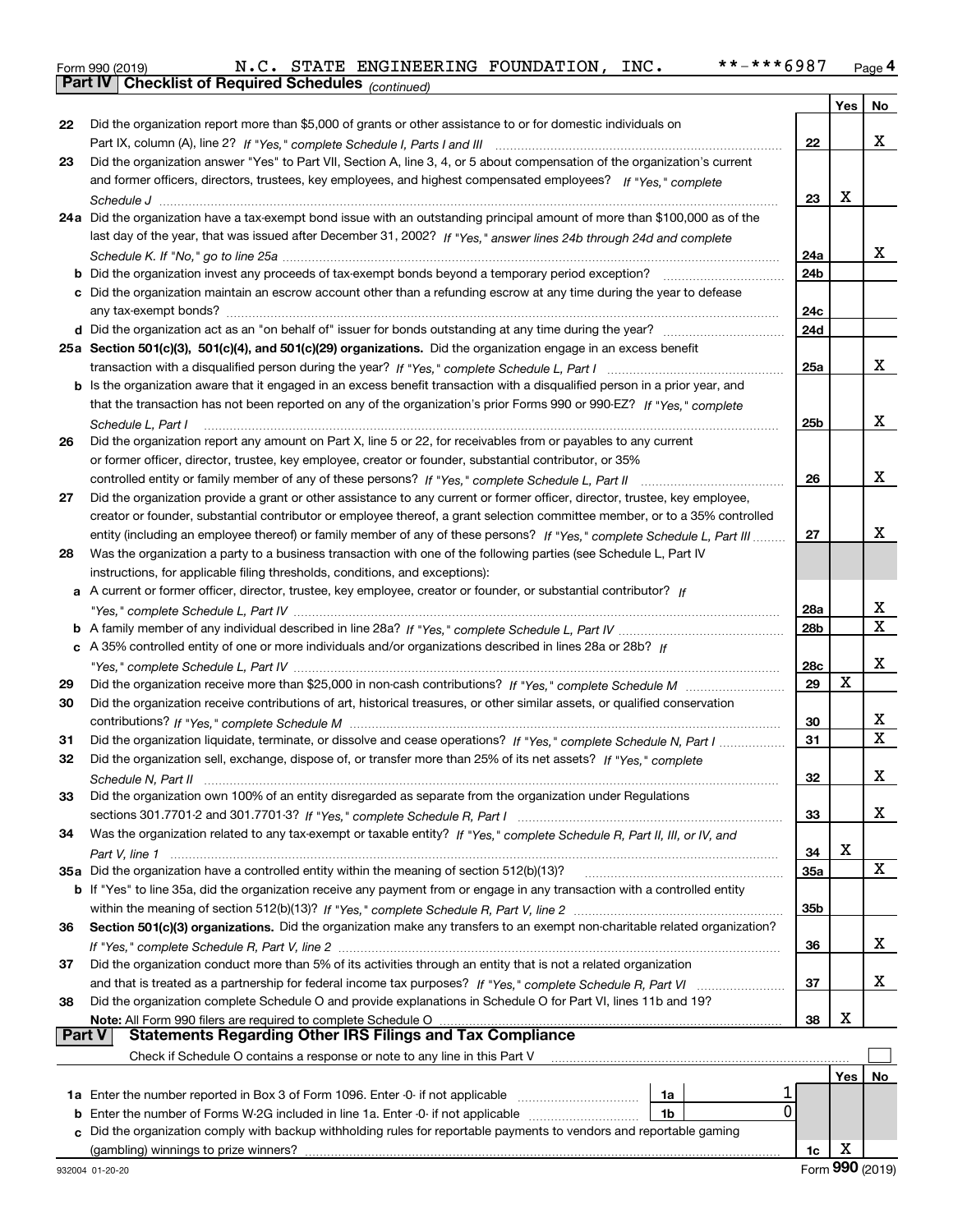Form 990 (2019) N.C. STATE ENGINEERING FOUNDATION, INC. **-***6987 Page 4

**Part IV Checklist of Required Schedules** *(continued)*

| | | | Yes | No |
|---|---|---|---|---|
| 22 | Did the organization report more than $5,000 of grants or other assistance to or for domestic individuals on Part IX, column (A), line 2? *If "Yes," complete Schedule I, Parts I and III* | 22 | | X |
| 23 | Did the organization answer "Yes" to Part VII, Section A, line 3, 4, or 5 about compensation of the organization's current and former officers, directors, trustees, key employees, and highest compensated employees? *If "Yes," complete Schedule J* | 23 | X | |
| 24a | Did the organization have a tax-exempt bond issue with an outstanding principal amount of more than $100,000 as of the last day of the year, that was issued after December 31, 2002? *If "Yes," answer lines 24b through 24d and complete Schedule K. If "No," go to line 25a* | 24a | | X |
| b | Did the organization invest any proceeds of tax-exempt bonds beyond a temporary period exception? | 24b | | |
| c | Did the organization maintain an escrow account other than a refunding escrow at any time during the year to defease any tax-exempt bonds? | 24c | | |
| d | Did the organization act as an "on behalf of" issuer for bonds outstanding at any time during the year? | 24d | | |
| 25a | **Section 501(c)(3), 501(c)(4), and 501(c)(29) organizations.** Did the organization engage in an excess benefit transaction with a disqualified person during the year? *If "Yes," complete Schedule L, Part I* | 25a | | X |
| b | Is the organization aware that it engaged in an excess benefit transaction with a disqualified person in a prior year, and that the transaction has not been reported on any of the organization's prior Forms 990 or 990-EZ? *If "Yes," complete Schedule L, Part I* | 25b | | X |
| 26 | Did the organization report any amount on Part X, line 5 or 22, for receivables from or payables to any current or former officer, director, trustee, key employee, creator or founder, substantial contributor, or 35% controlled entity or family member of any of these persons? *If "Yes," complete Schedule L, Part II* | 26 | | X |
| 27 | Did the organization provide a grant or other assistance to any current or former officer, director, trustee, key employee, creator or founder, substantial contributor or employee thereof, a grant selection committee member, or to a 35% controlled entity (including an employee thereof) or family member of any of these persons? *If "Yes," complete Schedule L, Part III* | 27 | | X |
| 28 | Was the organization a party to a business transaction with one of the following parties (see Schedule L, Part IV instructions, for applicable filing thresholds, conditions, and exceptions): | | | |
| a | A current or former officer, director, trustee, key employee, creator or founder, or substantial contributor? *If "Yes," complete Schedule L, Part IV* | 28a | | X |
| b | A family member of any individual described in line 28a? *If "Yes," complete Schedule L, Part IV* | 28b | | X |
| c | A 35% controlled entity of one or more individuals and/or organizations described in lines 28a or 28b? *If "Yes," complete Schedule L, Part IV* | 28c | | X |
| 29 | Did the organization receive more than $25,000 in non-cash contributions? *If "Yes," complete Schedule M* | 29 | X | |
| 30 | Did the organization receive contributions of art, historical treasures, or other similar assets, or qualified conservation contributions? *If "Yes," complete Schedule M* | 30 | | X |
| 31 | Did the organization liquidate, terminate, or dissolve and cease operations? *If "Yes," complete Schedule N, Part I* | 31 | | X |
| 32 | Did the organization sell, exchange, dispose of, or transfer more than 25% of its net assets? *If "Yes," complete Schedule N, Part II* | 32 | | X |
| 33 | Did the organization own 100% of an entity disregarded as separate from the organization under Regulations sections 301.7701-2 and 301.7701-3? *If "Yes," complete Schedule R, Part I* | 33 | | X |
| 34 | Was the organization related to any tax-exempt or taxable entity? *If "Yes," complete Schedule R, Part II, III, or IV, and Part V, line 1* | 34 | X | |
| 35a | Did the organization have a controlled entity within the meaning of section 512(b)(13)? | 35a | | X |
| b | If "Yes" to line 35a, did the organization receive any payment from or engage in any transaction with a controlled entity within the meaning of section 512(b)(13)? *If "Yes," complete Schedule R, Part V, line 2* | 35b | | |
| 36 | **Section 501(c)(3) organizations.** Did the organization make any transfers to an exempt non-charitable related organization? *If "Yes," complete Schedule R, Part V, line 2* | 36 | | X |
| 37 | Did the organization conduct more than 5% of its activities through an entity that is not a related organization and that is treated as a partnership for federal income tax purposes? *If "Yes," complete Schedule R, Part VI* | 37 | | X |
| 38 | Did the organization complete Schedule O and provide explanations in Schedule O for Part VI, lines 11b and 19? **Note:** All Form 990 filers are required to complete Schedule O | 38 | X | |

**Part V Statements Regarding Other IRS Filings and Tax Compliance**

Check if Schedule O contains a response or note to any line in this Part V ☐

| | | | | Yes | No |
|---|---|---|---|---|---|
| 1a | Enter the number reported in Box 3 of Form 1096. Enter -0- if not applicable | 1a | 1 | | |
| b | Enter the number of Forms W-2G included in line 1a. Enter -0- if not applicable | 1b | 0 | | |
| c | Did the organization comply with backup withholding rules for reportable payments to vendors and reportable gaming (gambling) winnings to prize winners? | | 1c | X | |

932004 01-20-20 Form **990** (2019)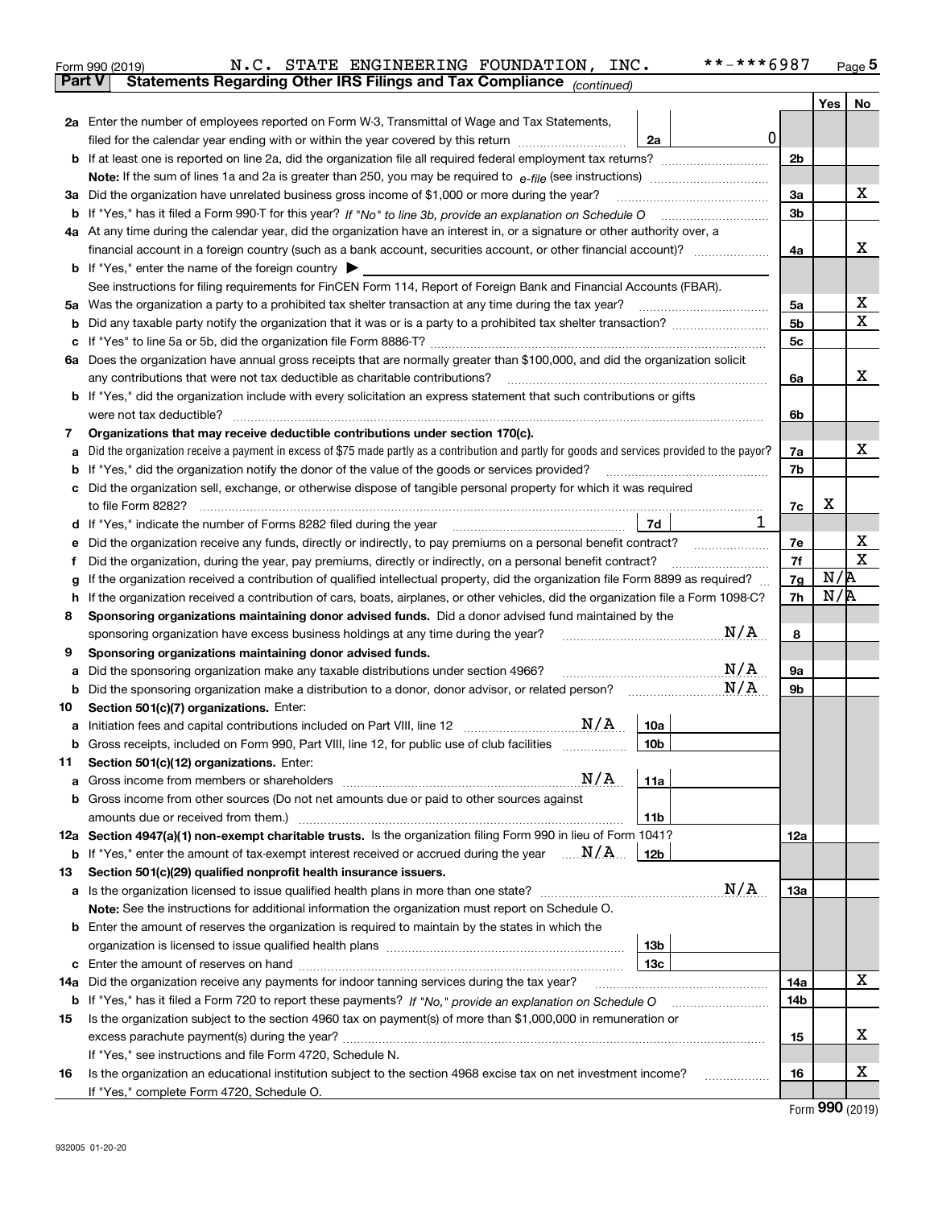Form 990 (2019) N.C. STATE ENGINEERING FOUNDATION, INC. **-***6987 Page 5

**Part V Statements Regarding Other IRS Filings and Tax Compliance** *(continued)*

| | | | | | Yes | No |
|---|---|---|---|---|---|---|
| 2a | Enter the number of employees reported on Form W-3, Transmittal of Wage and Tax Statements, filed for the calendar year ending with or within the year covered by this return | 2a | 0 | | | |
| b | If at least one is reported on line 2a, did the organization file all required federal employment tax returns? | | | 2b | | |
| | Note: If the sum of lines 1a and 2a is greater than 250, you may be required to *e-file* (see instructions) | | | | | |
| 3a | Did the organization have unrelated business gross income of $1,000 or more during the year? | | | 3a | | X |
| b | If "Yes," has it filed a Form 990-T for this year? *If "No" to line 3b, provide an explanation on Schedule O* | | | 3b | | |
| 4a | At any time during the calendar year, did the organization have an interest in, or a signature or other authority over, a financial account in a foreign country (such as a bank account, securities account, or other financial account)? | | | 4a | | X |
| b | If "Yes," enter the name of the foreign country ▶ | | | | | |
| | See instructions for filing requirements for FinCEN Form 114, Report of Foreign Bank and Financial Accounts (FBAR). | | | | | |
| 5a | Was the organization a party to a prohibited tax shelter transaction at any time during the tax year? | | | 5a | | X |
| b | Did any taxable party notify the organization that it was or is a party to a prohibited tax shelter transaction? | | | 5b | | X |
| c | If "Yes" to line 5a or 5b, did the organization file Form 8886-T? | | | 5c | | |
| 6a | Does the organization have annual gross receipts that are normally greater than $100,000, and did the organization solicit any contributions that were not tax deductible as charitable contributions? | | | 6a | | X |
| b | If "Yes," did the organization include with every solicitation an express statement that such contributions or gifts were not tax deductible? | | | 6b | | |
| 7 | **Organizations that may receive deductible contributions under section 170(c).** | | | | | |
| a | Did the organization receive a payment in excess of $75 made partly as a contribution and partly for goods and services provided to the payor? | | | 7a | | X |
| b | If "Yes," did the organization notify the donor of the value of the goods or services provided? | | | 7b | | |
| c | Did the organization sell, exchange, or otherwise dispose of tangible personal property for which it was required to file Form 8282? | | | 7c | X | |
| d | If "Yes," indicate the number of Forms 8282 filed during the year | 7d | 1 | | | |
| e | Did the organization receive any funds, directly or indirectly, to pay premiums on a personal benefit contract? | | | 7e | | X |
| f | Did the organization, during the year, pay premiums, directly or indirectly, on a personal benefit contract? | | | 7f | | X |
| g | If the organization received a contribution of qualified intellectual property, did the organization file Form 8899 as required? | | | 7g | N/A | |
| h | If the organization received a contribution of cars, boats, airplanes, or other vehicles, did the organization file a Form 1098-C? | | | 7h | N/A | |
| 8 | **Sponsoring organizations maintaining donor advised funds.** Did a donor advised fund maintained by the sponsoring organization have excess business holdings at any time during the year? N/A | | | 8 | | |
| 9 | **Sponsoring organizations maintaining donor advised funds.** | | | | | |
| a | Did the sponsoring organization make any taxable distributions under section 4966? N/A | | | 9a | | |
| b | Did the sponsoring organization make a distribution to a donor, donor advisor, or related person? N/A | | | 9b | | |
| 10 | **Section 501(c)(7) organizations.** Enter: | | | | | |
| a | Initiation fees and capital contributions included on Part VIII, line 12 N/A | 10a | | | | |
| b | Gross receipts, included on Form 990, Part VIII, line 12, for public use of club facilities | 10b | | | | |
| 11 | **Section 501(c)(12) organizations.** Enter: | | | | | |
| a | Gross income from members or shareholders N/A | 11a | | | | |
| b | Gross income from other sources (Do not net amounts due or paid to other sources against amounts due or received from them.) | 11b | | | | |
| 12a | **Section 4947(a)(1) non-exempt charitable trusts.** Is the organization filing Form 990 in lieu of Form 1041? | | | 12a | | |
| b | If "Yes," enter the amount of tax-exempt interest received or accrued during the year N/A | 12b | | | | |
| 13 | **Section 501(c)(29) qualified nonprofit health insurance issuers.** | | | | | |
| a | Is the organization licensed to issue qualified health plans in more than one state? N/A | | | 13a | | |
| | **Note:** See the instructions for additional information the organization must report on Schedule O. | | | | | |
| b | Enter the amount of reserves the organization is required to maintain by the states in which the organization is licensed to issue qualified health plans | 13b | | | | |
| c | Enter the amount of reserves on hand | 13c | | | | |
| 14a | Did the organization receive any payments for indoor tanning services during the tax year? | | | 14a | | X |
| b | If "Yes," has it filed a Form 720 to report these payments? *If "No," provide an explanation on Schedule O* | | | 14b | | |
| 15 | Is the organization subject to the section 4960 tax on payment(s) of more than $1,000,000 in remuneration or excess parachute payment(s) during the year? | | | 15 | | X |
| | If "Yes," see instructions and file Form 4720, Schedule N. | | | | | |
| 16 | Is the organization an educational institution subject to the section 4968 excise tax on net investment income? | | | 16 | | X |
| | If "Yes," complete Form 4720, Schedule O. | | | | | |

Form **990** (2019)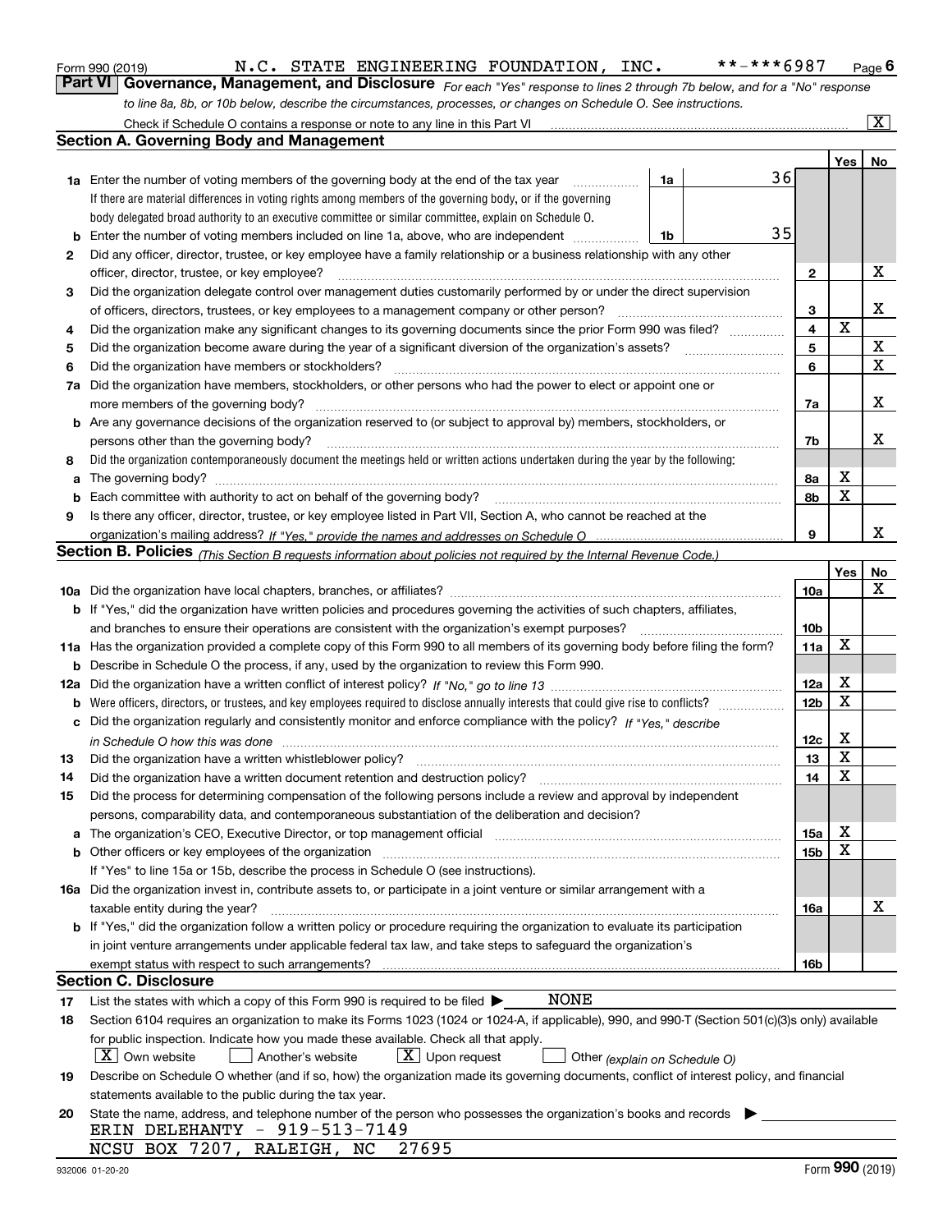Form 990 (2019) N.C. STATE ENGINEERING FOUNDATION, INC. **-***6987 Page 6

## Part VI Governance, Management, and Disclosure

*For each "Yes" response to lines 2 through 7b below, and for a "No" response to line 8a, 8b, or 10b below, describe the circumstances, processes, or changes on Schedule O. See instructions.*

Check if Schedule O contains a response or note to any line in this Part VI ... [X]

### Section A. Governing Body and Management

| | | | | Yes | No |
|---|---|---|---|---|---|
| 1a | Enter the number of voting members of the governing body at the end of the tax year. If there are material differences in voting rights among members of the governing body, or if the governing body delegated broad authority to an executive committee or similar committee, explain on Schedule O. | 1a | 36 | | |
| b | Enter the number of voting members included on line 1a, above, who are independent | 1b | 35 | | |
| 2 | Did any officer, director, trustee, or key employee have a family relationship or a business relationship with any other officer, director, trustee, or key employee? | 2 | | | X |
| 3 | Did the organization delegate control over management duties customarily performed by or under the direct supervision of officers, directors, trustees, or key employees to a management company or other person? | 3 | | | X |
| 4 | Did the organization make any significant changes to its governing documents since the prior Form 990 was filed? | 4 | | X | |
| 5 | Did the organization become aware during the year of a significant diversion of the organization's assets? | 5 | | | X |
| 6 | Did the organization have members or stockholders? | 6 | | | X |
| 7a | Did the organization have members, stockholders, or other persons who had the power to elect or appoint one or more members of the governing body? | 7a | | | X |
| b | Are any governance decisions of the organization reserved to (or subject to approval by) members, stockholders, or persons other than the governing body? | 7b | | | X |
| 8 | Did the organization contemporaneously document the meetings held or written actions undertaken during the year by the following: | | | | |
| a | The governing body? | 8a | | X | |
| b | Each committee with authority to act on behalf of the governing body? | 8b | | X | |
| 9 | Is there any officer, director, trustee, or key employee listed in Part VII, Section A, who cannot be reached at the organization's mailing address? *If "Yes," provide the names and addresses on Schedule O* | 9 | | | X |

### Section B. Policies *(This Section B requests information about policies not required by the Internal Revenue Code.)*

| | | | Yes | No |
|---|---|---|---|---|
| 10a | Did the organization have local chapters, branches, or affiliates? | 10a | | X |
| b | If "Yes," did the organization have written policies and procedures governing the activities of such chapters, affiliates, and branches to ensure their operations are consistent with the organization's exempt purposes? | 10b | | |
| 11a | Has the organization provided a complete copy of this Form 990 to all members of its governing body before filing the form? | 11a | X | |
| b | Describe in Schedule O the process, if any, used by the organization to review this Form 990. | | | |
| 12a | Did the organization have a written conflict of interest policy? *If "No," go to line 13* | 12a | X | |
| b | Were officers, directors, or trustees, and key employees required to disclose annually interests that could give rise to conflicts? | 12b | X | |
| c | Did the organization regularly and consistently monitor and enforce compliance with the policy? *If "Yes," describe in Schedule O how this was done* | 12c | X | |
| 13 | Did the organization have a written whistleblower policy? | 13 | X | |
| 14 | Did the organization have a written document retention and destruction policy? | 14 | X | |
| 15 | Did the process for determining compensation of the following persons include a review and approval by independent persons, comparability data, and contemporaneous substantiation of the deliberation and decision? | | | |
| a | The organization's CEO, Executive Director, or top management official | 15a | X | |
| b | Other officers or key employees of the organization | 15b | X | |
| | If "Yes" to line 15a or 15b, describe the process in Schedule O (see instructions). | | | |
| 16a | Did the organization invest in, contribute assets to, or participate in a joint venture or similar arrangement with a taxable entity during the year? | 16a | | X |
| b | If "Yes," did the organization follow a written policy or procedure requiring the organization to evaluate its participation in joint venture arrangements under applicable federal tax law, and take steps to safeguard the organization's exempt status with respect to such arrangements? | 16b | | |

### Section C. Disclosure

17 List the states with which a copy of this Form 990 is required to be filed ▶ NONE

18 Section 6104 requires an organization to make its Forms 1023 (1024 or 1024-A, if applicable), 990, and 990-T (Section 501(c)(3)s only) available for public inspection. Indicate how you made these available. Check all that apply.

[X] Own website [ ] Another's website [X] Upon request [ ] Other *(explain on Schedule O)*

19 Describe on Schedule O whether (and if so, how) the organization made its governing documents, conflict of interest policy, and financial statements available to the public during the tax year.

20 State the name, address, and telephone number of the person who possesses the organization's books and records ▶

ERIN DELEHANTY - 919-513-7149
NCSU BOX 7207, RALEIGH, NC 27695

932006 01-20-20 Form 990 (2019)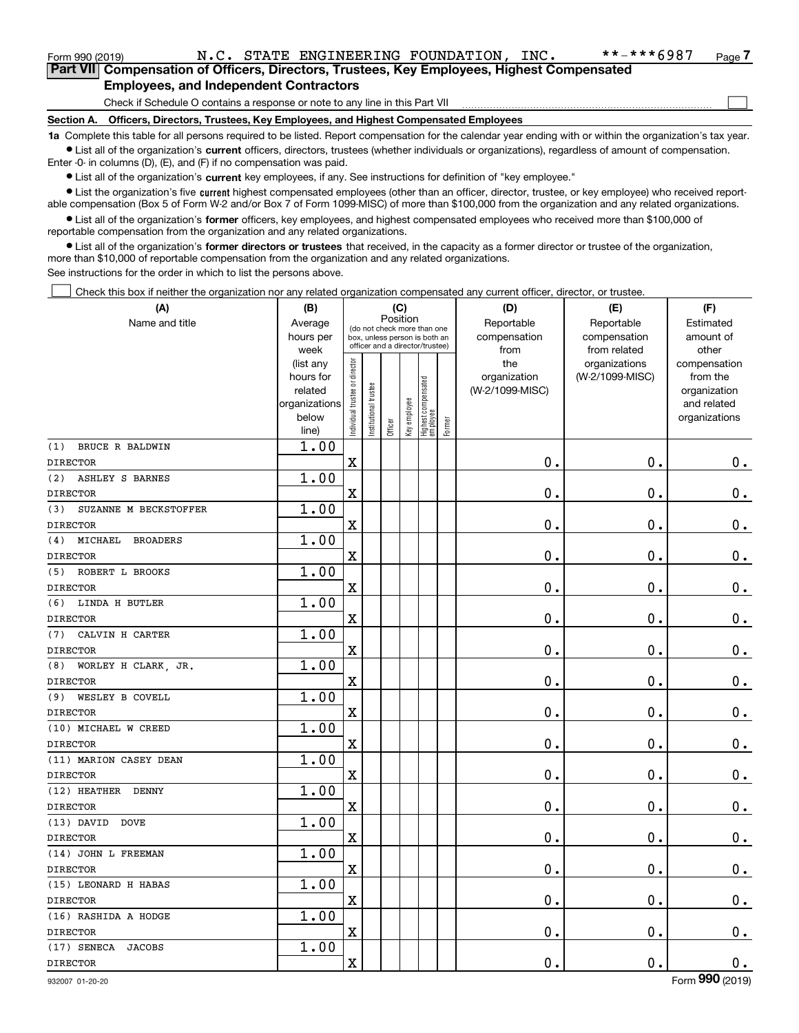Form 990 (2019) N.C. STATE ENGINEERING FOUNDATION, INC. **-***6987 Page 7

**Part VII Compensation of Officers, Directors, Trustees, Key Employees, Highest Compensated Employees, and Independent Contractors**

Check if Schedule O contains a response or note to any line in this Part VII

**Section A. Officers, Directors, Trustees, Key Employees, and Highest Compensated Employees**

**1a** Complete this table for all persons required to be listed. Report compensation for the calendar year ending with or within the organization's tax year.

- List all of the organization's **current** officers, directors, trustees (whether individuals or organizations), regardless of amount of compensation. Enter -0- in columns (D), (E), and (F) if no compensation was paid.
- List all of the organization's **current** key employees, if any. See instructions for definition of "key employee."
- List the organization's five **current** highest compensated employees (other than an officer, director, trustee, or key employee) who received reportable compensation (Box 5 of Form W-2 and/or Box 7 of Form 1099-MISC) of more than $100,000 from the organization and any related organizations.
- List all of the organization's **former** officers, key employees, and highest compensated employees who received more than $100,000 of reportable compensation from the organization and any related organizations.
- List all of the organization's **former directors or trustees** that received, in the capacity as a former director or trustee of the organization, more than $10,000 of reportable compensation from the organization and any related organizations.

See instructions for the order in which to list the persons above.

Check this box if neither the organization nor any related organization compensated any current officer, director, or trustee.

| (A) Name and title | (B) Average hours per week (list any hours for related organizations below line) | (C) Position: Individual trustee or director | Institutional trustee | Officer | Key employee | Highest compensated employee | Former | (D) Reportable compensation from the organization (W-2/1099-MISC) | (E) Reportable compensation from related organizations (W-2/1099-MISC) | (F) Estimated amount of other compensation from the organization and related organizations |
|---|---|---|---|---|---|---|---|---|---|---|
| (1) BRUCE R BALDWIN<br>DIRECTOR | 1.00 | X | | | | | | 0. | 0. | 0. |
| (2) ASHLEY S BARNES<br>DIRECTOR | 1.00 | X | | | | | | 0. | 0. | 0. |
| (3) SUZANNE M BECKSTOFFER<br>DIRECTOR | 1.00 | X | | | | | | 0. | 0. | 0. |
| (4) MICHAEL BROADERS<br>DIRECTOR | 1.00 | X | | | | | | 0. | 0. | 0. |
| (5) ROBERT L BROOKS<br>DIRECTOR | 1.00 | X | | | | | | 0. | 0. | 0. |
| (6) LINDA H BUTLER<br>DIRECTOR | 1.00 | X | | | | | | 0. | 0. | 0. |
| (7) CALVIN H CARTER<br>DIRECTOR | 1.00 | X | | | | | | 0. | 0. | 0. |
| (8) WORLEY H CLARK, JR.<br>DIRECTOR | 1.00 | X | | | | | | 0. | 0. | 0. |
| (9) WESLEY B COVELL<br>DIRECTOR | 1.00 | X | | | | | | 0. | 0. | 0. |
| (10) MICHAEL W CREED<br>DIRECTOR | 1.00 | X | | | | | | 0. | 0. | 0. |
| (11) MARION CASEY DEAN<br>DIRECTOR | 1.00 | X | | | | | | 0. | 0. | 0. |
| (12) HEATHER DENNY<br>DIRECTOR | 1.00 | X | | | | | | 0. | 0. | 0. |
| (13) DAVID DOVE<br>DIRECTOR | 1.00 | X | | | | | | 0. | 0. | 0. |
| (14) JOHN L FREEMAN<br>DIRECTOR | 1.00 | X | | | | | | 0. | 0. | 0. |
| (15) LEONARD H HABAS<br>DIRECTOR | 1.00 | X | | | | | | 0. | 0. | 0. |
| (16) RASHIDA A HODGE<br>DIRECTOR | 1.00 | X | | | | | | 0. | 0. | 0. |
| (17) SENECA JACOBS<br>DIRECTOR | 1.00 | X | | | | | | 0. | 0. | 0. |

932007 01-20-20 Form 990 (2019)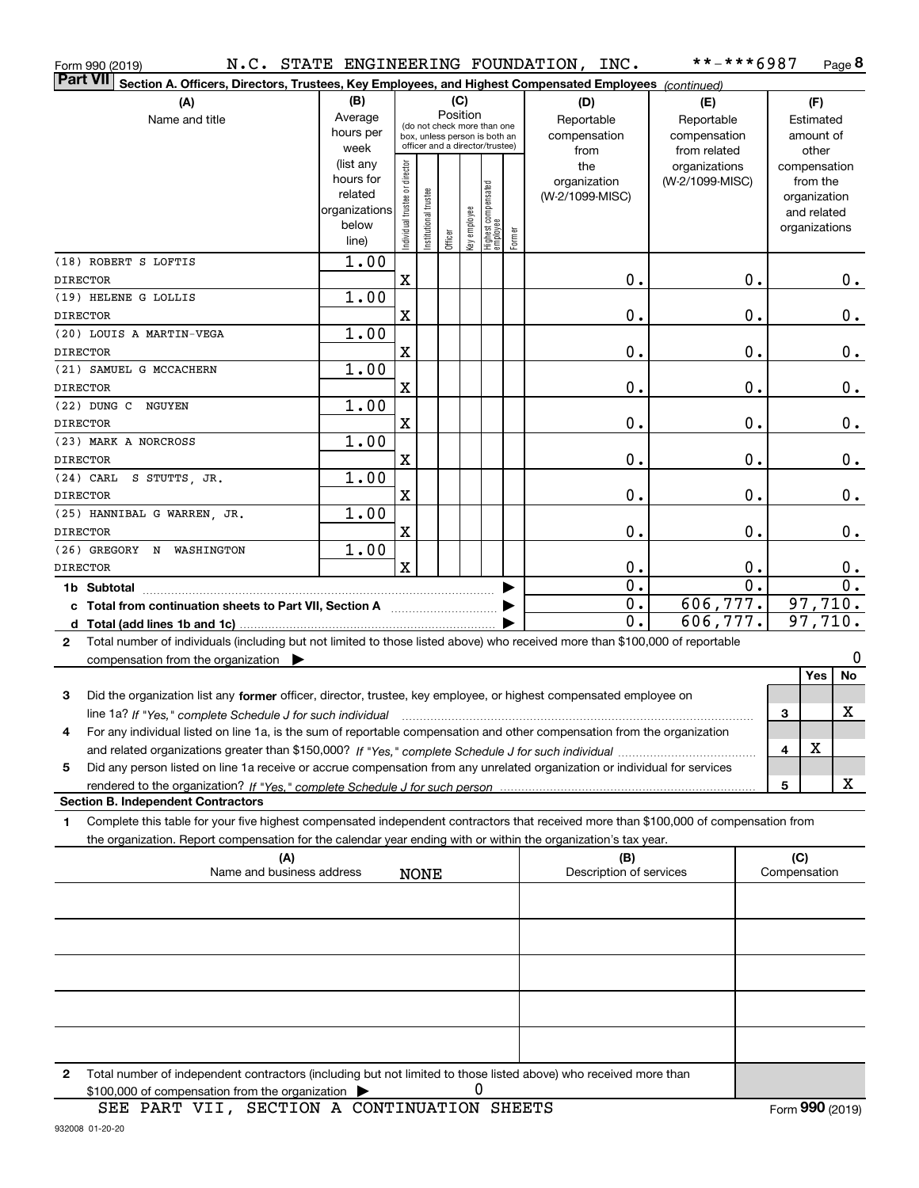Form 990 (2019) N.C. STATE ENGINEERING FOUNDATION, INC. **-***6987 Page 8

**Part VII Section A. Officers, Directors, Trustees, Key Employees, and Highest Compensated Employees** *(continued)*

| (A) Name and title | (B) Average hours per week (list any hours for related organizations below line) | (C) Position: Individual trustee or director | Institutional trustee | Officer | Key employee | Highest compensated employee | Former | (D) Reportable compensation from the organization (W-2/1099-MISC) | (E) Reportable compensation from related organizations (W-2/1099-MISC) | (F) Estimated amount of other compensation from the organization and related organizations |
|---|---|---|---|---|---|---|---|---|---|---|
| (18) ROBERT S LOFTIS<br>DIRECTOR | 1.00 | X | | | | | | 0. | 0. | 0. |
| (19) HELENE G LOLLIS<br>DIRECTOR | 1.00 | X | | | | | | 0. | 0. | 0. |
| (20) LOUIS A MARTIN-VEGA<br>DIRECTOR | 1.00 | X | | | | | | 0. | 0. | 0. |
| (21) SAMUEL G MCCACHERN<br>DIRECTOR | 1.00 | X | | | | | | 0. | 0. | 0. |
| (22) DUNG C NGUYEN<br>DIRECTOR | 1.00 | X | | | | | | 0. | 0. | 0. |
| (23) MARK A NORCROSS<br>DIRECTOR | 1.00 | X | | | | | | 0. | 0. | 0. |
| (24) CARL S STUTTS, JR.<br>DIRECTOR | 1.00 | X | | | | | | 0. | 0. | 0. |
| (25) HANNIBAL G WARREN, JR.<br>DIRECTOR | 1.00 | X | | | | | | 0. | 0. | 0. |
| (26) GREGORY N WASHINGTON<br>DIRECTOR | 1.00 | X | | | | | | 0. | 0. | 0. |
| **1b Subtotal** | | | | | | | | 0. | 0. | 0. |
| **c Total from continuation sheets to Part VII, Section A** | | | | | | | | 0. | 606,777. | 97,710. |
| **d Total (add lines 1b and 1c)** | | | | | | | | 0. | 606,777. | 97,710. |

**2** Total number of individuals (including but not limited to those listed above) who received more than $100,000 of reportable compensation from the organization ▶ 0

| | | Yes | No |
|---|---|---|---|
| **3** Did the organization list any **former** officer, director, trustee, key employee, or highest compensated employee on line 1a? *If "Yes," complete Schedule J for such individual* | 3 | | X |
| **4** For any individual listed on line 1a, is the sum of reportable compensation and other compensation from the organization and related organizations greater than $150,000? *If "Yes," complete Schedule J for such individual* | 4 | X | |
| **5** Did any person listed on line 1a receive or accrue compensation from any unrelated organization or individual for services rendered to the organization? *If "Yes," complete Schedule J for such person* | 5 | | X |

**Section B. Independent Contractors**

**1** Complete this table for your five highest compensated independent contractors that received more than $100,000 of compensation from the organization. Report compensation for the calendar year ending with or within the organization's tax year.

| (A) Name and business address | (B) Description of services | (C) Compensation |
|---|---|---|
| NONE | | |
| | | |
| | | |
| | | |
| | | |

**2** Total number of independent contractors (including but not limited to those listed above) who received more than $100,000 of compensation from the organization ▶ 0

SEE PART VII, SECTION A CONTINUATION SHEETS

Form **990** (2019)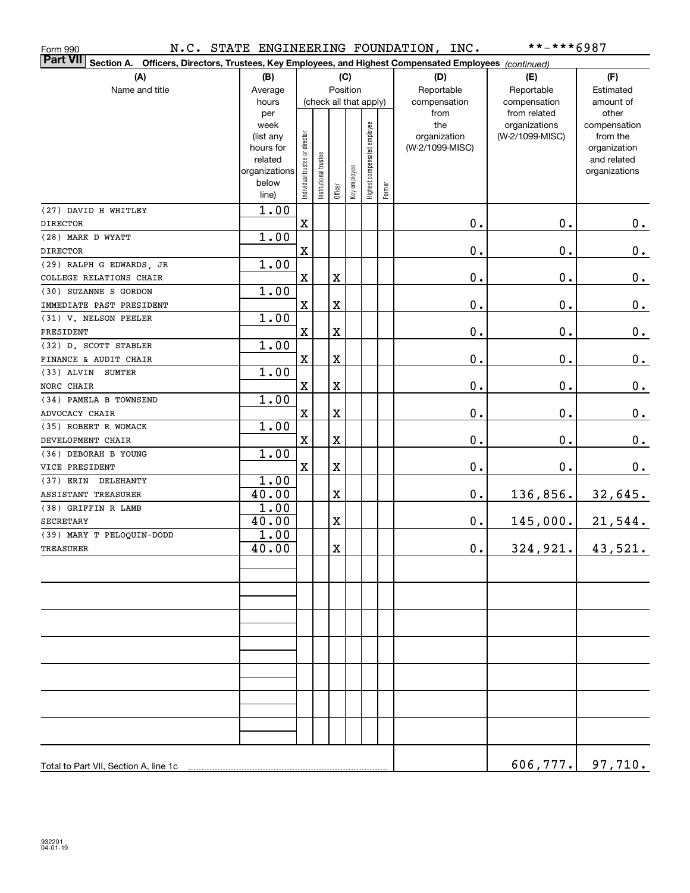Form 990 N.C. STATE ENGINEERING FOUNDATION, INC. **-***6987

**Part VII** Section A. Officers, Directors, Trustees, Key Employees, and Highest Compensated Employees *(continued)*

| (A) Name and title | (B) Average hours per week (list any hours for related organizations below line) | (C) Position (check all that apply): Individual trustee or director | Institutional trustee | Officer | Key employee | Highest compensated employee | Former | (D) Reportable compensation from the organization (W-2/1099-MISC) | (E) Reportable compensation from related organizations (W-2/1099-MISC) | (F) Estimated amount of other compensation from the organization and related organizations |
|---|---|---|---|---|---|---|---|---|---|---|
| (27) DAVID H WHITLEY<br>DIRECTOR | 1.00 | X | | | | | | 0. | 0. | 0. |
| (28) MARK D WYATT<br>DIRECTOR | 1.00 | X | | | | | | 0. | 0. | 0. |
| (29) RALPH G EDWARDS, JR<br>COLLEGE RELATIONS CHAIR | 1.00 | X | | X | | | | 0. | 0. | 0. |
| (30) SUZANNE S GORDON<br>IMMEDIATE PAST PRESIDENT | 1.00 | X | | X | | | | 0. | 0. | 0. |
| (31) V. NELSON PEELER<br>PRESIDENT | 1.00 | X | | X | | | | 0. | 0. | 0. |
| (32) D. SCOTT STABLER<br>FINANCE & AUDIT CHAIR | 1.00 | X | | X | | | | 0. | 0. | 0. |
| (33) ALVIN SUMTER<br>NORC CHAIR | 1.00 | X | | X | | | | 0. | 0. | 0. |
| (34) PAMELA B TOWNSEND<br>ADVOCACY CHAIR | 1.00 | X | | X | | | | 0. | 0. | 0. |
| (35) ROBERT R WOMACK<br>DEVELOPMENT CHAIR | 1.00 | X | | X | | | | 0. | 0. | 0. |
| (36) DEBORAH B YOUNG<br>VICE PRESIDENT | 1.00 | X | | X | | | | 0. | 0. | 0. |
| (37) ERIN DELEHANTY<br>ASSISTANT TREASURER | 1.00<br>40.00 | | | X | | | | 0. | 136,856. | 32,645. |
| (38) GRIFFIN R LAMB<br>SECRETARY | 1.00<br>40.00 | | | X | | | | 0. | 145,000. | 21,544. |
| (39) MARY T PELOQUIN-DODD<br>TREASURER | 1.00<br>40.00 | | | X | | | | 0. | 324,921. | 43,521. |
| Total to Part VII, Section A, line 1c | | | | | | | | | 606,777. | 97,710. |

932201
04-01-19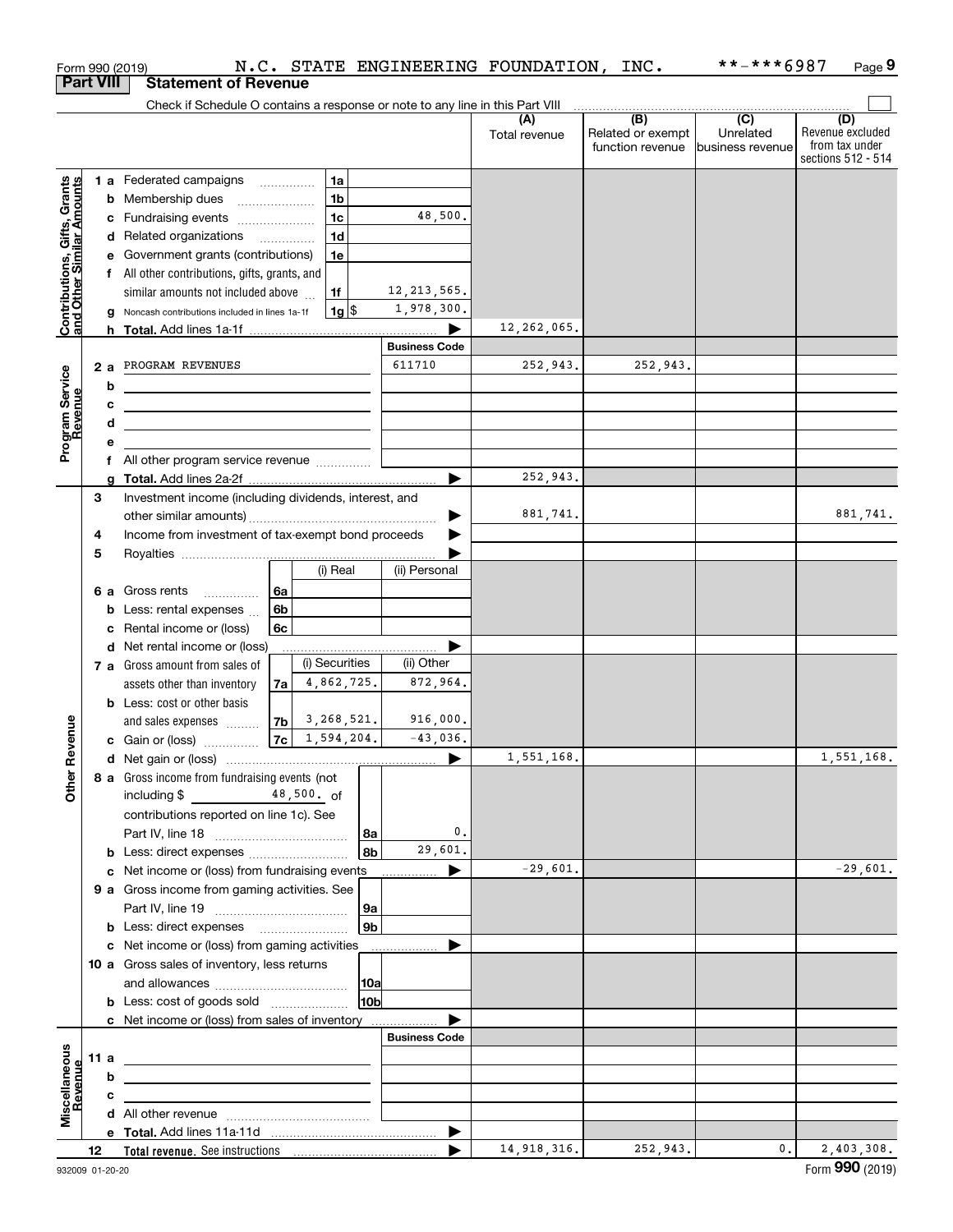Form 990 (2019) N.C. STATE ENGINEERING FOUNDATION, INC. **-***6987 Page 9

**Part VIII Statement of Revenue**

Check if Schedule O contains a response or note to any line in this Part VIII

| | | | | (A) Total revenue | (B) Related or exempt function revenue | (C) Unrelated business revenue | (D) Revenue excluded from tax under sections 512 - 514 |
|---|---|---|---|---|---|---|---|
| **Contributions, Gifts, Grants and Other Similar Amounts** | 1 a Federated campaigns | 1a | | | | | |
| | b Membership dues | 1b | | | | | |
| | c Fundraising events | 1c | 48,500. | | | | |
| | d Related organizations | 1d | | | | | |
| | e Government grants (contributions) | 1e | | | | | |
| | f All other contributions, gifts, grants, and similar amounts not included above | 1f | 12,213,565. | | | | |
| | g Noncash contributions included in lines 1a-1f | 1g $ | 1,978,300. | | | | |
| | h **Total.** Add lines 1a-1f | | ▶ | 12,262,065. | | | |
| **Program Service Revenue** | | | Business Code | | | | |
| | 2 a PROGRAM REVENUES | | 611710 | 252,943. | 252,943. | | |
| | b | | | | | | |
| | c | | | | | | |
| | d | | | | | | |
| | e | | | | | | |
| | f All other program service revenue | | | | | | |
| | g **Total.** Add lines 2a-2f | | ▶ | 252,943. | | | |
| **Other Revenue** | 3 Investment income (including dividends, interest, and other similar amounts) | | ▶ | 881,741. | | | 881,741. |
| | 4 Income from investment of tax-exempt bond proceeds | | ▶ | | | | |
| | 5 Royalties | | ▶ | | | | |
| | | (i) Real | (ii) Personal | | | | |
| | 6 a Gross rents (6a) | | | | | | |
| | b Less: rental expenses (6b) | | | | | | |
| | c Rental income or (loss) (6c) | | | | | | |
| | d Net rental income or (loss) | | ▶ | | | | |
| | | (i) Securities | (ii) Other | | | | |
| | 7 a Gross amount from sales of assets other than inventory (7a) | 4,862,725. | 872,964. | | | | |
| | b Less: cost or other basis and sales expenses (7b) | 3,268,521. | 916,000. | | | | |
| | c Gain or (loss) (7c) | 1,594,204. | -43,036. | | | | |
| | d Net gain or (loss) | | ▶ | 1,551,168. | | | 1,551,168. |
| | 8 a Gross income from fundraising events (not including $ 48,500. of contributions reported on line 1c). See Part IV, line 18 | 8a | 0. | | | | |
| | b Less: direct expenses | 8b | 29,601. | | | | |
| | c Net income or (loss) from fundraising events | | ▶ | -29,601. | | | -29,601. |
| | 9 a Gross income from gaming activities. See Part IV, line 19 | 9a | | | | | |
| | b Less: direct expenses | 9b | | | | | |
| | c Net income or (loss) from gaming activities | | ▶ | | | | |
| | 10 a Gross sales of inventory, less returns and allowances | 10a | | | | | |
| | b Less: cost of goods sold | 10b | | | | | |
| | c Net income or (loss) from sales of inventory | | ▶ | | | | |
| **Miscellaneous Revenue** | | | Business Code | | | | |
| | 11 a | | | | | | |
| | b | | | | | | |
| | c | | | | | | |
| | d All other revenue | | | | | | |
| | e **Total.** Add lines 11a-11d | | ▶ | | | | |
| | 12 **Total revenue.** See instructions | | ▶ | 14,918,316. | 252,943. | 0. | 2,403,308. |

932009 01-20-20 Form **990** (2019)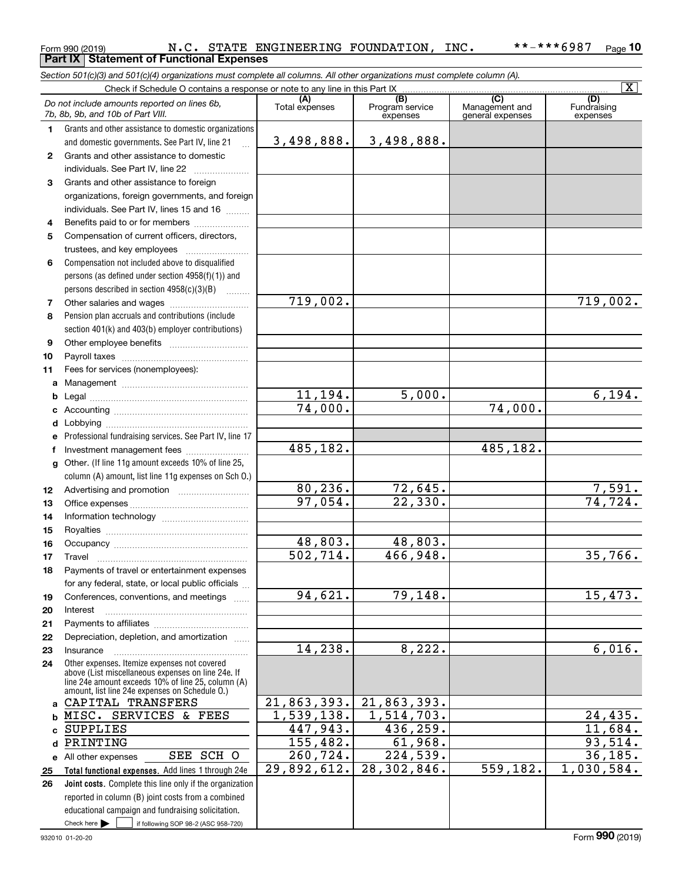Form 990 (2019) N.C. STATE ENGINEERING FOUNDATION, INC. **-***6987 Page 10

**Part IX Statement of Functional Expenses**

*Section 501(c)(3) and 501(c)(4) organizations must complete all columns. All other organizations must complete column (A).*

Check if Schedule O contains a response or note to any line in this Part IX [X]

| | *Do not include amounts reported on lines 6b, 7b, 8b, 9b, and 10b of Part VIII.* | (A) Total expenses | (B) Program service expenses | (C) Management and general expenses | (D) Fundraising expenses |
|---|---|---|---|---|---|
| 1 | Grants and other assistance to domestic organizations and domestic governments. See Part IV, line 21 | 3,498,888. | 3,498,888. | | |
| 2 | Grants and other assistance to domestic individuals. See Part IV, line 22 | | | | |
| 3 | Grants and other assistance to foreign organizations, foreign governments, and foreign individuals. See Part IV, lines 15 and 16 | | | | |
| 4 | Benefits paid to or for members | | | | |
| 5 | Compensation of current officers, directors, trustees, and key employees | | | | |
| 6 | Compensation not included above to disqualified persons (as defined under section 4958(f)(1)) and persons described in section 4958(c)(3)(B) | | | | |
| 7 | Other salaries and wages | 719,002. | | | 719,002. |
| 8 | Pension plan accruals and contributions (include section 401(k) and 403(b) employer contributions) | | | | |
| 9 | Other employee benefits | | | | |
| 10 | Payroll taxes | | | | |
| 11 | Fees for services (nonemployees): | | | | |
| a | Management | | | | |
| b | Legal | 11,194. | 5,000. | | 6,194. |
| c | Accounting | 74,000. | | 74,000. | |
| d | Lobbying | | | | |
| e | Professional fundraising services. See Part IV, line 17 | | | | |
| f | Investment management fees | 485,182. | | 485,182. | |
| g | Other. (If line 11g amount exceeds 10% of line 25, column (A) amount, list line 11g expenses on Sch O.) | | | | |
| 12 | Advertising and promotion | 80,236. | 72,645. | | 7,591. |
| 13 | Office expenses | 97,054. | 22,330. | | 74,724. |
| 14 | Information technology | | | | |
| 15 | Royalties | | | | |
| 16 | Occupancy | 48,803. | 48,803. | | |
| 17 | Travel | 502,714. | 466,948. | | 35,766. |
| 18 | Payments of travel or entertainment expenses for any federal, state, or local public officials | | | | |
| 19 | Conferences, conventions, and meetings | 94,621. | 79,148. | | 15,473. |
| 20 | Interest | | | | |
| 21 | Payments to affiliates | | | | |
| 22 | Depreciation, depletion, and amortization | | | | |
| 23 | Insurance | 14,238. | 8,222. | | 6,016. |
| 24 | Other expenses. Itemize expenses not covered above (List miscellaneous expenses on line 24e. If line 24e amount exceeds 10% of line 25, column (A) amount, list line 24e expenses on Schedule O.) | | | | |
| a | CAPITAL TRANSFERS | 21,863,393. | 21,863,393. | | |
| b | MISC. SERVICES & FEES | 1,539,138. | 1,514,703. | | 24,435. |
| c | SUPPLIES | 447,943. | 436,259. | | 11,684. |
| d | PRINTING | 155,482. | 61,968. | | 93,514. |
| e | All other expenses SEE SCH O | 260,724. | 224,539. | | 36,185. |
| 25 | **Total functional expenses.** Add lines 1 through 24e | 29,892,612. | 28,302,846. | 559,182. | 1,030,584. |
| 26 | **Joint costs.** Complete this line only if the organization reported in column (B) joint costs from a combined educational campaign and fundraising solicitation. Check here [ ] if following SOP 98-2 (ASC 958-720) | | | | |

932010 01-20-20 Form **990** (2019)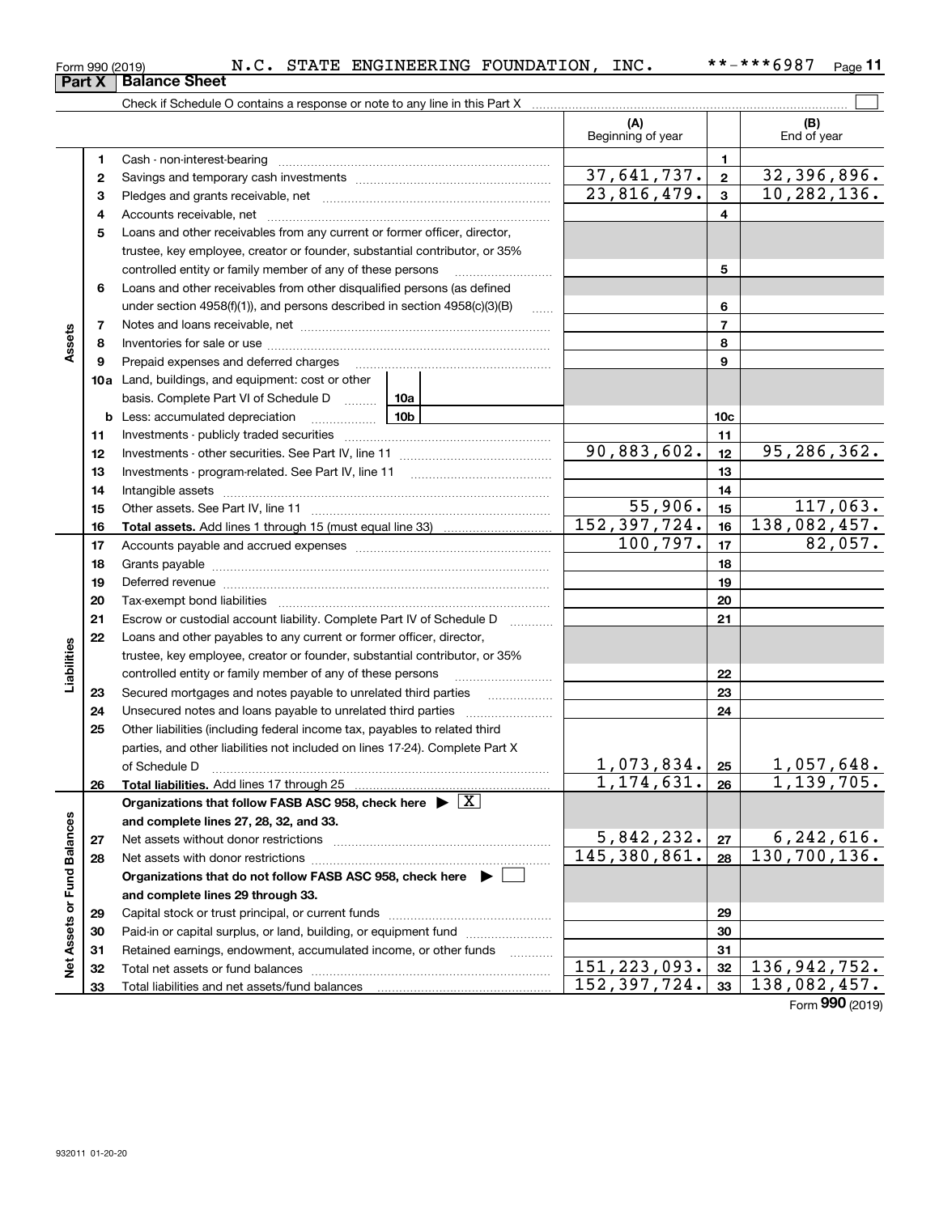Form 990 (2019) N.C. STATE ENGINEERING FOUNDATION, INC. **-***6987

## Part X Balance Sheet

Check if Schedule O contains a response or note to any line in this Part X

| | | | (A) Beginning of year | | (B) End of year |
|---|---|---|---|---|---|
| **Assets** | 1 | Cash - non-interest-bearing | | 1 | |
| | 2 | Savings and temporary cash investments | 37,641,737. | 2 | 32,396,896. |
| | 3 | Pledges and grants receivable, net | 23,816,479. | 3 | 10,282,136. |
| | 4 | Accounts receivable, net | | 4 | |
| | 5 | Loans and other receivables from any current or former officer, director, trustee, key employee, creator or founder, substantial contributor, or 35% controlled entity or family member of any of these persons | | 5 | |
| | 6 | Loans and other receivables from other disqualified persons (as defined under section 4958(f)(1)), and persons described in section 4958(c)(3)(B) | | 6 | |
| | 7 | Notes and loans receivable, net | | 7 | |
| | 8 | Inventories for sale or use | | 8 | |
| | 9 | Prepaid expenses and deferred charges | | 9 | |
| | 10a | Land, buildings, and equipment: cost or other basis. Complete Part VI of Schedule D 10a | | | |
| | b | Less: accumulated depreciation 10b | | 10c | |
| | 11 | Investments - publicly traded securities | | 11 | |
| | 12 | Investments - other securities. See Part IV, line 11 | 90,883,602. | 12 | 95,286,362. |
| | 13 | Investments - program-related. See Part IV, line 11 | | 13 | |
| | 14 | Intangible assets | | 14 | |
| | 15 | Other assets. See Part IV, line 11 | 55,906. | 15 | 117,063. |
| | 16 | **Total assets.** Add lines 1 through 15 (must equal line 33) | 152,397,724. | 16 | 138,082,457. |
| **Liabilities** | 17 | Accounts payable and accrued expenses | 100,797. | 17 | 82,057. |
| | 18 | Grants payable | | 18 | |
| | 19 | Deferred revenue | | 19 | |
| | 20 | Tax-exempt bond liabilities | | 20 | |
| | 21 | Escrow or custodial account liability. Complete Part IV of Schedule D | | 21 | |
| | 22 | Loans and other payables to any current or former officer, director, trustee, key employee, creator or founder, substantial contributor, or 35% controlled entity or family member of any of these persons | | 22 | |
| | 23 | Secured mortgages and notes payable to unrelated third parties | | 23 | |
| | 24 | Unsecured notes and loans payable to unrelated third parties | | 24 | |
| | 25 | Other liabilities (including federal income tax, payables to related third parties, and other liabilities not included on lines 17-24). Complete Part X of Schedule D | 1,073,834. | 25 | 1,057,648. |
| | 26 | **Total liabilities.** Add lines 17 through 25 | 1,174,631. | 26 | 1,139,705. |
| **Net Assets or Fund Balances** | | **Organizations that follow FASB ASC 958, check here** ▶ [X] **and complete lines 27, 28, 32, and 33.** | | | |
| | 27 | Net assets without donor restrictions | 5,842,232. | 27 | 6,242,616. |
| | 28 | Net assets with donor restrictions | 145,380,861. | 28 | 130,700,136. |
| | | **Organizations that do not follow FASB ASC 958, check here** ▶ [ ] **and complete lines 29 through 33.** | | | |
| | 29 | Capital stock or trust principal, or current funds | | 29 | |
| | 30 | Paid-in or capital surplus, or land, building, or equipment fund | | 30 | |
| | 31 | Retained earnings, endowment, accumulated income, or other funds | | 31 | |
| | 32 | Total net assets or fund balances | 151,223,093. | 32 | 136,942,752. |
| | 33 | Total liabilities and net assets/fund balances | 152,397,724. | 33 | 138,082,457. |

Form **990** (2019)

932011 01-20-20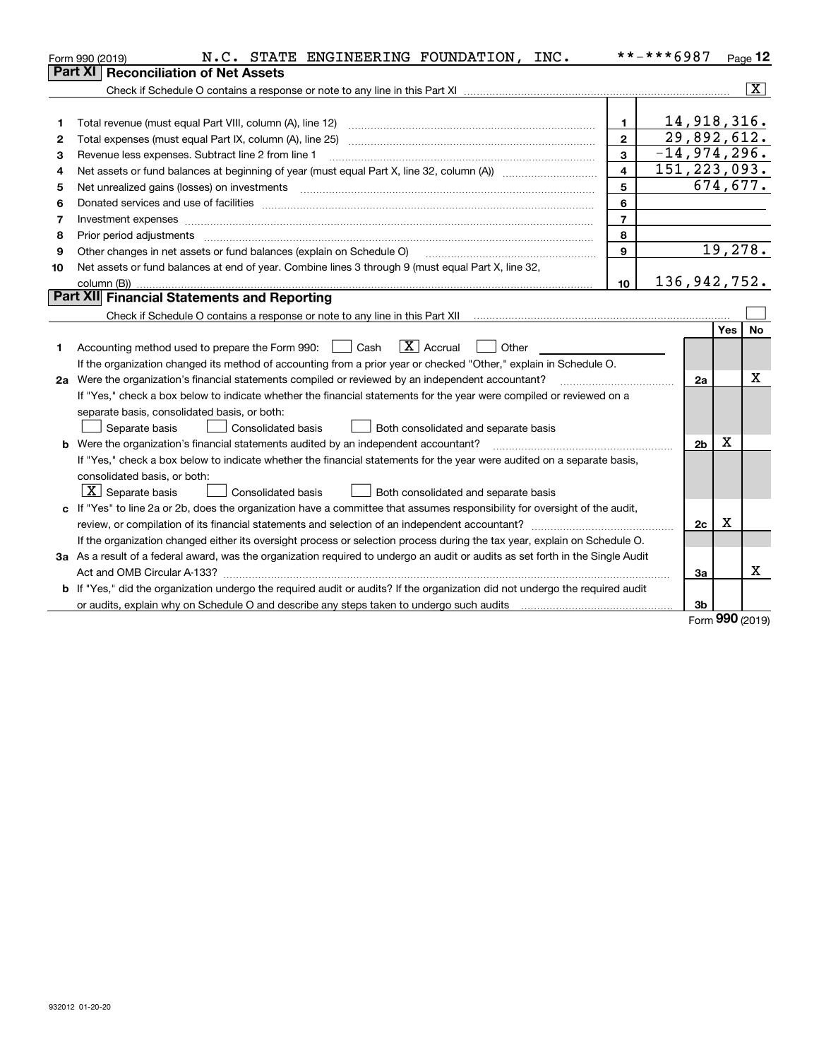Form 990 (2019) N.C. STATE ENGINEERING FOUNDATION, INC. **-***6987 Page 12

## Part XI Reconciliation of Net Assets

Check if Schedule O contains a response or note to any line in this Part XI .......... [X]

| | | | |
|---|---|---|---|
| 1 | Total revenue (must equal Part VIII, column (A), line 12) | 1 | 14,918,316. |
| 2 | Total expenses (must equal Part IX, column (A), line 25) | 2 | 29,892,612. |
| 3 | Revenue less expenses. Subtract line 2 from line 1 | 3 | -14,974,296. |
| 4 | Net assets or fund balances at beginning of year (must equal Part X, line 32, column (A)) | 4 | 151,223,093. |
| 5 | Net unrealized gains (losses) on investments | 5 | 674,677. |
| 6 | Donated services and use of facilities | 6 | |
| 7 | Investment expenses | 7 | |
| 8 | Prior period adjustments | 8 | |
| 9 | Other changes in net assets or fund balances (explain on Schedule O) | 9 | 19,278. |
| 10 | Net assets or fund balances at end of year. Combine lines 3 through 9 (must equal Part X, line 32, column (B)) | 10 | 136,942,752. |

## Part XII Financial Statements and Reporting

Check if Schedule O contains a response or note to any line in this Part XII .......... [ ]

| | | | Yes | No |
|---|---|---|---|---|
| 1 | Accounting method used to prepare the Form 990: [ ] Cash [X] Accrual [ ] Other<br>If the organization changed its method of accounting from a prior year or checked "Other," explain in Schedule O. | | | |
| 2a | Were the organization's financial statements compiled or reviewed by an independent accountant?<br>If "Yes," check a box below to indicate whether the financial statements for the year were compiled or reviewed on a separate basis, consolidated basis, or both:<br>[ ] Separate basis [ ] Consolidated basis [ ] Both consolidated and separate basis | 2a | | X |
| b | Were the organization's financial statements audited by an independent accountant?<br>If "Yes," check a box below to indicate whether the financial statements for the year were audited on a separate basis, consolidated basis, or both:<br>[X] Separate basis [ ] Consolidated basis [ ] Both consolidated and separate basis | 2b | X | |
| c | If "Yes" to line 2a or 2b, does the organization have a committee that assumes responsibility for oversight of the audit, review, or compilation of its financial statements and selection of an independent accountant?<br>If the organization changed either its oversight process or selection process during the tax year, explain on Schedule O. | 2c | X | |
| 3a | As a result of a federal award, was the organization required to undergo an audit or audits as set forth in the Single Audit Act and OMB Circular A-133? | 3a | | X |
| b | If "Yes," did the organization undergo the required audit or audits? If the organization did not undergo the required audit or audits, explain why on Schedule O and describe any steps taken to undergo such audits | 3b | | |

Form 990 (2019)

932012 01-20-20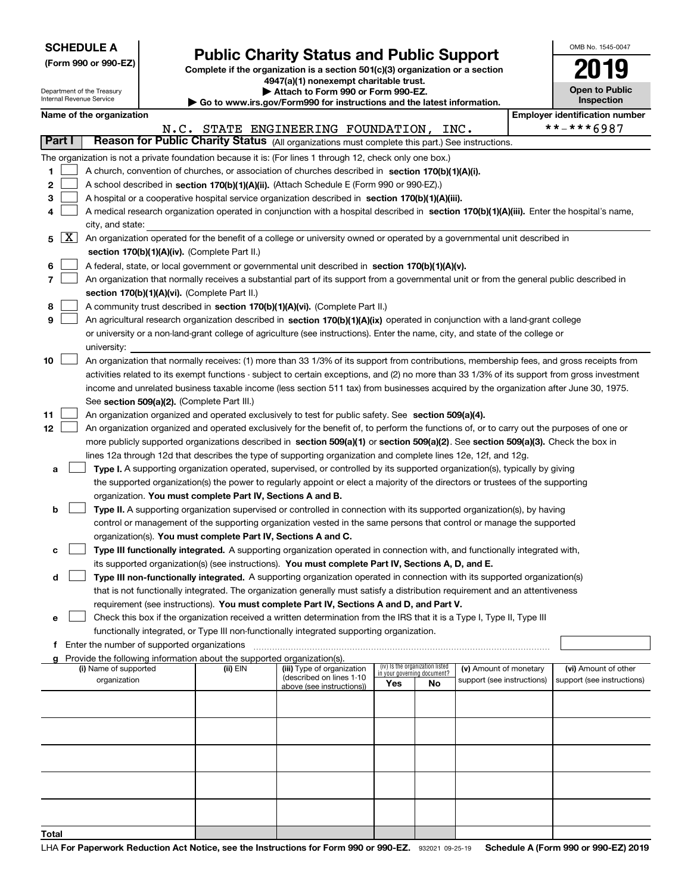**SCHEDULE A**
**(Form 990 or 990-EZ)**

Department of the Treasury
Internal Revenue Service

# Public Charity Status and Public Support

**Complete if the organization is a section 501(c)(3) organization or a section 4947(a)(1) nonexempt charitable trust.**
**▶ Attach to Form 990 or Form 990-EZ.**
**▶ Go to www.irs.gov/Form990 for instructions and the latest information.**

OMB No. 1545-0047

**2019**

**Open to Public Inspection**

**Name of the organization**: N.C. STATE ENGINEERING FOUNDATION, INC.

**Employer identification number**: **-***6987

**Part I** **Reason for Public Charity Status** (All organizations must complete this part.) See instructions.

The organization is not a private foundation because it is: (For lines 1 through 12, check only one box.)

1 ☐ A church, convention of churches, or association of churches described in **section 170(b)(1)(A)(i).**

2 ☐ A school described in **section 170(b)(1)(A)(ii).** (Attach Schedule E (Form 990 or 990-EZ).)

3 ☐ A hospital or a cooperative hospital service organization described in **section 170(b)(1)(A)(iii).**

4 ☐ A medical research organization operated in conjunction with a hospital described in **section 170(b)(1)(A)(iii).** Enter the hospital's name, city, and state:

5 ☒ An organization operated for the benefit of a college or university owned or operated by a governmental unit described in **section 170(b)(1)(A)(iv).** (Complete Part II.)

6 ☐ A federal, state, or local government or governmental unit described in **section 170(b)(1)(A)(v).**

7 ☐ An organization that normally receives a substantial part of its support from a governmental unit or from the general public described in **section 170(b)(1)(A)(vi).** (Complete Part II.)

8 ☐ A community trust described in **section 170(b)(1)(A)(vi).** (Complete Part II.)

9 ☐ An agricultural research organization described in **section 170(b)(1)(A)(ix)** operated in conjunction with a land-grant college or university or a non-land-grant college of agriculture (see instructions). Enter the name, city, and state of the college or university:

10 ☐ An organization that normally receives: (1) more than 33 1/3% of its support from contributions, membership fees, and gross receipts from activities related to its exempt functions - subject to certain exceptions, and (2) no more than 33 1/3% of its support from gross investment income and unrelated business taxable income (less section 511 tax) from businesses acquired by the organization after June 30, 1975. See **section 509(a)(2).** (Complete Part III.)

11 ☐ An organization organized and operated exclusively to test for public safety. See **section 509(a)(4).**

12 ☐ An organization organized and operated exclusively for the benefit of, to perform the functions of, or to carry out the purposes of one or more publicly supported organizations described in **section 509(a)(1)** or **section 509(a)(2)**. See **section 509(a)(3).** Check the box in lines 12a through 12d that describes the type of supporting organization and complete lines 12e, 12f, and 12g.

a ☐ **Type I.** A supporting organization operated, supervised, or controlled by its supported organization(s), typically by giving the supported organization(s) the power to regularly appoint or elect a majority of the directors or trustees of the supporting organization. **You must complete Part IV, Sections A and B.**

b ☐ **Type II.** A supporting organization supervised or controlled in connection with its supported organization(s), by having control or management of the supporting organization vested in the same persons that control or manage the supported organization(s). **You must complete Part IV, Sections A and C.**

c ☐ **Type III functionally integrated.** A supporting organization operated in connection with, and functionally integrated with, its supported organization(s) (see instructions). **You must complete Part IV, Sections A, D, and E.**

d ☐ **Type III non-functionally integrated.** A supporting organization operated in connection with its supported organization(s) that is not functionally integrated. The organization generally must satisfy a distribution requirement and an attentiveness requirement (see instructions). **You must complete Part IV, Sections A and D, and Part V.**

e ☐ Check this box if the organization received a written determination from the IRS that it is a Type I, Type II, Type III functionally integrated, or Type III non-functionally integrated supporting organization.

f Enter the number of supported organizations

g Provide the following information about the supported organization(s).

| (i) Name of supported organization | (ii) EIN | (iii) Type of organization (described on lines 1-10 above (see instructions)) | (iv) Is the organization listed in your governing document? Yes | No | (v) Amount of monetary support (see instructions) | (vi) Amount of other support (see instructions) |
|---|---|---|---|---|---|---|
| | | | | | | |
| | | | | | | |
| | | | | | | |
| | | | | | | |
| | | | | | | |
| **Total** | | | | | | |

LHA **For Paperwork Reduction Act Notice, see the Instructions for Form 990 or 990-EZ.** 932021 09-25-19 **Schedule A (Form 990 or 990-EZ) 2019**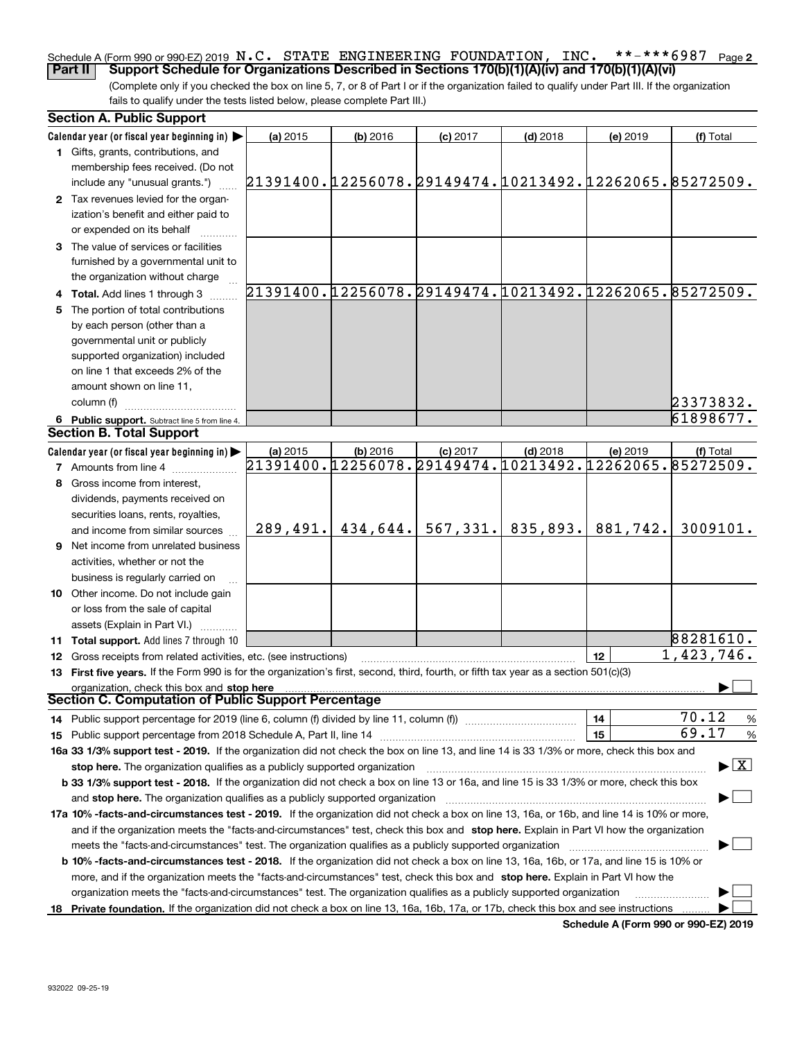Schedule A (Form 990 or 990-EZ) 2019 N.C. STATE ENGINEERING FOUNDATION, INC. **-***6987 Page 2

**Part II Support Schedule for Organizations Described in Sections 170(b)(1)(A)(iv) and 170(b)(1)(A)(vi)**

(Complete only if you checked the box on line 5, 7, or 8 of Part I or if the organization failed to qualify under Part III. If the organization fails to qualify under the tests listed below, please complete Part III.)

### Section A. Public Support

| Calendar year (or fiscal year beginning in) ▶ | (a) 2015 | (b) 2016 | (c) 2017 | (d) 2018 | (e) 2019 | (f) Total |
|---|---|---|---|---|---|---|
| **1** Gifts, grants, contributions, and membership fees received. (Do not include any "unusual grants.") | 21391400. | 12256078. | 29149474. | 10213492. | 12262065. | 85272509. |
| **2** Tax revenues levied for the organization's benefit and either paid to or expended on its behalf | | | | | | |
| **3** The value of services or facilities furnished by a governmental unit to the organization without charge | | | | | | |
| **4 Total.** Add lines 1 through 3 | 21391400. | 12256078. | 29149474. | 10213492. | 12262065. | 85272509. |
| **5** The portion of total contributions by each person (other than a governmental unit or publicly supported organization) included on line 1 that exceeds 2% of the amount shown on line 11, column (f) | | | | | | 23373832. |
| **6 Public support.** Subtract line 5 from line 4. | | | | | | 61898677. |

### Section B. Total Support

| Calendar year (or fiscal year beginning in) ▶ | (a) 2015 | (b) 2016 | (c) 2017 | (d) 2018 | (e) 2019 | (f) Total |
|---|---|---|---|---|---|---|
| **7** Amounts from line 4 | 21391400. | 12256078. | 29149474. | 10213492. | 12262065. | 85272509. |
| **8** Gross income from interest, dividends, payments received on securities loans, rents, royalties, and income from similar sources | 289,491. | 434,644. | 567,331. | 835,893. | 881,742. | 3009101. |
| **9** Net income from unrelated business activities, whether or not the business is regularly carried on | | | | | | |
| **10** Other income. Do not include gain or loss from the sale of capital assets (Explain in Part VI.) | | | | | | |
| **11 Total support.** Add lines 7 through 10 | | | | | | 88281610. |

**12** Gross receipts from related activities, etc. (see instructions) | **12** | 1,423,746.

**13 First five years.** If the Form 990 is for the organization's first, second, third, fourth, or fifth tax year as a section 501(c)(3) organization, check this box and **stop here** ▶ ☐

### Section C. Computation of Public Support Percentage

**14** Public support percentage for 2019 (line 6, column (f) divided by line 11, column (f)) | **14** | 70.12 %

**15** Public support percentage from 2018 Schedule A, Part II, line 14 | **15** | 69.17 %

**16a 33 1/3% support test - 2019.** If the organization did not check the box on line 13, and line 14 is 33 1/3% or more, check this box and **stop here.** The organization qualifies as a publicly supported organization ▶ ☒

**b 33 1/3% support test - 2018.** If the organization did not check a box on line 13 or 16a, and line 15 is 33 1/3% or more, check this box and **stop here.** The organization qualifies as a publicly supported organization ▶ ☐

**17a 10% -facts-and-circumstances test - 2019.** If the organization did not check a box on line 13, 16a, or 16b, and line 14 is 10% or more, and if the organization meets the "facts-and-circumstances" test, check this box and **stop here.** Explain in Part VI how the organization meets the "facts-and-circumstances" test. The organization qualifies as a publicly supported organization ▶ ☐

**b 10% -facts-and-circumstances test - 2018.** If the organization did not check a box on line 13, 16a, 16b, or 17a, and line 15 is 10% or more, and if the organization meets the "facts-and-circumstances" test, check this box and **stop here.** Explain in Part VI how the organization meets the "facts-and-circumstances" test. The organization qualifies as a publicly supported organization ▶ ☐

**18 Private foundation.** If the organization did not check a box on line 13, 16a, 16b, 17a, or 17b, check this box and see instructions ▶ ☐

**Schedule A (Form 990 or 990-EZ) 2019**

932022 09-25-19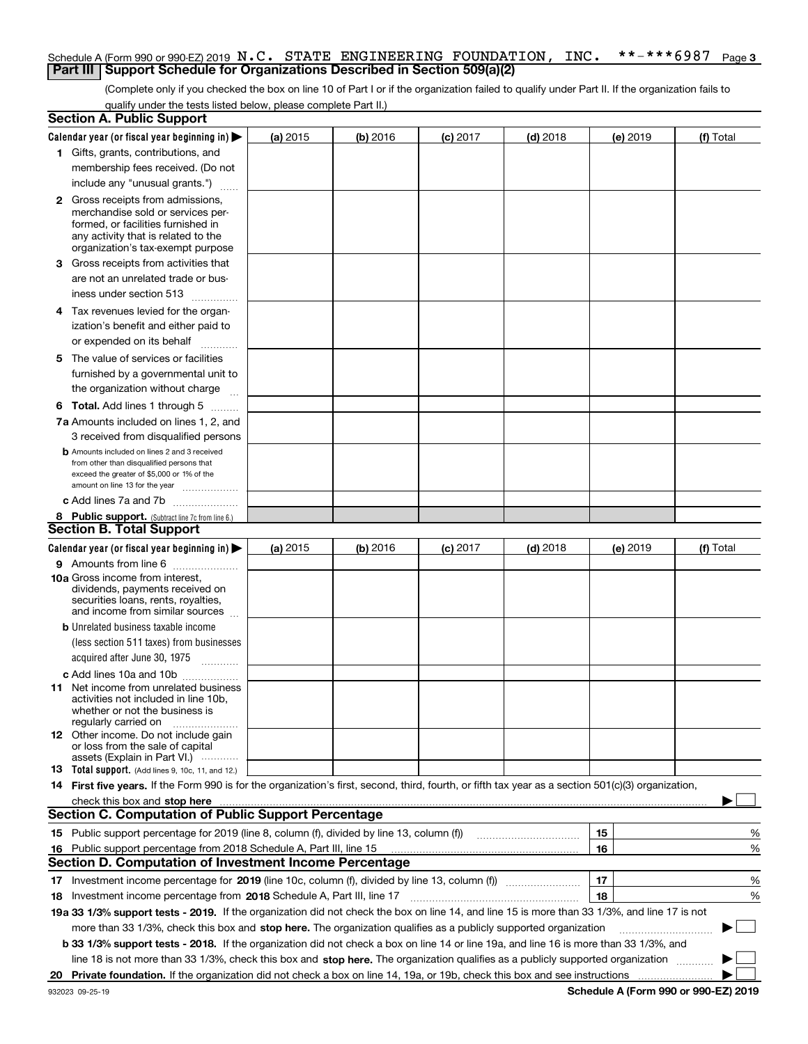Schedule A (Form 990 or 990-EZ) 2019 N.C. STATE ENGINEERING FOUNDATION, INC. **-***6987 Page 3

**Part III | Support Schedule for Organizations Described in Section 509(a)(2)**

(Complete only if you checked the box on line 10 of Part I or if the organization failed to qualify under Part II. If the organization fails to qualify under the tests listed below, please complete Part II.)

## Section A. Public Support

| Calendar year (or fiscal year beginning in) ▶ | (a) 2015 | (b) 2016 | (c) 2017 | (d) 2018 | (e) 2019 | (f) Total |
|---|---|---|---|---|---|---|
| **1** Gifts, grants, contributions, and membership fees received. (Do not include any "unusual grants.") | | | | | | |
| **2** Gross receipts from admissions, merchandise sold or services performed, or facilities furnished in any activity that is related to the organization's tax-exempt purpose | | | | | | |
| **3** Gross receipts from activities that are not an unrelated trade or business under section 513 | | | | | | |
| **4** Tax revenues levied for the organization's benefit and either paid to or expended on its behalf | | | | | | |
| **5** The value of services or facilities furnished by a governmental unit to the organization without charge | | | | | | |
| **6 Total.** Add lines 1 through 5 | | | | | | |
| **7a** Amounts included on lines 1, 2, and 3 received from disqualified persons | | | | | | |
| **b** Amounts included on lines 2 and 3 received from other than disqualified persons that exceed the greater of $5,000 or 1% of the amount on line 13 for the year | | | | | | |
| **c** Add lines 7a and 7b | | | | | | |
| **8 Public support.** (Subtract line 7c from line 6.) | | | | | | |

## Section B. Total Support

| Calendar year (or fiscal year beginning in) ▶ | (a) 2015 | (b) 2016 | (c) 2017 | (d) 2018 | (e) 2019 | (f) Total |
|---|---|---|---|---|---|---|
| **9** Amounts from line 6 | | | | | | |
| **10a** Gross income from interest, dividends, payments received on securities loans, rents, royalties, and income from similar sources | | | | | | |
| **b** Unrelated business taxable income (less section 511 taxes) from businesses acquired after June 30, 1975 | | | | | | |
| **c** Add lines 10a and 10b | | | | | | |
| **11** Net income from unrelated business activities not included in line 10b, whether or not the business is regularly carried on | | | | | | |
| **12** Other income. Do not include gain or loss from the sale of capital assets (Explain in Part VI.) | | | | | | |
| **13 Total support.** (Add lines 9, 10c, 11, and 12.) | | | | | | |

**14 First five years.** If the Form 990 is for the organization's first, second, third, fourth, or fifth tax year as a section 501(c)(3) organization, check this box and **stop here** ▶ ☐

## Section C. Computation of Public Support Percentage

| | | | |
|---|---|---|---|
| **15** | Public support percentage for 2019 (line 8, column (f), divided by line 13, column (f)) | 15 | % |
| **16** | Public support percentage from 2018 Schedule A, Part III, line 15 | 16 | % |

## Section D. Computation of Investment Income Percentage

| | | | |
|---|---|---|---|
| **17** | Investment income percentage for **2019** (line 10c, column (f), divided by line 13, column (f)) | 17 | % |
| **18** | Investment income percentage from **2018** Schedule A, Part III, line 17 | 18 | % |

**19a 33 1/3% support tests - 2019.** If the organization did not check the box on line 14, and line 15 is more than 33 1/3%, and line 17 is not more than 33 1/3%, check this box and **stop here.** The organization qualifies as a publicly supported organization ▶ ☐

**b 33 1/3% support tests - 2018.** If the organization did not check a box on line 14 or line 19a, and line 16 is more than 33 1/3%, and line 18 is not more than 33 1/3%, check this box and **stop here.** The organization qualifies as a publicly supported organization ▶ ☐

**20 Private foundation.** If the organization did not check a box on line 14, 19a, or 19b, check this box and see instructions ▶ ☐

932023 09-25-19 **Schedule A (Form 990 or 990-EZ) 2019**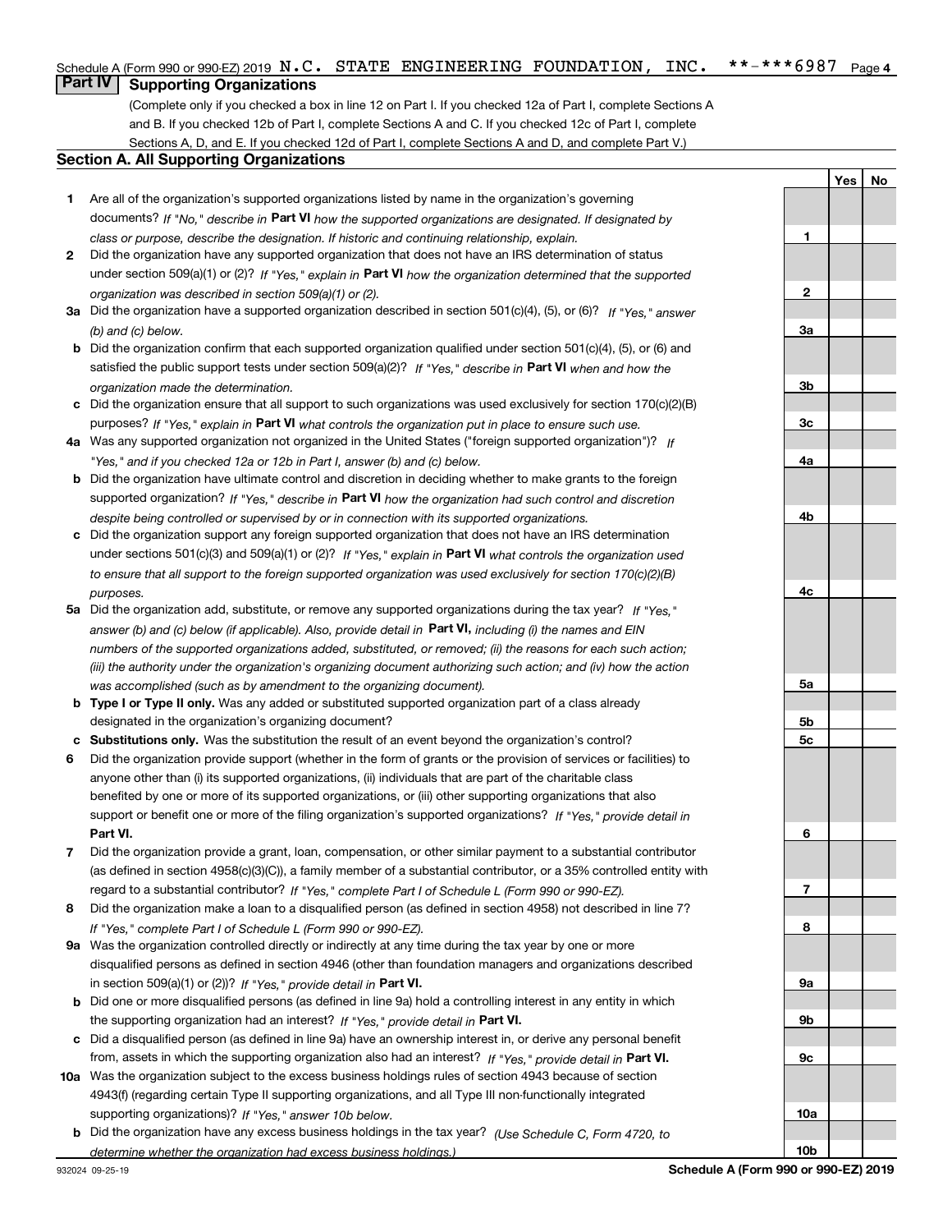Schedule A (Form 990 or 990-EZ) 2019 N.C. STATE ENGINEERING FOUNDATION, INC. **-***6987 Page 4

## Part IV Supporting Organizations

(Complete only if you checked a box in line 12 on Part I. If you checked 12a of Part I, complete Sections A and B. If you checked 12b of Part I, complete Sections A and C. If you checked 12c of Part I, complete Sections A, D, and E. If you checked 12d of Part I, complete Sections A and D, and complete Part V.)

### Section A. All Supporting Organizations

| | | | Yes | No |
|---|---|---|---|---|
| 1 | Are all of the organization's supported organizations listed by name in the organization's governing documents? *If "No," describe in* **Part VI** *how the supported organizations are designated. If designated by class or purpose, describe the designation. If historic and continuing relationship, explain.* | 1 | | |
| 2 | Did the organization have any supported organization that does not have an IRS determination of status under section 509(a)(1) or (2)? *If "Yes," explain in* **Part VI** *how the organization determined that the supported organization was described in section 509(a)(1) or (2).* | 2 | | |
| 3a | Did the organization have a supported organization described in section 501(c)(4), (5), or (6)? *If "Yes," answer (b) and (c) below.* | 3a | | |
| b | Did the organization confirm that each supported organization qualified under section 501(c)(4), (5), or (6) and satisfied the public support tests under section 509(a)(2)? *If "Yes," describe in* **Part VI** *when and how the organization made the determination.* | 3b | | |
| c | Did the organization ensure that all support to such organizations was used exclusively for section 170(c)(2)(B) purposes? *If "Yes," explain in* **Part VI** *what controls the organization put in place to ensure such use.* | 3c | | |
| 4a | Was any supported organization not organized in the United States ("foreign supported organization")? *If "Yes," and if you checked 12a or 12b in Part I, answer (b) and (c) below.* | 4a | | |
| b | Did the organization have ultimate control and discretion in deciding whether to make grants to the foreign supported organization? *If "Yes," describe in* **Part VI** *how the organization had such control and discretion despite being controlled or supervised by or in connection with its supported organizations.* | 4b | | |
| c | Did the organization support any foreign supported organization that does not have an IRS determination under sections 501(c)(3) and 509(a)(1) or (2)? *If "Yes," explain in* **Part VI** *what controls the organization used to ensure that all support to the foreign supported organization was used exclusively for section 170(c)(2)(B) purposes.* | 4c | | |
| 5a | Did the organization add, substitute, or remove any supported organizations during the tax year? *If "Yes," answer (b) and (c) below (if applicable). Also, provide detail in* **Part VI,** *including (i) the names and EIN numbers of the supported organizations added, substituted, or removed; (ii) the reasons for each such action; (iii) the authority under the organization's organizing document authorizing such action; and (iv) how the action was accomplished (such as by amendment to the organizing document).* | 5a | | |
| b | **Type I or Type II only.** Was any added or substituted supported organization part of a class already designated in the organization's organizing document? | 5b | | |
| c | **Substitutions only.** Was the substitution the result of an event beyond the organization's control? | 5c | | |
| 6 | Did the organization provide support (whether in the form of grants or the provision of services or facilities) to anyone other than (i) its supported organizations, (ii) individuals that are part of the charitable class benefited by one or more of its supported organizations, or (iii) other supporting organizations that also support or benefit one or more of the filing organization's supported organizations? *If "Yes," provide detail in* **Part VI.** | 6 | | |
| 7 | Did the organization provide a grant, loan, compensation, or other similar payment to a substantial contributor (as defined in section 4958(c)(3)(C)), a family member of a substantial contributor, or a 35% controlled entity with regard to a substantial contributor? *If "Yes," complete Part I of Schedule L (Form 990 or 990-EZ).* | 7 | | |
| 8 | Did the organization make a loan to a disqualified person (as defined in section 4958) not described in line 7? *If "Yes," complete Part I of Schedule L (Form 990 or 990-EZ).* | 8 | | |
| 9a | Was the organization controlled directly or indirectly at any time during the tax year by one or more disqualified persons as defined in section 4946 (other than foundation managers and organizations described in section 509(a)(1) or (2))? *If "Yes," provide detail in* **Part VI.** | 9a | | |
| b | Did one or more disqualified persons (as defined in line 9a) hold a controlling interest in any entity in which the supporting organization had an interest? *If "Yes," provide detail in* **Part VI.** | 9b | | |
| c | Did a disqualified person (as defined in line 9a) have an ownership interest in, or derive any personal benefit from, assets in which the supporting organization also had an interest? *If "Yes," provide detail in* **Part VI.** | 9c | | |
| 10a | Was the organization subject to the excess business holdings rules of section 4943 because of section 4943(f) (regarding certain Type II supporting organizations, and all Type III non-functionally integrated supporting organizations)? *If "Yes," answer 10b below.* | 10a | | |
| b | Did the organization have any excess business holdings in the tax year? *(Use Schedule C, Form 4720, to determine whether the organization had excess business holdings.)* | 10b | | |

932024 09-25-19 **Schedule A (Form 990 or 990-EZ) 2019**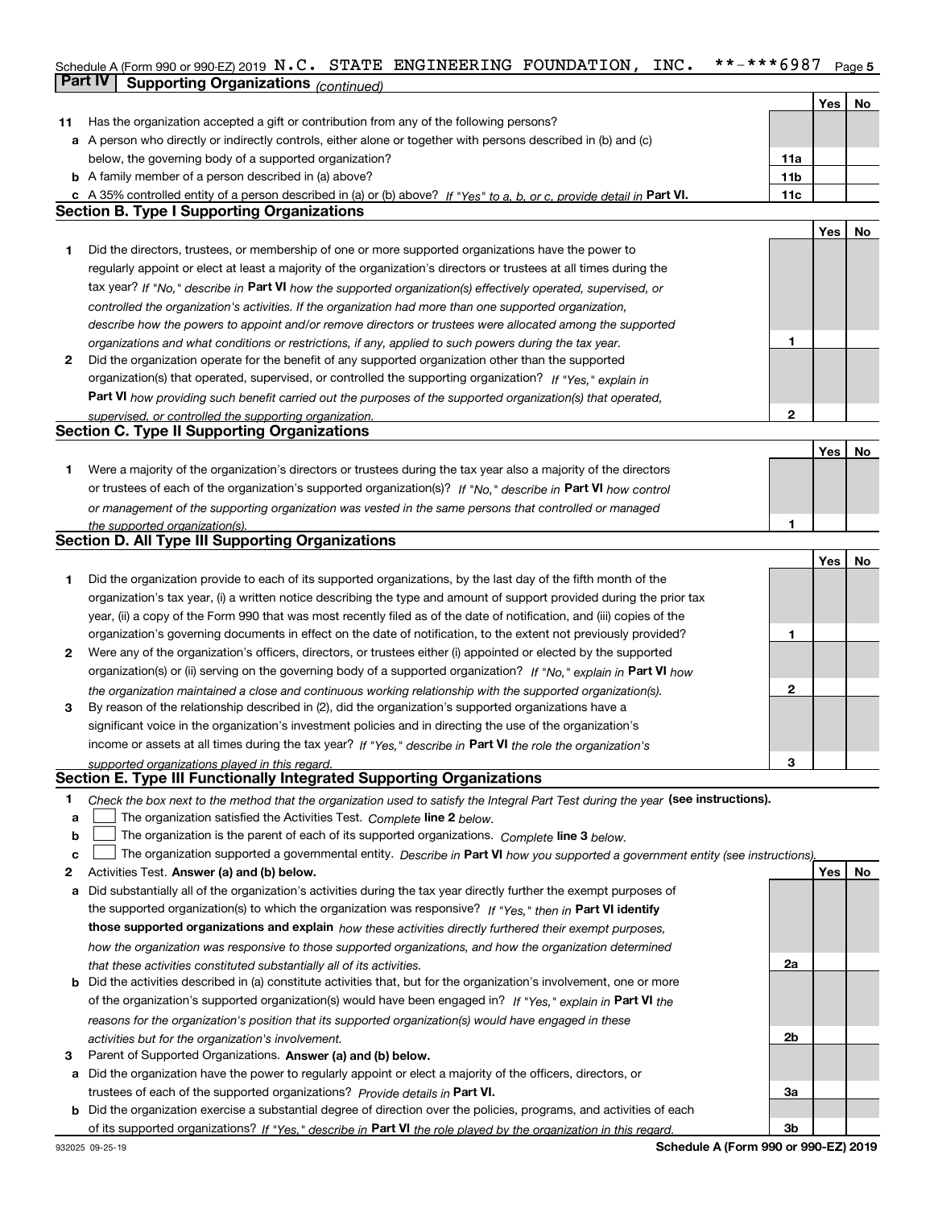Schedule A (Form 990 or 990-EZ) 2019 N.C. STATE ENGINEERING FOUNDATION, INC. **-***6987

## Part IV | Supporting Organizations *(continued)*

| | | | Yes | No |
|---|---|---|---|---|
| **11** | Has the organization accepted a gift or contribution from any of the following persons? | | | |
| **a** | A person who directly or indirectly controls, either alone or together with persons described in (b) and (c) below, the governing body of a supported organization? | **11a** | | |
| **b** | A family member of a person described in (a) above? | **11b** | | |
| **c** | A 35% controlled entity of a person described in (a) or (b) above? *If "Yes" to a, b, or c, provide detail in* **Part VI.** | **11c** | | |

### Section B. Type I Supporting Organizations

| | | | Yes | No |
|---|---|---|---|---|
| **1** | Did the directors, trustees, or membership of one or more supported organizations have the power to regularly appoint or elect at least a majority of the organization's directors or trustees at all times during the tax year? *If "No," describe in* **Part VI** *how the supported organization(s) effectively operated, supervised, or controlled the organization's activities. If the organization had more than one supported organization, describe how the powers to appoint and/or remove directors or trustees were allocated among the supported organizations and what conditions or restrictions, if any, applied to such powers during the tax year.* | **1** | | |
| **2** | Did the organization operate for the benefit of any supported organization other than the supported organization(s) that operated, supervised, or controlled the supporting organization? *If "Yes," explain in* **Part VI** *how providing such benefit carried out the purposes of the supported organization(s) that operated, supervised, or controlled the supporting organization.* | **2** | | |

### Section C. Type II Supporting Organizations

| | | | Yes | No |
|---|---|---|---|---|
| **1** | Were a majority of the organization's directors or trustees during the tax year also a majority of the directors or trustees of each of the organization's supported organization(s)? *If "No," describe in* **Part VI** *how control or management of the supporting organization was vested in the same persons that controlled or managed the supported organization(s).* | **1** | | |

### Section D. All Type III Supporting Organizations

| | | | Yes | No |
|---|---|---|---|---|
| **1** | Did the organization provide to each of its supported organizations, by the last day of the fifth month of the organization's tax year, (i) a written notice describing the type and amount of support provided during the prior tax year, (ii) a copy of the Form 990 that was most recently filed as of the date of notification, and (iii) copies of the organization's governing documents in effect on the date of notification, to the extent not previously provided? | **1** | | |
| **2** | Were any of the organization's officers, directors, or trustees either (i) appointed or elected by the supported organization(s) or (ii) serving on the governing body of a supported organization? *If "No," explain in* **Part VI** *how the organization maintained a close and continuous working relationship with the supported organization(s).* | **2** | | |
| **3** | By reason of the relationship described in (2), did the organization's supported organizations have a significant voice in the organization's investment policies and in directing the use of the organization's income or assets at all times during the tax year? *If "Yes," describe in* **Part VI** *the role the organization's supported organizations played in this regard.* | **3** | | |

### Section E. Type III Functionally Integrated Supporting Organizations

**1** *Check the box next to the method that the organization used to satisfy the Integral Part Test during the year* **(see instructions).**

**a** ☐ The organization satisfied the Activities Test. *Complete* **line 2** *below.*

**b** ☐ The organization is the parent of each of its supported organizations. *Complete* **line 3** *below.*

**c** ☐ The organization supported a governmental entity. *Describe in* **Part VI** *how you supported a government entity (see instructions).*

| | | | Yes | No |
|---|---|---|---|---|
| **2** | Activities Test. **Answer (a) and (b) below.** | | | |
| **a** | Did substantially all of the organization's activities during the tax year directly further the exempt purposes of the supported organization(s) to which the organization was responsive? *If "Yes," then in* **Part VI identify those supported organizations and explain** *how these activities directly furthered their exempt purposes, how the organization was responsive to those supported organizations, and how the organization determined that these activities constituted substantially all of its activities.* | **2a** | | |
| **b** | Did the activities described in (a) constitute activities that, but for the organization's involvement, one or more of the organization's supported organization(s) would have been engaged in? *If "Yes," explain in* **Part VI** *the reasons for the organization's position that its supported organization(s) would have engaged in these activities but for the organization's involvement.* | **2b** | | |
| **3** | Parent of Supported Organizations. **Answer (a) and (b) below.** | | | |
| **a** | Did the organization have the power to regularly appoint or elect a majority of the officers, directors, or trustees of each of the supported organizations? *Provide details in* **Part VI.** | **3a** | | |
| **b** | Did the organization exercise a substantial degree of direction over the policies, programs, and activities of each of its supported organizations? *If "Yes," describe in* **Part VI** *the role played by the organization in this regard.* | **3b** | | |

932025 09-25-19 **Schedule A (Form 990 or 990-EZ) 2019**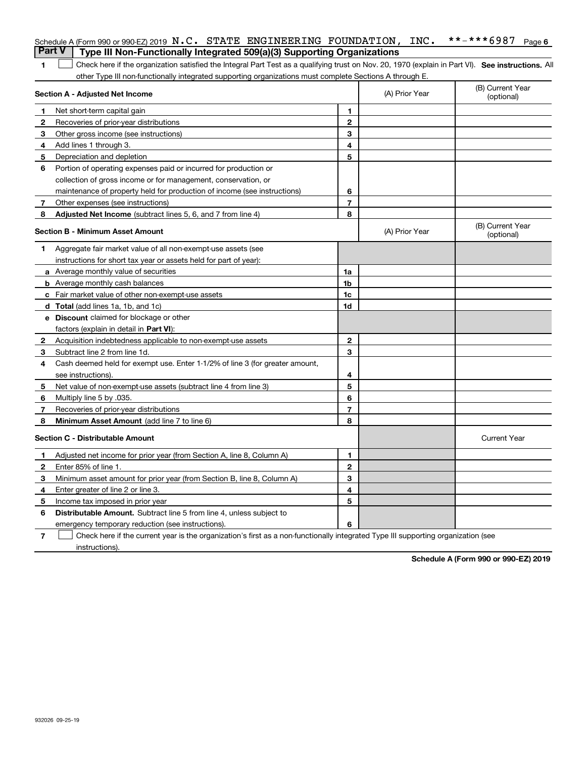Schedule A (Form 990 or 990-EZ) 2019 N.C. STATE ENGINEERING FOUNDATION, INC. **-***6987 Page 6

## Part V Type III Non-Functionally Integrated 509(a)(3) Supporting Organizations

1 ☐ Check here if the organization satisfied the Integral Part Test as a qualifying trust on Nov. 20, 1970 (explain in Part VI). **See instructions.** All other Type III non-functionally integrated supporting organizations must complete Sections A through E.

| **Section A - Adjusted Net Income** | | | (A) Prior Year | (B) Current Year (optional) |
|---|---|---|---|---|
| 1 | Net short-term capital gain | 1 | | |
| 2 | Recoveries of prior-year distributions | 2 | | |
| 3 | Other gross income (see instructions) | 3 | | |
| 4 | Add lines 1 through 3. | 4 | | |
| 5 | Depreciation and depletion | 5 | | |
| 6 | Portion of operating expenses paid or incurred for production or collection of gross income or for management, conservation, or maintenance of property held for production of income (see instructions) | 6 | | |
| 7 | Other expenses (see instructions) | 7 | | |
| 8 | **Adjusted Net Income** (subtract lines 5, 6, and 7 from line 4) | 8 | | |

| **Section B - Minimum Asset Amount** | | | (A) Prior Year | (B) Current Year (optional) |
|---|---|---|---|---|
| 1 | Aggregate fair market value of all non-exempt-use assets (see instructions for short tax year or assets held for part of year): | | | |
| a | Average monthly value of securities | 1a | | |
| b | Average monthly cash balances | 1b | | |
| c | Fair market value of other non-exempt-use assets | 1c | | |
| d | **Total** (add lines 1a, 1b, and 1c) | 1d | | |
| e | **Discount** claimed for blockage or other factors (explain in detail in **Part VI**): | | | |
| 2 | Acquisition indebtedness applicable to non-exempt-use assets | 2 | | |
| 3 | Subtract line 2 from line 1d. | 3 | | |
| 4 | Cash deemed held for exempt use. Enter 1-1/2% of line 3 (for greater amount, see instructions). | 4 | | |
| 5 | Net value of non-exempt-use assets (subtract line 4 from line 3) | 5 | | |
| 6 | Multiply line 5 by .035. | 6 | | |
| 7 | Recoveries of prior-year distributions | 7 | | |
| 8 | **Minimum Asset Amount** (add line 7 to line 6) | 8 | | |

| **Section C - Distributable Amount** | | | | Current Year |
|---|---|---|---|---|
| 1 | Adjusted net income for prior year (from Section A, line 8, Column A) | 1 | | |
| 2 | Enter 85% of line 1. | 2 | | |
| 3 | Minimum asset amount for prior year (from Section B, line 8, Column A) | 3 | | |
| 4 | Enter greater of line 2 or line 3. | 4 | | |
| 5 | Income tax imposed in prior year | 5 | | |
| 6 | **Distributable Amount.** Subtract line 5 from line 4, unless subject to emergency temporary reduction (see instructions). | 6 | | |

7 ☐ Check here if the current year is the organization's first as a non-functionally integrated Type III supporting organization (see instructions).

**Schedule A (Form 990 or 990-EZ) 2019**

932026 09-25-19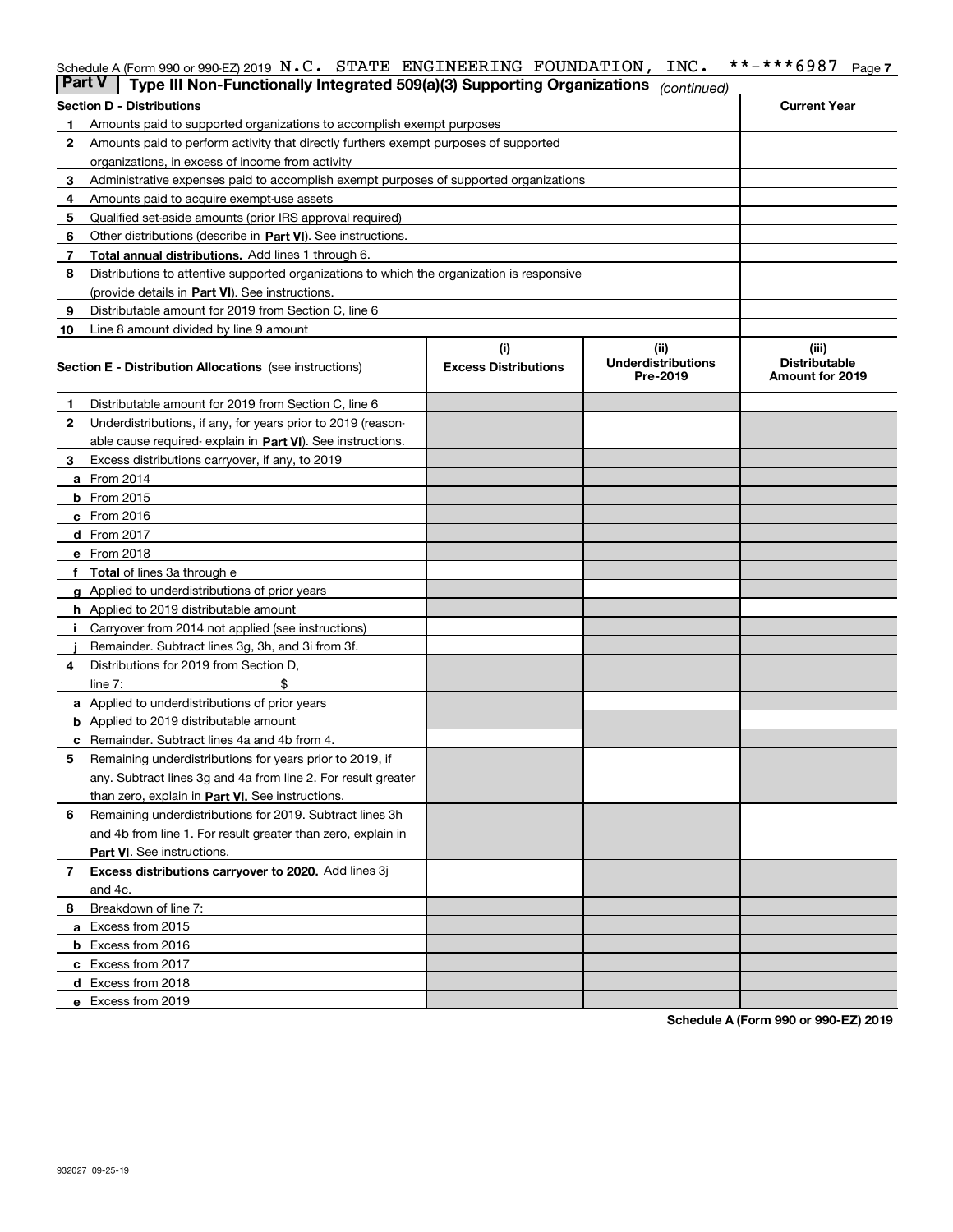Schedule A (Form 990 or 990-EZ) 2019 N.C. STATE ENGINEERING FOUNDATION, INC. **-***6987 Page 7

**Part V | Type III Non-Functionally Integrated 509(a)(3) Supporting Organizations** *(continued)*

| **Section D - Distributions** | | **Current Year** |
|---|---|---|
| 1 | Amounts paid to supported organizations to accomplish exempt purposes | |
| 2 | Amounts paid to perform activity that directly furthers exempt purposes of supported organizations, in excess of income from activity | |
| 3 | Administrative expenses paid to accomplish exempt purposes of supported organizations | |
| 4 | Amounts paid to acquire exempt-use assets | |
| 5 | Qualified set-aside amounts (prior IRS approval required) | |
| 6 | Other distributions (describe in **Part VI**). See instructions. | |
| 7 | **Total annual distributions.** Add lines 1 through 6. | |
| 8 | Distributions to attentive supported organizations to which the organization is responsive (provide details in **Part VI**). See instructions. | |
| 9 | Distributable amount for 2019 from Section C, line 6 | |
| 10 | Line 8 amount divided by line 9 amount | |

| | **Section E - Distribution Allocations** (see instructions) | (i) **Excess Distributions** | (ii) **Underdistributions Pre-2019** | (iii) **Distributable Amount for 2019** |
|---|---|---|---|---|
| 1 | Distributable amount for 2019 from Section C, line 6 | | | |
| 2 | Underdistributions, if any, for years prior to 2019 (reasonable cause required- explain in **Part VI**). See instructions. | | | |
| 3 | Excess distributions carryover, if any, to 2019 | | | |
| a | From 2014 | | | |
| b | From 2015 | | | |
| c | From 2016 | | | |
| d | From 2017 | | | |
| e | From 2018 | | | |
| f | **Total** of lines 3a through e | | | |
| g | Applied to underdistributions of prior years | | | |
| h | Applied to 2019 distributable amount | | | |
| i | Carryover from 2014 not applied (see instructions) | | | |
| j | Remainder. Subtract lines 3g, 3h, and 3i from 3f. | | | |
| 4 | Distributions for 2019 from Section D, line 7: $ | | | |
| a | Applied to underdistributions of prior years | | | |
| b | Applied to 2019 distributable amount | | | |
| c | Remainder. Subtract lines 4a and 4b from 4. | | | |
| 5 | Remaining underdistributions for years prior to 2019, if any. Subtract lines 3g and 4a from line 2. For result greater than zero, explain in **Part VI**. See instructions. | | | |
| 6 | Remaining underdistributions for 2019. Subtract lines 3h and 4b from line 1. For result greater than zero, explain in **Part VI**. See instructions. | | | |
| 7 | **Excess distributions carryover to 2020.** Add lines 3j and 4c. | | | |
| 8 | Breakdown of line 7: | | | |
| a | Excess from 2015 | | | |
| b | Excess from 2016 | | | |
| c | Excess from 2017 | | | |
| d | Excess from 2018 | | | |
| e | Excess from 2019 | | | |

**Schedule A (Form 990 or 990-EZ) 2019**

932027 09-25-19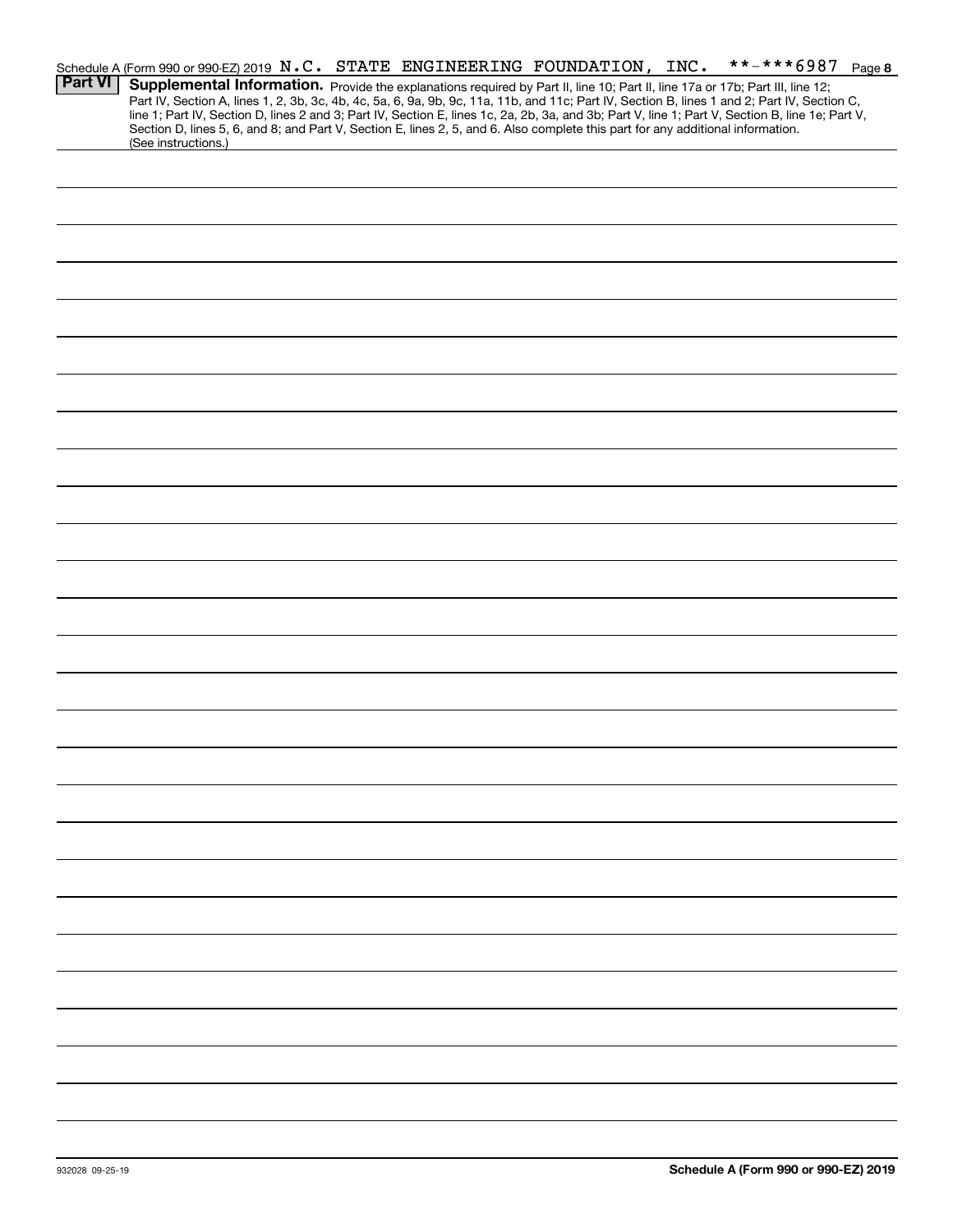Schedule A (Form 990 or 990-EZ) 2019 N.C. STATE ENGINEERING FOUNDATION, INC. **-***6987 Page 8

**Part VI** **Supplemental Information.** Provide the explanations required by Part II, line 10; Part II, line 17a or 17b; Part III, line 12; Part IV, Section A, lines 1, 2, 3b, 3c, 4b, 4c, 5a, 6, 9a, 9b, 9c, 11a, 11b, and 11c; Part IV, Section B, lines 1 and 2; Part IV, Section C, line 1; Part IV, Section D, lines 2 and 3; Part IV, Section E, lines 1c, 2a, 2b, 3a, and 3b; Part V, line 1; Part V, Section B, line 1e; Part V, Section D, lines 5, 6, and 8; and Part V, Section E, lines 2, 5, and 6. Also complete this part for any additional information. (See instructions.)

932028 09-25-19

**Schedule A (Form 990 or 990-EZ) 2019**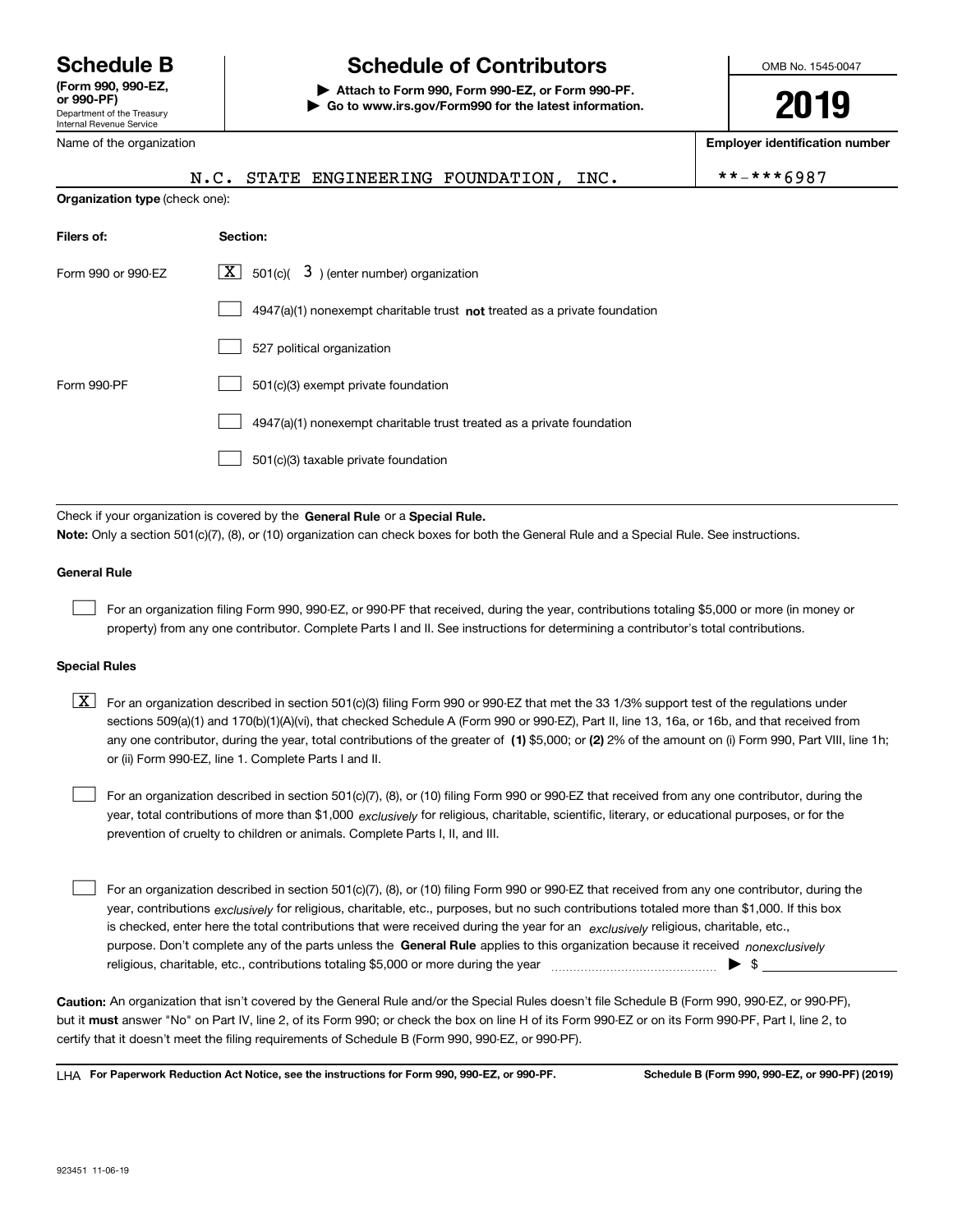**Schedule B** (Form 990, 990-EZ, or 990-PF)
Department of the Treasury
Internal Revenue Service

# Schedule of Contributors

▶ Attach to Form 990, Form 990-EZ, or Form 990-PF.
▶ Go to www.irs.gov/Form990 for the latest information.

OMB No. 1545-0047

**2019**

Name of the organization: N.C. STATE ENGINEERING FOUNDATION, INC.

**Employer identification number**: **-***6987

**Organization type** (check one):

| Filers of: | Section: |
|---|---|
| Form 990 or 990-EZ | [X] 501(c)( 3 ) (enter number) organization |
| | [ ] 4947(a)(1) nonexempt charitable trust **not** treated as a private foundation |
| | [ ] 527 political organization |
| Form 990-PF | [ ] 501(c)(3) exempt private foundation |
| | [ ] 4947(a)(1) nonexempt charitable trust treated as a private foundation |
| | [ ] 501(c)(3) taxable private foundation |

Check if your organization is covered by the **General Rule** or a **Special Rule.**

**Note:** Only a section 501(c)(7), (8), or (10) organization can check boxes for both the General Rule and a Special Rule. See instructions.

**General Rule**

[ ] For an organization filing Form 990, 990-EZ, or 990-PF that received, during the year, contributions totaling $5,000 or more (in money or property) from any one contributor. Complete Parts I and II. See instructions for determining a contributor's total contributions.

**Special Rules**

[X] For an organization described in section 501(c)(3) filing Form 990 or 990-EZ that met the 33 1/3% support test of the regulations under sections 509(a)(1) and 170(b)(1)(A)(vi), that checked Schedule A (Form 990 or 990-EZ), Part II, line 13, 16a, or 16b, and that received from any one contributor, during the year, total contributions of the greater of **(1)** $5,000; or **(2)** 2% of the amount on (i) Form 990, Part VIII, line 1h; or (ii) Form 990-EZ, line 1. Complete Parts I and II.

[ ] For an organization described in section 501(c)(7), (8), or (10) filing Form 990 or 990-EZ that received from any one contributor, during the year, total contributions of more than $1,000 *exclusively* for religious, charitable, scientific, literary, or educational purposes, or for the prevention of cruelty to children or animals. Complete Parts I, II, and III.

[ ] For an organization described in section 501(c)(7), (8), or (10) filing Form 990 or 990-EZ that received from any one contributor, during the year, contributions *exclusively* for religious, charitable, etc., purposes, but no such contributions totaled more than $1,000. If this box is checked, enter here the total contributions that were received during the year for an *exclusively* religious, charitable, etc., purpose. Don't complete any of the parts unless the **General Rule** applies to this organization because it received *nonexclusively* religious, charitable, etc., contributions totaling $5,000 or more during the year ▶ $ ____________

**Caution:** An organization that isn't covered by the General Rule and/or the Special Rules doesn't file Schedule B (Form 990, 990-EZ, or 990-PF), but it **must** answer "No" on Part IV, line 2, of its Form 990; or check the box on line H of its Form 990-EZ or on its Form 990-PF, Part I, line 2, to certify that it doesn't meet the filing requirements of Schedule B (Form 990, 990-EZ, or 990-PF).

LHA **For Paperwork Reduction Act Notice, see the instructions for Form 990, 990-EZ, or 990-PF.** **Schedule B (Form 990, 990-EZ, or 990-PF) (2019)**

923451 11-06-19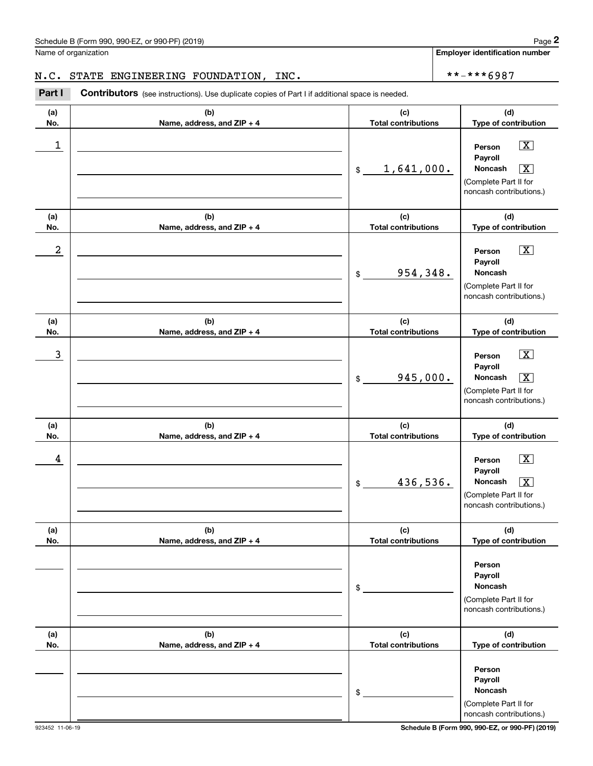Name of organization

N.C. STATE ENGINEERING FOUNDATION, INC.

Employer identification number

**-***6987

**Part I** **Contributors** (see instructions). Use duplicate copies of Part I if additional space is needed.

| (a) No. | (b) Name, address, and ZIP + 4 | (c) Total contributions | (d) Type of contribution |
|---|---|---|---|
| 1 | | $ 1,641,000. | Person [X] Payroll [ ] Noncash [X] (Complete Part II for noncash contributions.) |
| 2 | | $ 954,348. | Person [X] Payroll [ ] Noncash [ ] (Complete Part II for noncash contributions.) |
| 3 | | $ 945,000. | Person [X] Payroll [ ] Noncash [X] (Complete Part II for noncash contributions.) |
| 4 | | $ 436,536. | Person [X] Payroll [ ] Noncash [X] (Complete Part II for noncash contributions.) |
| | | $ | Person [ ] Payroll [ ] Noncash [ ] (Complete Part II for noncash contributions.) |
| | | $ | Person [ ] Payroll [ ] Noncash [ ] (Complete Part II for noncash contributions.) |

923452 11-06-19

Schedule B (Form 990, 990-EZ, or 990-PF) (2019)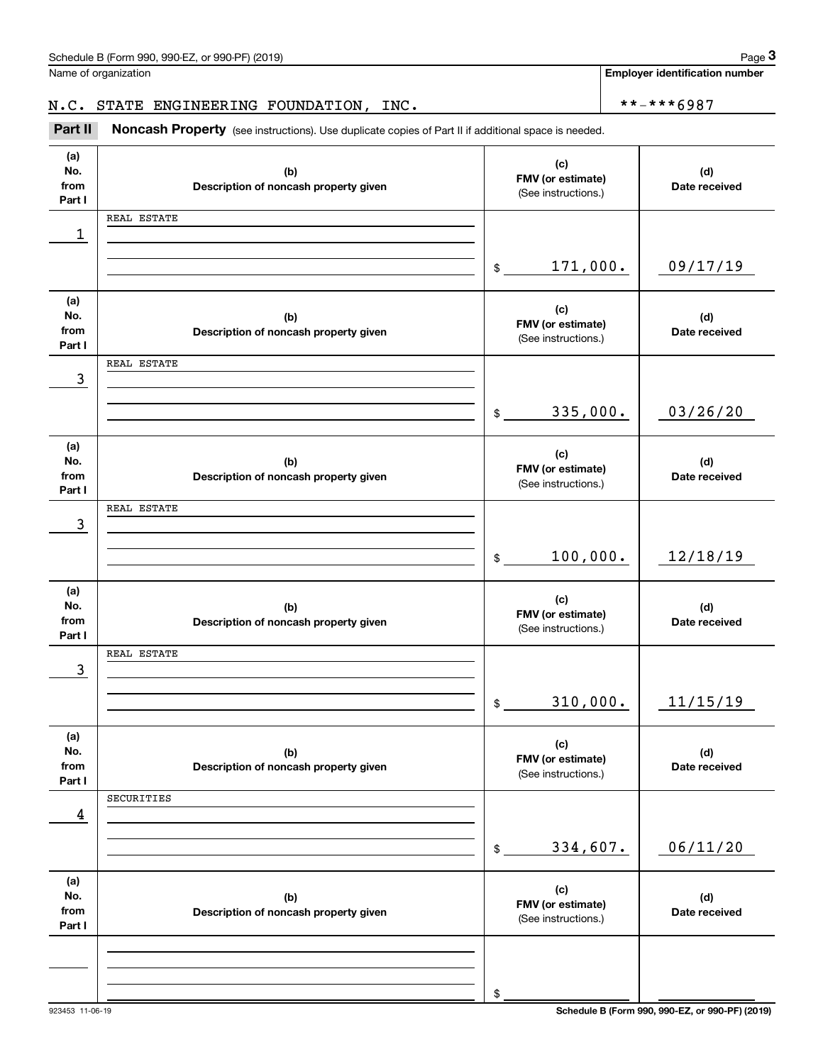Schedule B (Form 990, 990-EZ, or 990-PF) (2019)

Name of organization: N.C. STATE ENGINEERING FOUNDATION, INC.

Employer identification number: **-***6987

**Part II** **Noncash Property** (see instructions). Use duplicate copies of Part II if additional space is needed.

| (a) No. from Part I | (b) Description of noncash property given | (c) FMV (or estimate) (See instructions.) | (d) Date received |
|---|---|---|---|
| 1 | REAL ESTATE | $ 171,000. | 09/17/19 |
| 3 | REAL ESTATE | $ 335,000. | 03/26/20 |
| 3 | REAL ESTATE | $ 100,000. | 12/18/19 |
| 3 | REAL ESTATE | $ 310,000. | 11/15/19 |
| 4 | SECURITIES | $ 334,607. | 06/11/20 |
| | | $ | |

923453 11-06-19

Schedule B (Form 990, 990-EZ, or 990-PF) (2019)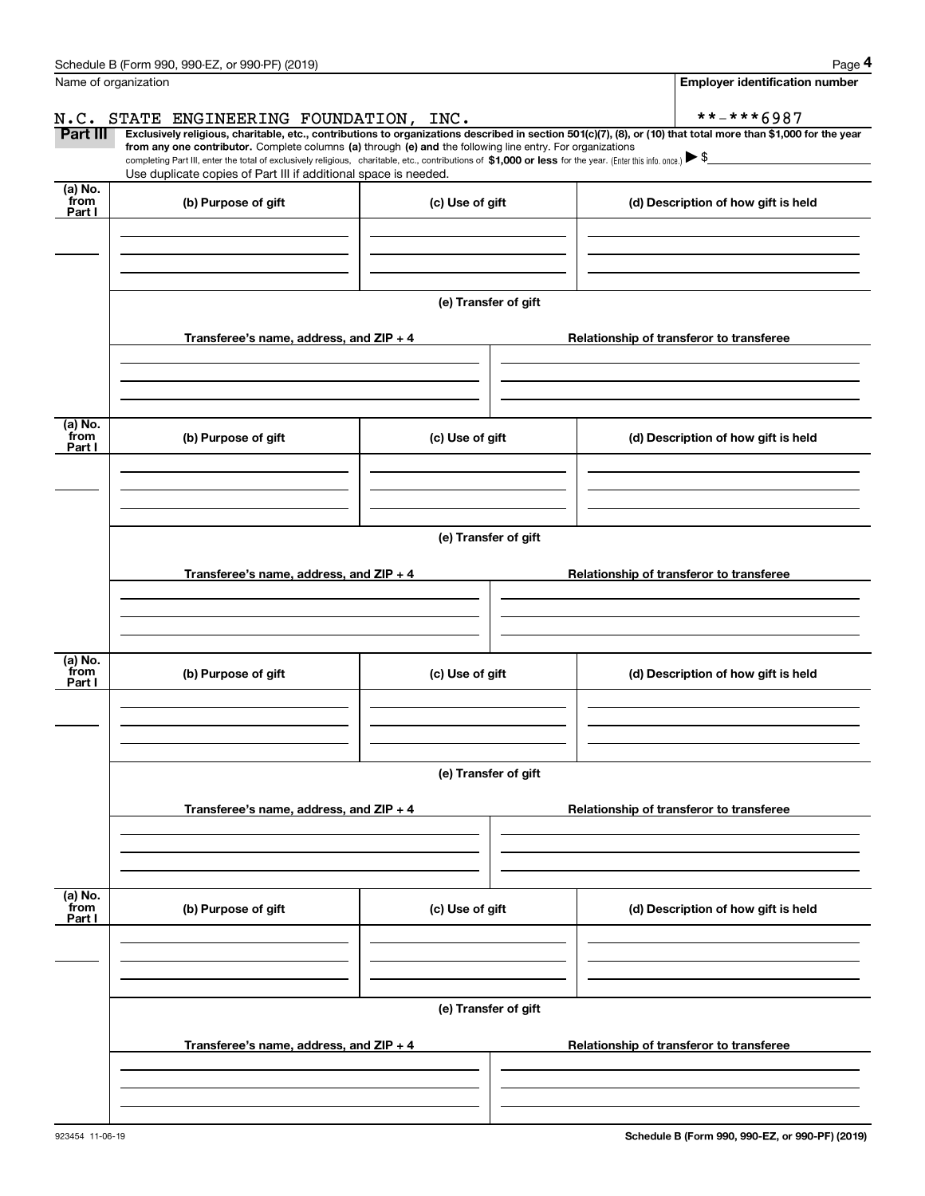Schedule B (Form 990, 990-EZ, or 990-PF) (2019)

Name of organization: N.C. STATE ENGINEERING FOUNDATION, INC.

Employer identification number: **-***6987

**Part III** **Exclusively religious, charitable, etc., contributions to organizations described in section 501(c)(7), (8), or (10) that total more than $1,000 for the year from any one contributor.** Complete columns **(a)** through **(e) and** the following line entry. For organizations completing Part III, enter the total of exclusively religious, charitable, etc., contributions of **$1,000 or less** for the year. (Enter this info. once.) ▶ $

Use duplicate copies of Part III if additional space is needed.

| (a) No. from Part I | (b) Purpose of gift | (c) Use of gift | (d) Description of how gift is held |
|---|---|---|---|
| | | | |

(e) Transfer of gift

| Transferee's name, address, and ZIP + 4 | Relationship of transferor to transferee |
|---|---|
| | |

| (a) No. from Part I | (b) Purpose of gift | (c) Use of gift | (d) Description of how gift is held |
|---|---|---|---|
| | | | |

(e) Transfer of gift

| Transferee's name, address, and ZIP + 4 | Relationship of transferor to transferee |
|---|---|
| | |

| (a) No. from Part I | (b) Purpose of gift | (c) Use of gift | (d) Description of how gift is held |
|---|---|---|---|
| | | | |

(e) Transfer of gift

| Transferee's name, address, and ZIP + 4 | Relationship of transferor to transferee |
|---|---|
| | |

| (a) No. from Part I | (b) Purpose of gift | (c) Use of gift | (d) Description of how gift is held |
|---|---|---|---|
| | | | |

(e) Transfer of gift

| Transferee's name, address, and ZIP + 4 | Relationship of transferor to transferee |
|---|---|
| | |

923454 11-06-19

**Schedule B (Form 990, 990-EZ, or 990-PF) (2019)**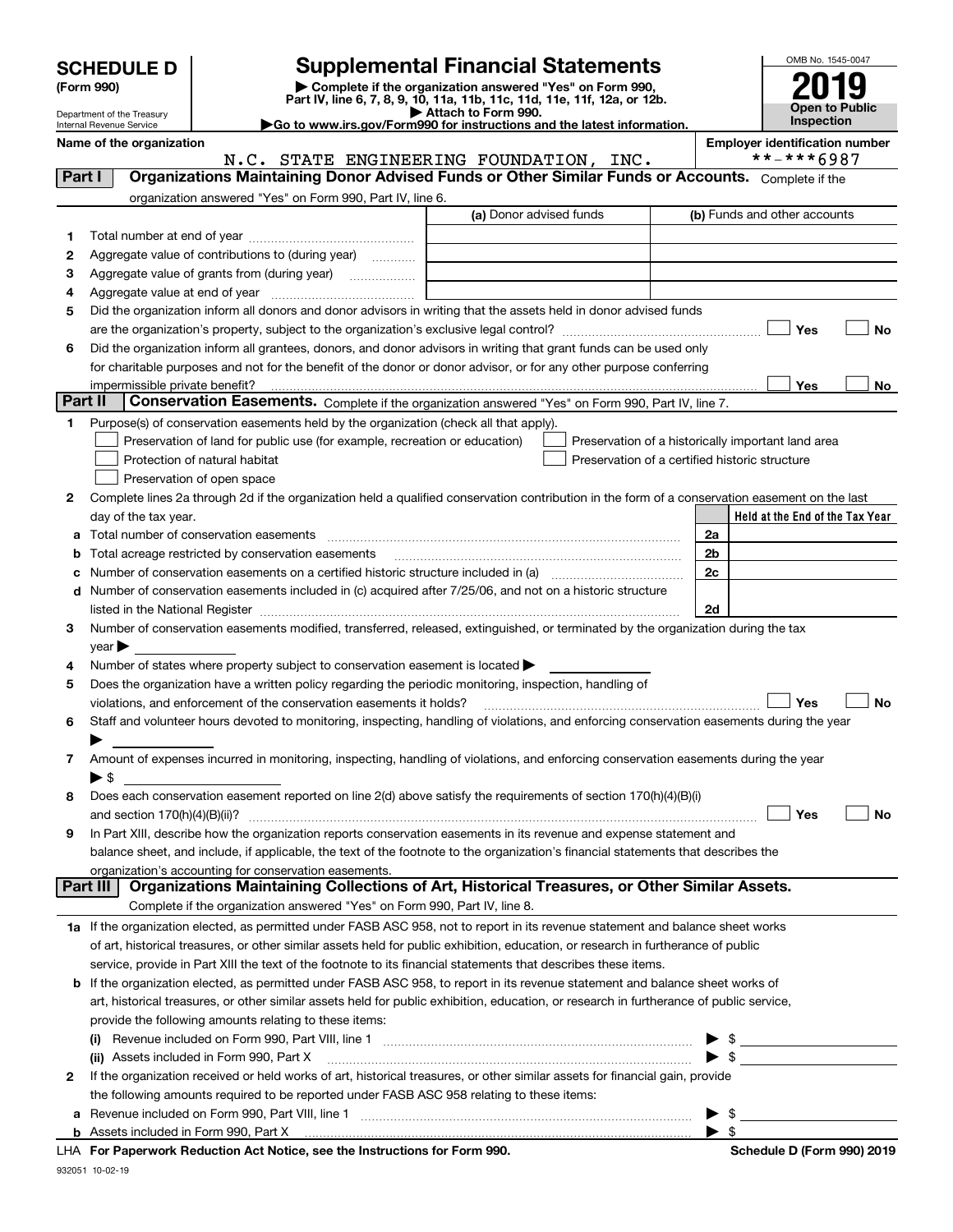# SCHEDULE D (Form 990)

Department of the Treasury
Internal Revenue Service

## Supplemental Financial Statements

▶ Complete if the organization answered "Yes" on Form 990, Part IV, line 6, 7, 8, 9, 10, 11a, 11b, 11c, 11d, 11e, 11f, 12a, or 12b.
▶ Attach to Form 990.
▶Go to www.irs.gov/Form990 for instructions and the latest information.

OMB No. 1545-0047

**2019**

**Open to Public Inspection**

**Name of the organization:** N.C. STATE ENGINEERING FOUNDATION, INC.

**Employer identification number:** **-***6987

## Part I Organizations Maintaining Donor Advised Funds or Other Similar Funds or Accounts.

Complete if the organization answered "Yes" on Form 990, Part IV, line 6.

| | | (a) Donor advised funds | (b) Funds and other accounts |
|---|---|---|---|
| 1 | Total number at end of year | | |
| 2 | Aggregate value of contributions to (during year) | | |
| 3 | Aggregate value of grants from (during year) | | |
| 4 | Aggregate value at end of year | | |

5 Did the organization inform all donors and donor advisors in writing that the assets held in donor advised funds are the organization's property, subject to the organization's exclusive legal control? ☐ Yes ☐ No

6 Did the organization inform all grantees, donors, and donor advisors in writing that grant funds can be used only for charitable purposes and not for the benefit of the donor or donor advisor, or for any other purpose conferring impermissible private benefit? ☐ Yes ☐ No

## Part II Conservation Easements.

Complete if the organization answered "Yes" on Form 990, Part IV, line 7.

1 Purpose(s) of conservation easements held by the organization (check all that apply).

- ☐ Preservation of land for public use (for example, recreation or education)
- ☐ Protection of natural habitat
- ☐ Preservation of open space
- ☐ Preservation of a historically important land area
- ☐ Preservation of a certified historic structure

2 Complete lines 2a through 2d if the organization held a qualified conservation contribution in the form of a conservation easement on the last day of the tax year.

| | | | Held at the End of the Tax Year |
|---|---|---|---|
| a | Total number of conservation easements | 2a | |
| b | Total acreage restricted by conservation easements | 2b | |
| c | Number of conservation easements on a certified historic structure included in (a) | 2c | |
| d | Number of conservation easements included in (c) acquired after 7/25/06, and not on a historic structure listed in the National Register | 2d | |

3 Number of conservation easements modified, transferred, released, extinguished, or terminated by the organization during the tax year ▶

4 Number of states where property subject to conservation easement is located ▶

5 Does the organization have a written policy regarding the periodic monitoring, inspection, handling of violations, and enforcement of the conservation easements it holds? ☐ Yes ☐ No

6 Staff and volunteer hours devoted to monitoring, inspecting, handling of violations, and enforcing conservation easements during the year ▶

7 Amount of expenses incurred in monitoring, inspecting, handling of violations, and enforcing conservation easements during the year ▶ $

8 Does each conservation easement reported on line 2(d) above satisfy the requirements of section 170(h)(4)(B)(i) and section 170(h)(4)(B)(ii)? ☐ Yes ☐ No

9 In Part XIII, describe how the organization reports conservation easements in its revenue and expense statement and balance sheet, and include, if applicable, the text of the footnote to the organization's financial statements that describes the organization's accounting for conservation easements.

## Part III Organizations Maintaining Collections of Art, Historical Treasures, or Other Similar Assets.

Complete if the organization answered "Yes" on Form 990, Part IV, line 8.

1a If the organization elected, as permitted under FASB ASC 958, not to report in its revenue statement and balance sheet works of art, historical treasures, or other similar assets held for public exhibition, education, or research in furtherance of public service, provide in Part XIII the text of the footnote to its financial statements that describes these items.

b If the organization elected, as permitted under FASB ASC 958, to report in its revenue statement and balance sheet works of art, historical treasures, or other similar assets held for public exhibition, education, or research in furtherance of public service, provide the following amounts relating to these items:

(i) Revenue included on Form 990, Part VIII, line 1 ▶ $

(ii) Assets included in Form 990, Part X ▶ $

2 If the organization received or held works of art, historical treasures, or other similar assets for financial gain, provide the following amounts required to be reported under FASB ASC 958 relating to these items:

a Revenue included on Form 990, Part VIII, line 1 ▶ $

b Assets included in Form 990, Part X ▶ $

LHA For Paperwork Reduction Act Notice, see the Instructions for Form 990.

Schedule D (Form 990) 2019

932051 10-02-19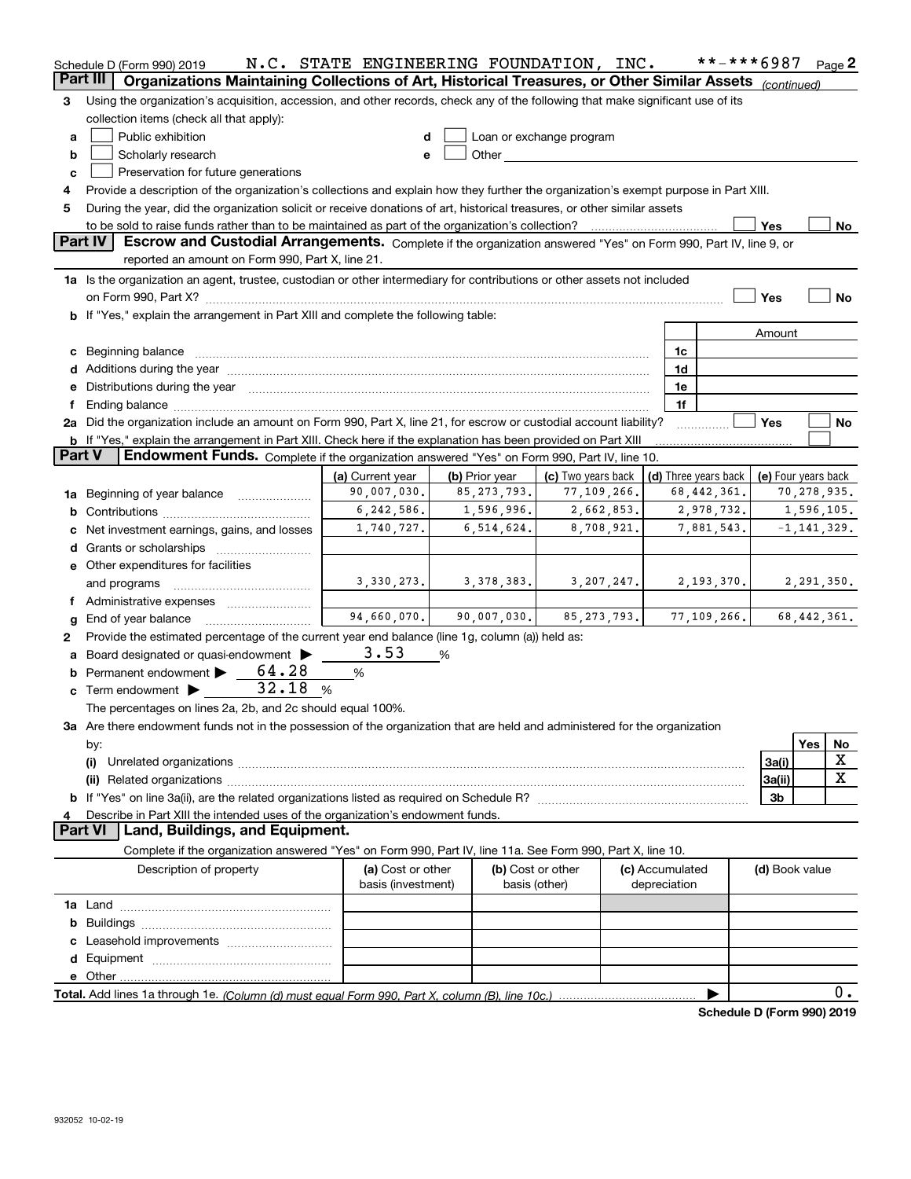Schedule D (Form 990) 2019 N.C. STATE ENGINEERING FOUNDATION, INC. **-***6987 Page 2

## Part III Organizations Maintaining Collections of Art, Historical Treasures, or Other Similar Assets *(continued)*

3 Using the organization's acquisition, accession, and other records, check any of the following that make significant use of its collection items (check all that apply):

- a ☐ Public exhibition
- b ☐ Scholarly research
- c ☐ Preservation for future generations
- d ☐ Loan or exchange program
- e ☐ Other

4 Provide a description of the organization's collections and explain how they further the organization's exempt purpose in Part XIII.

5 During the year, did the organization solicit or receive donations of art, historical treasures, or other similar assets to be sold to raise funds rather than to be maintained as part of the organization's collection? ☐ Yes ☐ No

## Part IV Escrow and Custodial Arrangements.

Complete if the organization answered "Yes" on Form 990, Part IV, line 9, or reported an amount on Form 990, Part X, line 21.

1a Is the organization an agent, trustee, custodian or other intermediary for contributions or other assets not included on Form 990, Part X? ☐ Yes ☐ No

b If "Yes," explain the arrangement in Part XIII and complete the following table:

| | | Amount |
|---|---|---|
| c Beginning balance | 1c | |
| d Additions during the year | 1d | |
| e Distributions during the year | 1e | |
| f Ending balance | 1f | |

2a Did the organization include an amount on Form 990, Part X, line 21, for escrow or custodial account liability? ☐ Yes ☐ No

b If "Yes," explain the arrangement in Part XIII. Check here if the explanation has been provided on Part XIII ☐

## Part V Endowment Funds.

Complete if the organization answered "Yes" on Form 990, Part IV, line 10.

| | (a) Current year | (b) Prior year | (c) Two years back | (d) Three years back | (e) Four years back |
|---|---|---|---|---|---|
| 1a Beginning of year balance | 90,007,030. | 85,273,793. | 77,109,266. | 68,442,361. | 70,278,935. |
| b Contributions | 6,242,586. | 1,596,996. | 2,662,853. | 2,978,732. | 1,596,105. |
| c Net investment earnings, gains, and losses | 1,740,727. | 6,514,624. | 8,708,921. | 7,881,543. | -1,141,329. |
| d Grants or scholarships | | | | | |
| e Other expenditures for facilities and programs | 3,330,273. | 3,378,383. | 3,207,247. | 2,193,370. | 2,291,350. |
| f Administrative expenses | | | | | |
| g End of year balance | 94,660,070. | 90,007,030. | 85,273,793. | 77,109,266. | 68,442,361. |

2 Provide the estimated percentage of the current year end balance (line 1g, column (a)) held as:

- a Board designated or quasi-endowment ▶ 3.53 %
- b Permanent endowment ▶ 64.28 %
- c Term endowment ▶ 32.18 %

The percentages on lines 2a, 2b, and 2c should equal 100%.

3a Are there endowment funds not in the possession of the organization that are held and administered for the organization by:

| | | Yes | No |
|---|---|---|---|
| (i) Unrelated organizations | 3a(i) | | X |
| (ii) Related organizations | 3a(ii) | | X |
| b If "Yes" on line 3a(ii), are the related organizations listed as required on Schedule R? | 3b | | |

4 Describe in Part XIII the intended uses of the organization's endowment funds.

## Part VI Land, Buildings, and Equipment.

Complete if the organization answered "Yes" on Form 990, Part IV, line 11a. See Form 990, Part X, line 10.

| Description of property | (a) Cost or other basis (investment) | (b) Cost or other basis (other) | (c) Accumulated depreciation | (d) Book value |
|---|---|---|---|---|
| 1a Land | | | | |
| b Buildings | | | | |
| c Leasehold improvements | | | | |
| d Equipment | | | | |
| e Other | | | | |
| **Total.** Add lines 1a through 1e. *(Column (d) must equal Form 990, Part X, column (B), line 10c.)* | | | | 0. |

**Schedule D (Form 990) 2019**

932052 10-02-19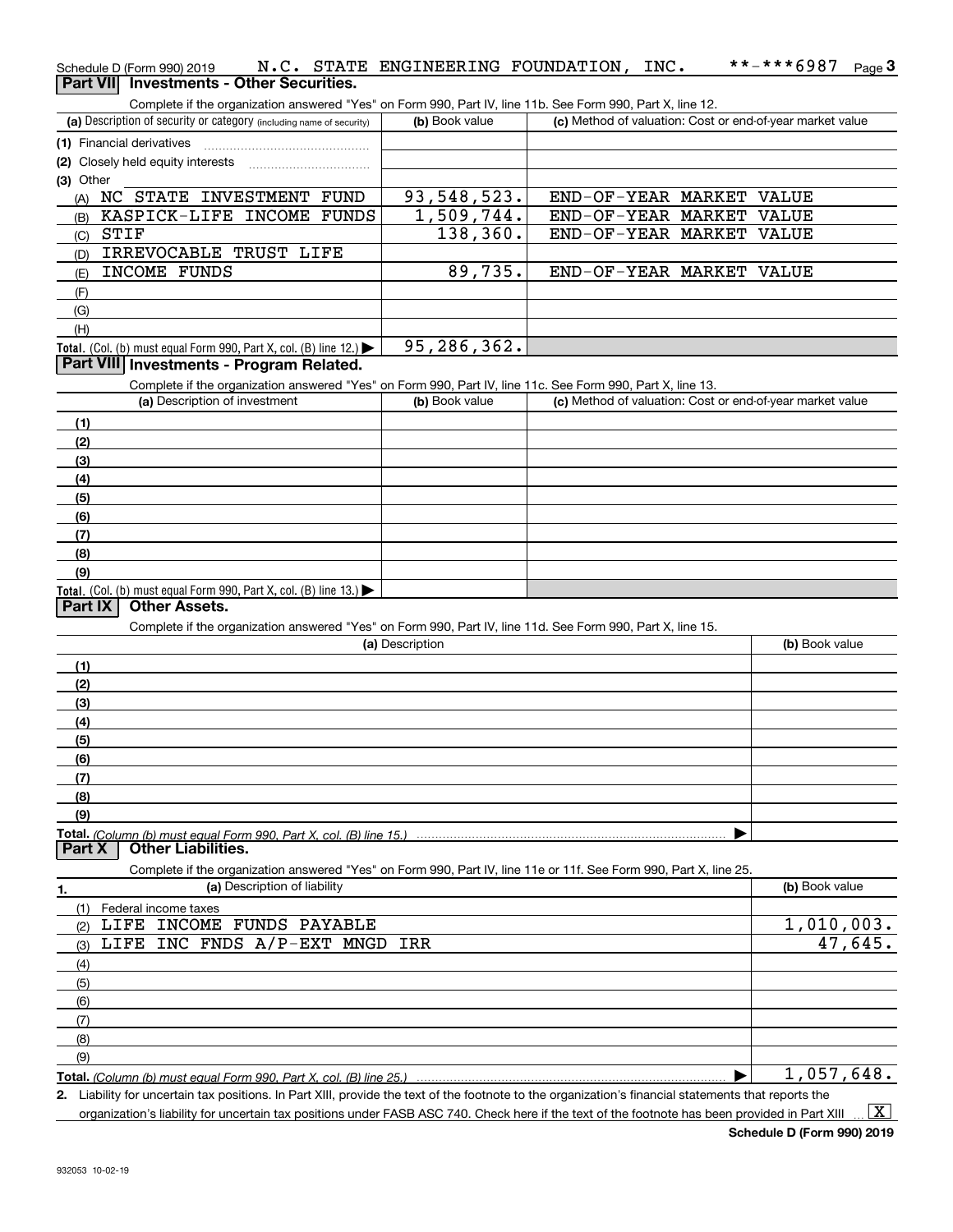Schedule D (Form 990) 2019 N.C. STATE ENGINEERING FOUNDATION, INC. **-***6987

## Part VII Investments - Other Securities.

Complete if the organization answered "Yes" on Form 990, Part IV, line 11b. See Form 990, Part X, line 12.

| (a) Description of security or category (including name of security) | (b) Book value | (c) Method of valuation: Cost or end-of-year market value |
|---|---|---|
| (1) Financial derivatives | | |
| (2) Closely held equity interests | | |
| (3) Other | | |
| (A) NC STATE INVESTMENT FUND | 93,548,523. | END-OF-YEAR MARKET VALUE |
| (B) KASPICK-LIFE INCOME FUNDS | 1,509,744. | END-OF-YEAR MARKET VALUE |
| (C) STIF | 138,360. | END-OF-YEAR MARKET VALUE |
| (D) IRREVOCABLE TRUST LIFE | | |
| (E) INCOME FUNDS | 89,735. | END-OF-YEAR MARKET VALUE |
| (F) | | |
| (G) | | |
| (H) | | |
| **Total.** (Col. (b) must equal Form 990, Part X, col. (B) line 12.) | 95,286,362. | |

## Part VIII Investments - Program Related.

Complete if the organization answered "Yes" on Form 990, Part IV, line 11c. See Form 990, Part X, line 13.

| (a) Description of investment | (b) Book value | (c) Method of valuation: Cost or end-of-year market value |
|---|---|---|
| (1) | | |
| (2) | | |
| (3) | | |
| (4) | | |
| (5) | | |
| (6) | | |
| (7) | | |
| (8) | | |
| (9) | | |
| **Total.** (Col. (b) must equal Form 990, Part X, col. (B) line 13.) | | |

## Part IX Other Assets.

Complete if the organization answered "Yes" on Form 990, Part IV, line 11d. See Form 990, Part X, line 15.

| (a) Description | (b) Book value |
|---|---|
| (1) | |
| (2) | |
| (3) | |
| (4) | |
| (5) | |
| (6) | |
| (7) | |
| (8) | |
| (9) | |
| **Total.** *(Column (b) must equal Form 990, Part X, col. (B) line 15.)* | |

## Part X Other Liabilities.

Complete if the organization answered "Yes" on Form 990, Part IV, line 11e or 11f. See Form 990, Part X, line 25.

| 1. (a) Description of liability | (b) Book value |
|---|---|
| (1) Federal income taxes | |
| (2) LIFE INCOME FUNDS PAYABLE | 1,010,003. |
| (3) LIFE INC FNDS A/P-EXT MNGD IRR | 47,645. |
| (4) | |
| (5) | |
| (6) | |
| (7) | |
| (8) | |
| (9) | |
| **Total.** *(Column (b) must equal Form 990, Part X, col. (B) line 25.)* | 1,057,648. |

**2.** Liability for uncertain tax positions. In Part XIII, provide the text of the footnote to the organization's financial statements that reports the organization's liability for uncertain tax positions under FASB ASC 740. Check here if the text of the footnote has been provided in Part XIII [X]

**Schedule D (Form 990) 2019**

932053 10-02-19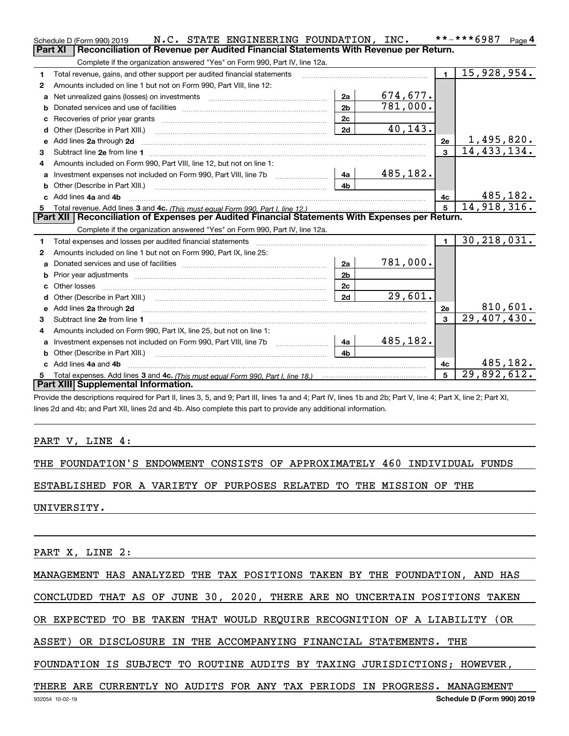Schedule D (Form 990) 2019 N.C. STATE ENGINEERING FOUNDATION, INC. **-***6987 Page 4

## Part XI Reconciliation of Revenue per Audited Financial Statements With Revenue per Return.

Complete if the organization answered "Yes" on Form 990, Part IV, line 12a.

| | | | | | |
|---|---|---|---|---|---|
| 1 | Total revenue, gains, and other support per audited financial statements | | | 1 | 15,928,954. |
| 2 | Amounts included on line 1 but not on Form 990, Part VIII, line 12: | | | | |
| a | Net unrealized gains (losses) on investments | 2a | 674,677. | | |
| b | Donated services and use of facilities | 2b | 781,000. | | |
| c | Recoveries of prior year grants | 2c | | | |
| d | Other (Describe in Part XIII.) | 2d | 40,143. | | |
| e | Add lines 2a through 2d | | | 2e | 1,495,820. |
| 3 | Subtract line 2e from line 1 | | | 3 | 14,433,134. |
| 4 | Amounts included on Form 990, Part VIII, line 12, but not on line 1: | | | | |
| a | Investment expenses not included on Form 990, Part VIII, line 7b | 4a | 485,182. | | |
| b | Other (Describe in Part XIII.) | 4b | | | |
| c | Add lines 4a and 4b | | | 4c | 485,182. |
| 5 | Total revenue. Add lines 3 and 4c. *(This must equal Form 990, Part I, line 12.)* | | | 5 | 14,918,316. |

## Part XII Reconciliation of Expenses per Audited Financial Statements With Expenses per Return.

Complete if the organization answered "Yes" on Form 990, Part IV, line 12a.

| | | | | | |
|---|---|---|---|---|---|
| 1 | Total expenses and losses per audited financial statements | | | 1 | 30,218,031. |
| 2 | Amounts included on line 1 but not on Form 990, Part IX, line 25: | | | | |
| a | Donated services and use of facilities | 2a | 781,000. | | |
| b | Prior year adjustments | 2b | | | |
| c | Other losses | 2c | | | |
| d | Other (Describe in Part XIII.) | 2d | 29,601. | | |
| e | Add lines 2a through 2d | | | 2e | 810,601. |
| 3 | Subtract line 2e from line 1 | | | 3 | 29,407,430. |
| 4 | Amounts included on Form 990, Part IX, line 25, but not on line 1: | | | | |
| a | Investment expenses not included on Form 990, Part VIII, line 7b | 4a | 485,182. | | |
| b | Other (Describe in Part XIII.) | 4b | | | |
| c | Add lines 4a and 4b | | | 4c | 485,182. |
| 5 | Total expenses. Add lines 3 and 4c. *(This must equal Form 990, Part I, line 18.)* | | | 5 | 29,892,612. |

## Part XIII Supplemental Information.

Provide the descriptions required for Part II, lines 3, 5, and 9; Part III, lines 1a and 4; Part IV, lines 1b and 2b; Part V, line 4; Part X, line 2; Part XI, lines 2d and 4b; and Part XII, lines 2d and 4b. Also complete this part to provide any additional information.

PART V, LINE 4:

THE FOUNDATION'S ENDOWMENT CONSISTS OF APPROXIMATELY 460 INDIVIDUAL FUNDS ESTABLISHED FOR A VARIETY OF PURPOSES RELATED TO THE MISSION OF THE UNIVERSITY.

PART X, LINE 2:

MANAGEMENT HAS ANALYZED THE TAX POSITIONS TAKEN BY THE FOUNDATION, AND HAS CONCLUDED THAT AS OF JUNE 30, 2020, THERE ARE NO UNCERTAIN POSITIONS TAKEN OR EXPECTED TO BE TAKEN THAT WOULD REQUIRE RECOGNITION OF A LIABILITY (OR ASSET) OR DISCLOSURE IN THE ACCOMPANYING FINANCIAL STATEMENTS. THE FOUNDATION IS SUBJECT TO ROUTINE AUDITS BY TAXING JURISDICTIONS; HOWEVER, THERE ARE CURRENTLY NO AUDITS FOR ANY TAX PERIODS IN PROGRESS. MANAGEMENT

932054 10-02-19 Schedule D (Form 990) 2019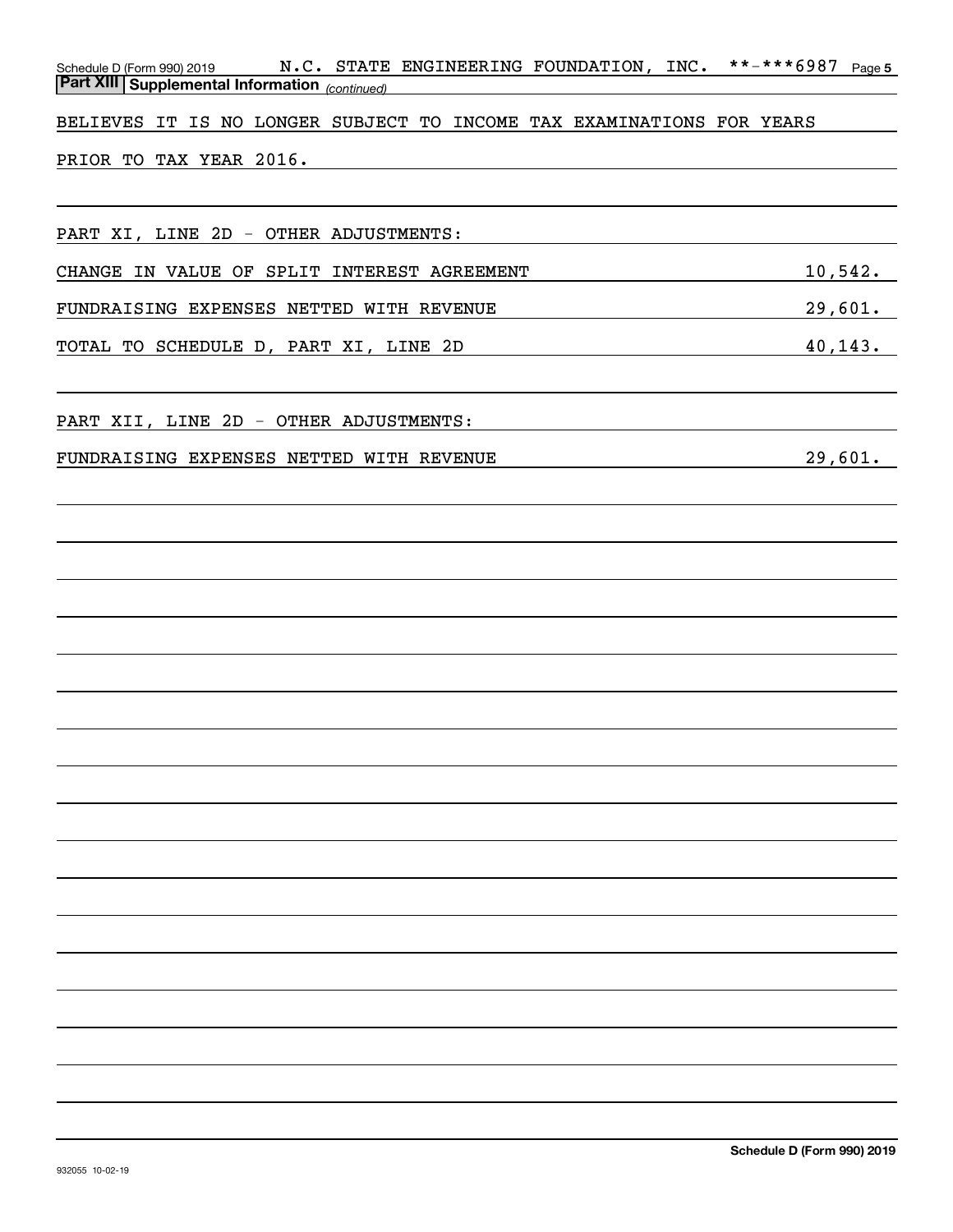Schedule D (Form 990) 2019 N.C. STATE ENGINEERING FOUNDATION, INC. **-***6987 Page 5

**Part XIII Supplemental Information** *(continued)*

BELIEVES IT IS NO LONGER SUBJECT TO INCOME TAX EXAMINATIONS FOR YEARS PRIOR TO TAX YEAR 2016.

PART XI, LINE 2D - OTHER ADJUSTMENTS:

| | |
|---|---|
| CHANGE IN VALUE OF SPLIT INTEREST AGREEMENT | 10,542. |
| FUNDRAISING EXPENSES NETTED WITH REVENUE | 29,601. |
| TOTAL TO SCHEDULE D, PART XI, LINE 2D | 40,143. |

PART XII, LINE 2D - OTHER ADJUSTMENTS:

| | |
|---|---|
| FUNDRAISING EXPENSES NETTED WITH REVENUE | 29,601. |

**Schedule D (Form 990) 2019**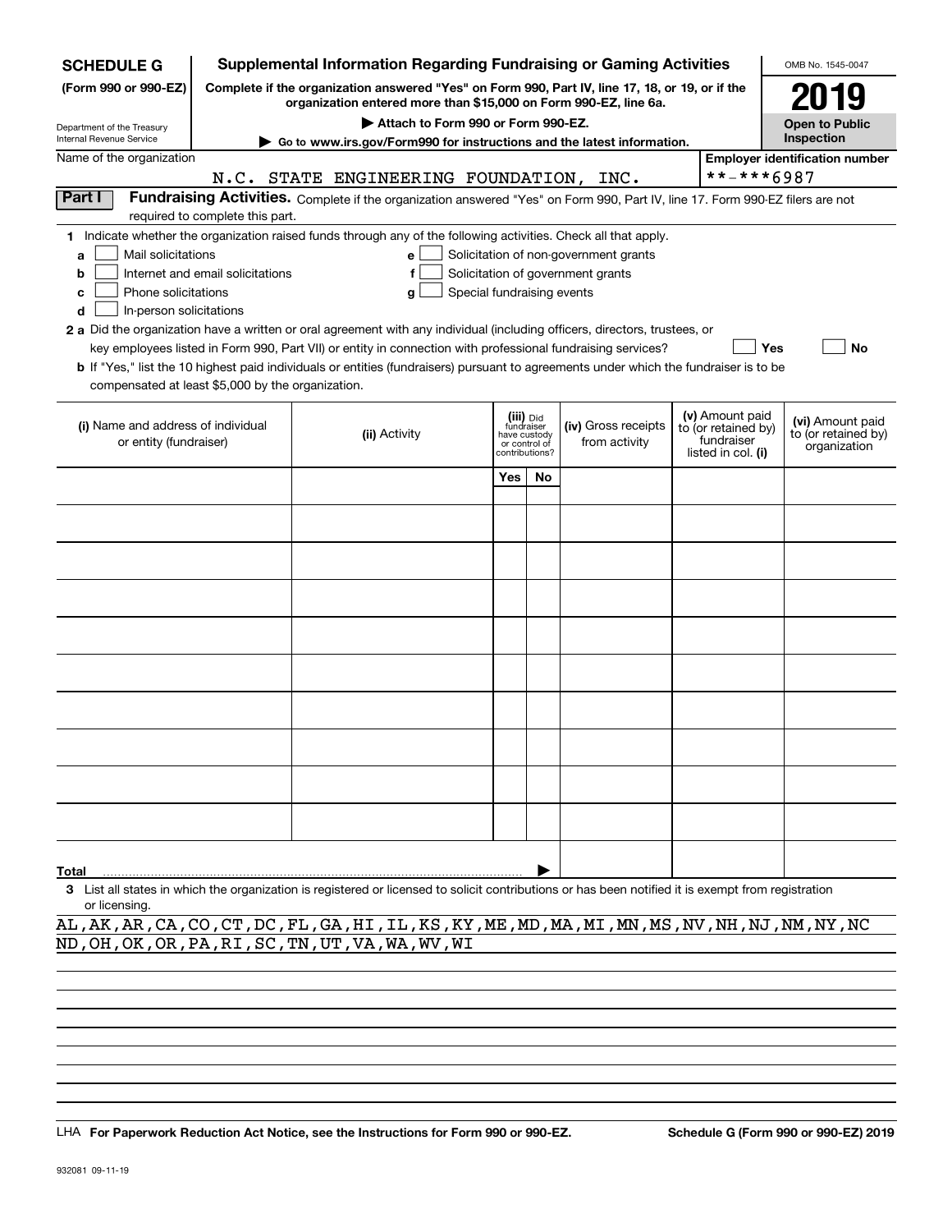**SCHEDULE G** (Form 990 or 990-EZ)

Department of the Treasury
Internal Revenue Service

# Supplemental Information Regarding Fundraising or Gaming Activities

**Complete if the organization answered "Yes" on Form 990, Part IV, line 17, 18, or 19, or if the organization entered more than $15,000 on Form 990-EZ, line 6a.**

**▶ Attach to Form 990 or Form 990-EZ.**

**▶ Go to www.irs.gov/Form990 for instructions and the latest information.**

OMB No. 1545-0047

**2019**

**Open to Public Inspection**

Name of the organization: N.C. STATE ENGINEERING FOUNDATION, INC.

Employer identification number: **-***6987

**Part I** **Fundraising Activities.** Complete if the organization answered "Yes" on Form 990, Part IV, line 17. Form 990-EZ filers are not required to complete this part.

**1** Indicate whether the organization raised funds through any of the following activities. Check all that apply.

- **a** ☐ Mail solicitations
- **b** ☐ Internet and email solicitations
- **c** ☐ Phone solicitations
- **d** ☐ In-person solicitations
- **e** ☐ Solicitation of non-government grants
- **f** ☐ Solicitation of government grants
- **g** ☐ Special fundraising events

**2 a** Did the organization have a written or oral agreement with any individual (including officers, directors, trustees, or key employees listed in Form 990, Part VII) or entity in connection with professional fundraising services? ☐ **Yes** ☐ **No**

**b** If "Yes," list the 10 highest paid individuals or entities (fundraisers) pursuant to agreements under which the fundraiser is to be compensated at least $5,000 by the organization.

| (i) Name and address of individual or entity (fundraiser) | (ii) Activity | (iii) Did fundraiser have custody or control of contributions? | | (iv) Gross receipts from activity | (v) Amount paid to (or retained by) fundraiser listed in col. (i) | (vi) Amount paid to (or retained by) organization |
|---|---|---|---|---|---|---|
| | | Yes | No | | | |
| | | | | | | |
| | | | | | | |
| | | | | | | |
| | | | | | | |
| | | | | | | |
| | | | | | | |
| | | | | | | |
| | | | | | | |
| | | | | | | |
| | | | | | | |
| **Total** ▶ | | | | | | |

**3** List all states in which the organization is registered or licensed to solicit contributions or has been notified it is exempt from registration or licensing.

AL,AK,AR,CA,CO,CT,DC,FL,GA,HI,IL,KS,KY,ME,MD,MA,MI,MN,MS,NV,NH,NJ,NM,NY,NC
ND,OH,OK,OR,PA,RI,SC,TN,UT,VA,WA,WV,WI

LHA **For Paperwork Reduction Act Notice, see the Instructions for Form 990 or 990-EZ.** **Schedule G (Form 990 or 990-EZ) 2019**

932081 09-11-19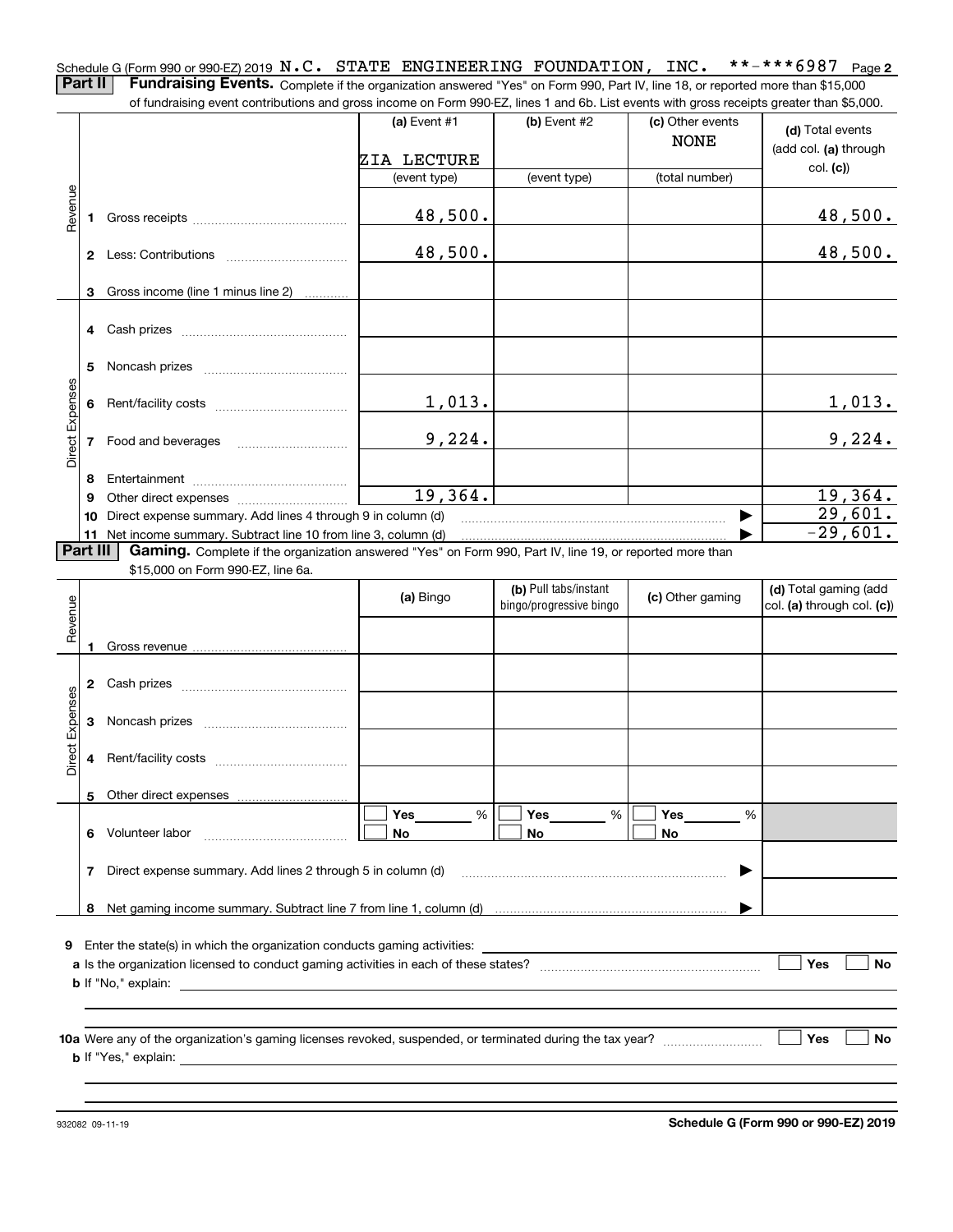Schedule G (Form 990 or 990-EZ) 2019 N.C. STATE ENGINEERING FOUNDATION, INC. **-***6987 Page 2

**Part II** **Fundraising Events.** Complete if the organization answered "Yes" on Form 990, Part IV, line 18, or reported more than $15,000 of fundraising event contributions and gross income on Form 990-EZ, lines 1 and 6b. List events with gross receipts greater than $5,000.

| | | (a) Event #1<br>ZIA LECTURE<br>(event type) | (b) Event #2<br><br>(event type) | (c) Other events<br>NONE<br>(total number) | (d) Total events (add col. (a) through col. (c)) |
|---|---|---|---|---|---|
| Revenue | 1 Gross receipts | 48,500. | | | 48,500. |
| | 2 Less: Contributions | 48,500. | | | 48,500. |
| | 3 Gross income (line 1 minus line 2) | | | | |
| Direct Expenses | 4 Cash prizes | | | | |
| | 5 Noncash prizes | | | | |
| | 6 Rent/facility costs | 1,013. | | | 1,013. |
| | 7 Food and beverages | 9,224. | | | 9,224. |
| | 8 Entertainment | | | | |
| | 9 Other direct expenses | 19,364. | | | 19,364. |
| | 10 Direct expense summary. Add lines 4 through 9 in column (d) | | | ▶ | 29,601. |
| | 11 Net income summary. Subtract line 10 from line 3, column (d) | | | ▶ | -29,601. |

**Part III** **Gaming.** Complete if the organization answered "Yes" on Form 990, Part IV, line 19, or reported more than $15,000 on Form 990-EZ, line 6a.

| | | (a) Bingo | (b) Pull tabs/instant bingo/progressive bingo | (c) Other gaming | (d) Total gaming (add col. (a) through col. (c)) |
|---|---|---|---|---|---|
| Revenue | 1 Gross revenue | | | | |
| Direct Expenses | 2 Cash prizes | | | | |
| | 3 Noncash prizes | | | | |
| | 4 Rent/facility costs | | | | |
| | 5 Other direct expenses | | | | |
| | 6 Volunteer labor | ☐ Yes ____ %<br>☐ No | ☐ Yes ____ %<br>☐ No | ☐ Yes ____ %<br>☐ No | |
| | 7 Direct expense summary. Add lines 2 through 5 in column (d) | | | ▶ | |
| | 8 Net gaming income summary. Subtract line 7 from line 1, column (d) | | | ▶ | |

9 Enter the state(s) in which the organization conducts gaming activities: ____________

a Is the organization licensed to conduct gaming activities in each of these states? ☐ Yes ☐ No

b If "No," explain: ____________

10a Were any of the organization's gaming licenses revoked, suspended, or terminated during the tax year? ☐ Yes ☐ No

b If "Yes," explain: ____________

932082 09-11-19 **Schedule G (Form 990 or 990-EZ) 2019**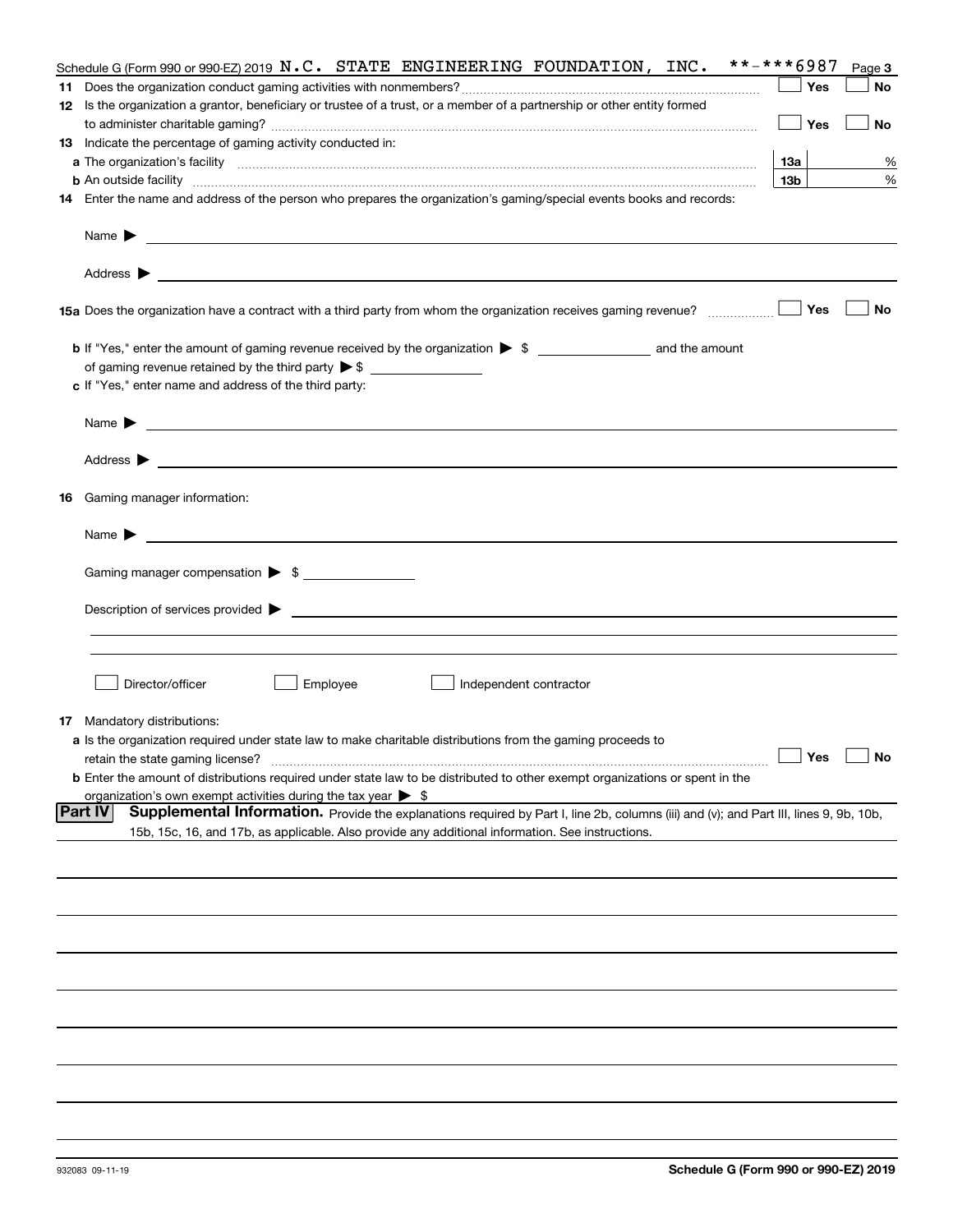Schedule G (Form 990 or 990-EZ) 2019 N.C. STATE ENGINEERING FOUNDATION, INC. **-***6987 Page 3

**11** Does the organization conduct gaming activities with nonmembers? ☐ Yes ☐ No

**12** Is the organization a grantor, beneficiary or trustee of a trust, or a member of a partnership or other entity formed to administer charitable gaming? ☐ Yes ☐ No

**13** Indicate the percentage of gaming activity conducted in:

**a** The organization's facility **13a** %

**b** An outside facility **13b** %

**14** Enter the name and address of the person who prepares the organization's gaming/special events books and records:

Name ▶

Address ▶

**15a** Does the organization have a contract with a third party from whom the organization receives gaming revenue? ☐ Yes ☐ No

**b** If "Yes," enter the amount of gaming revenue received by the organization ▶ $ ________ and the amount of gaming revenue retained by the third party ▶ $ ________

**c** If "Yes," enter name and address of the third party:

Name ▶

Address ▶

**16** Gaming manager information:

Name ▶

Gaming manager compensation ▶ $

Description of services provided ▶

☐ Director/officer ☐ Employee ☐ Independent contractor

**17** Mandatory distributions:

**a** Is the organization required under state law to make charitable distributions from the gaming proceeds to retain the state gaming license? ☐ Yes ☐ No

**b** Enter the amount of distributions required under state law to be distributed to other exempt organizations or spent in the organization's own exempt activities during the tax year ▶ $

**Part IV** **Supplemental Information.** Provide the explanations required by Part I, line 2b, columns (iii) and (v); and Part III, lines 9, 9b, 10b, 15b, 15c, 16, and 17b, as applicable. Also provide any additional information. See instructions.

932083 09-11-19

**Schedule G (Form 990 or 990-EZ) 2019**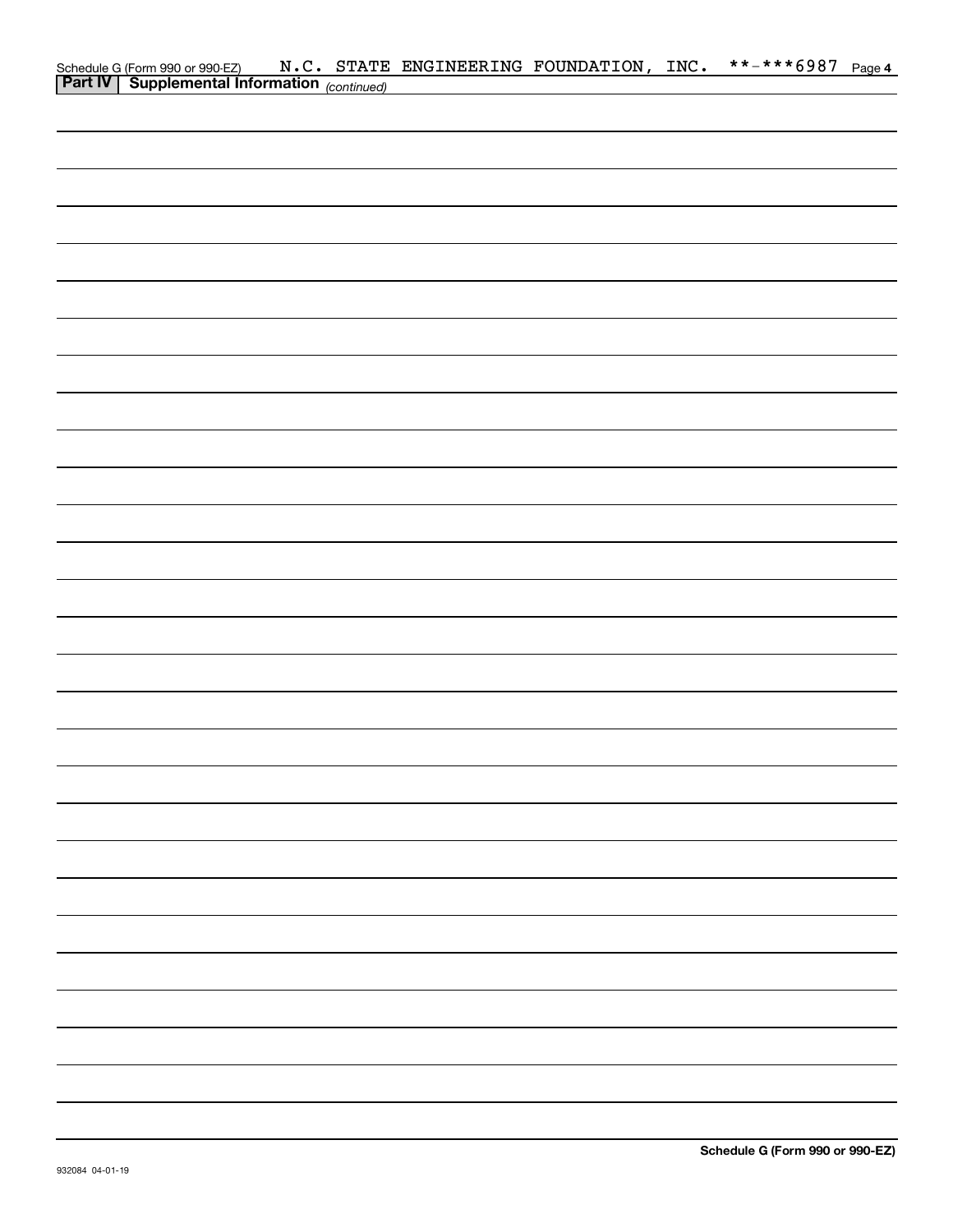Schedule G (Form 990 or 990-EZ) N.C. STATE ENGINEERING FOUNDATION, INC. **-***6987 Page 4

**Part IV | Supplemental Information** *(continued)*

**Schedule G (Form 990 or 990-EZ)**

932084 04-01-19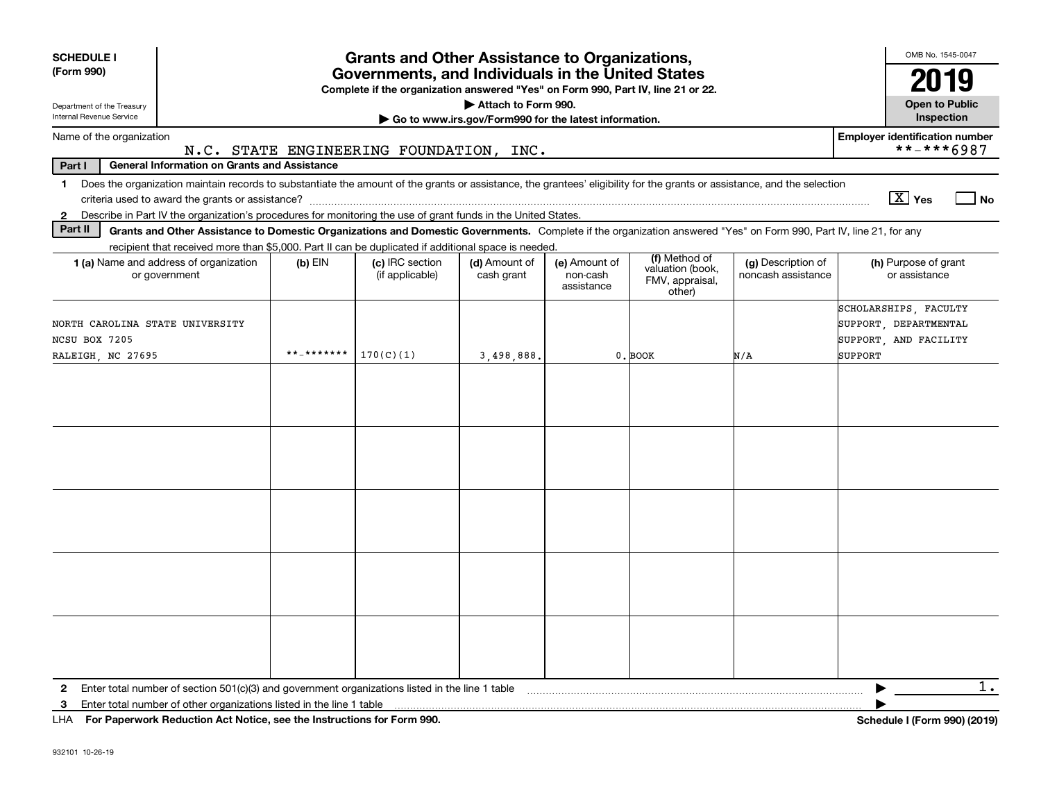**SCHEDULE I**
**(Form 990)**

Department of the Treasury
Internal Revenue Service

# Grants and Other Assistance to Organizations, Governments, and Individuals in the United States

**Complete if the organization answered "Yes" on Form 990, Part IV, line 21 or 22.**
**▶ Attach to Form 990.**
**▶ Go to www.irs.gov/Form990 for the latest information.**

OMB No. 1545-0047
**2019**
**Open to Public Inspection**

Name of the organization: N.C. STATE ENGINEERING FOUNDATION, INC.
**Employer identification number**: **-***6987

**Part I** **General Information on Grants and Assistance**

1 Does the organization maintain records to substantiate the amount of the grants or assistance, the grantees' eligibility for the grants or assistance, and the selection criteria used to award the grants or assistance? [X] Yes [ ] No

2 Describe in Part IV the organization's procedures for monitoring the use of grant funds in the United States.

**Part II** **Grants and Other Assistance to Domestic Organizations and Domestic Governments.** Complete if the organization answered "Yes" on Form 990, Part IV, line 21, for any recipient that received more than $5,000. Part II can be duplicated if additional space is needed.

| 1 (a) Name and address of organization or government | (b) EIN | (c) IRC section (if applicable) | (d) Amount of cash grant | (e) Amount of non-cash assistance | (f) Method of valuation (book, FMV, appraisal, other) | (g) Description of noncash assistance | (h) Purpose of grant or assistance |
|---|---|---|---|---|---|---|---|
| NORTH CAROLINA STATE UNIVERSITY NCSU BOX 7205 RALEIGH, NC 27695 | **-******* | 170(C)(1) | 3,498,888. | 0. | BOOK | N/A | SCHOLARSHIPS, FACULTY SUPPORT, DEPARTMENTAL SUPPORT, AND FACILITY SUPPORT |
| | | | | | | | |
| | | | | | | | |
| | | | | | | | |
| | | | | | | | |
| | | | | | | | |

2 Enter total number of section 501(c)(3) and government organizations listed in the line 1 table ▶ 1.

3 Enter total number of other organizations listed in the line 1 table ▶

LHA **For Paperwork Reduction Act Notice, see the Instructions for Form 990.** **Schedule I (Form 990) (2019)**

932101 10-26-19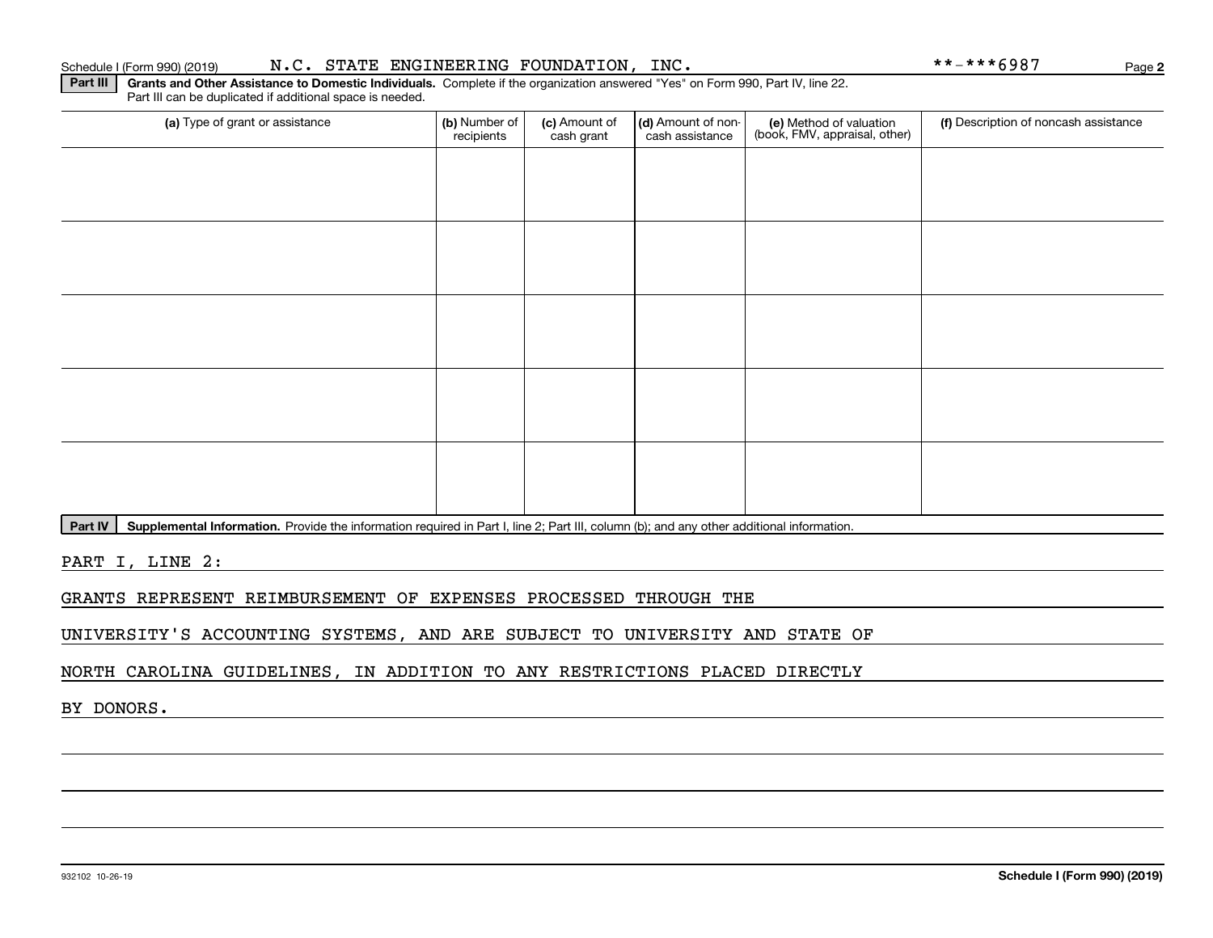Schedule I (Form 990) (2019) N.C. STATE ENGINEERING FOUNDATION, INC. **-***6987

**Part III** **Grants and Other Assistance to Domestic Individuals.** Complete if the organization answered "Yes" on Form 990, Part IV, line 22. Part III can be duplicated if additional space is needed.

| (a) Type of grant or assistance | (b) Number of recipients | (c) Amount of cash grant | (d) Amount of non-cash assistance | (e) Method of valuation (book, FMV, appraisal, other) | (f) Description of noncash assistance |
|---|---|---|---|---|---|
| | | | | | |
| | | | | | |
| | | | | | |
| | | | | | |
| | | | | | |

**Part IV** **Supplemental Information.** Provide the information required in Part I, line 2; Part III, column (b); and any other additional information.

PART I, LINE 2:

GRANTS REPRESENT REIMBURSEMENT OF EXPENSES PROCESSED THROUGH THE UNIVERSITY'S ACCOUNTING SYSTEMS, AND ARE SUBJECT TO UNIVERSITY AND STATE OF NORTH CAROLINA GUIDELINES, IN ADDITION TO ANY RESTRICTIONS PLACED DIRECTLY BY DONORS.

932102 10-26-19 **Schedule I (Form 990) (2019)**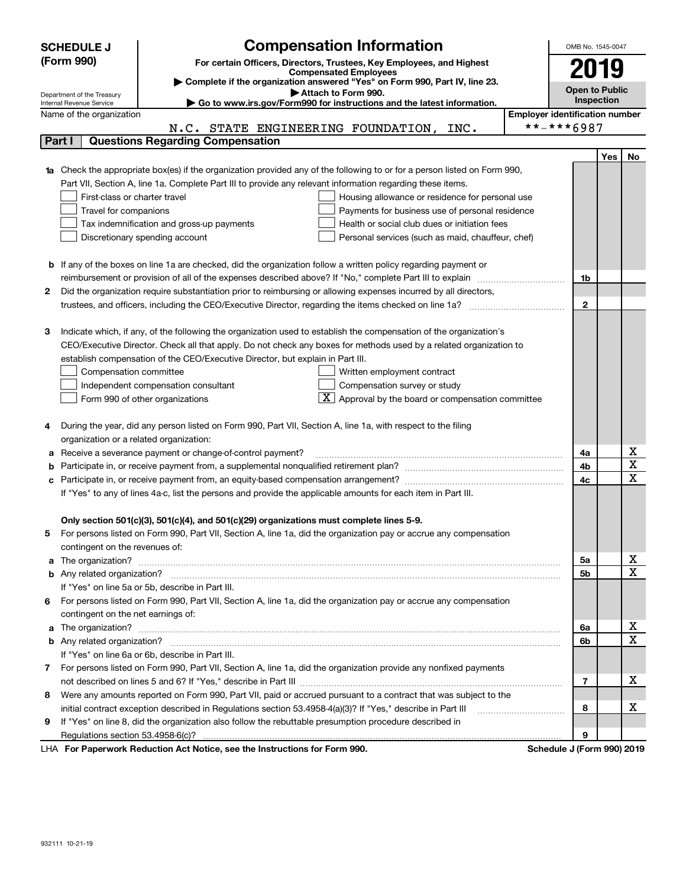# SCHEDULE J (Form 990)

Department of the Treasury
Internal Revenue Service

## Compensation Information

**For certain Officers, Directors, Trustees, Key Employees, and Highest Compensated Employees**

▶ **Complete if the organization answered "Yes" on Form 990, Part IV, line 23.**

▶ **Attach to Form 990.**

▶ **Go to www.irs.gov/Form990 for instructions and the latest information.**

OMB No. 1545-0047

**2019**

**Open to Public Inspection**

Name of the organization: N.C. STATE ENGINEERING FOUNDATION, INC.

Employer identification number: **-***6987

**Part I — Questions Regarding Compensation**

| | | | Yes | No |
|---|---|---|---|---|
| **1a** | Check the appropriate box(es) if the organization provided any of the following to or for a person listed on Form 990, Part VII, Section A, line 1a. Complete Part III to provide any relevant information regarding these items.<br>☐ First-class or charter travel ☐ Housing allowance or residence for personal use<br>☐ Travel for companions ☐ Payments for business use of personal residence<br>☐ Tax indemnification and gross-up payments ☐ Health or social club dues or initiation fees<br>☐ Discretionary spending account ☐ Personal services (such as maid, chauffeur, chef) | | | |
| **b** | If any of the boxes on line 1a are checked, did the organization follow a written policy regarding payment or reimbursement or provision of all of the expenses described above? If "No," complete Part III to explain | 1b | | |
| **2** | Did the organization require substantiation prior to reimbursing or allowing expenses incurred by all directors, trustees, and officers, including the CEO/Executive Director, regarding the items checked on line 1a? | 2 | | |
| **3** | Indicate which, if any, of the following the organization used to establish the compensation of the organization's CEO/Executive Director. Check all that apply. Do not check any boxes for methods used by a related organization to establish compensation of the CEO/Executive Director, but explain in Part III.<br>☐ Compensation committee ☐ Written employment contract<br>☐ Independent compensation consultant ☐ Compensation survey or study<br>☐ Form 990 of other organizations ☒ Approval by the board or compensation committee | | | |
| **4** | During the year, did any person listed on Form 990, Part VII, Section A, line 1a, with respect to the filing organization or a related organization: | | | |
| **a** | Receive a severance payment or change-of-control payment? | 4a | | X |
| **b** | Participate in, or receive payment from, a supplemental nonqualified retirement plan? | 4b | | X |
| **c** | Participate in, or receive payment from, an equity-based compensation arrangement? | 4c | | X |
| | If "Yes" to any of lines 4a-c, list the persons and provide the applicable amounts for each item in Part III. | | | |
| | **Only section 501(c)(3), 501(c)(4), and 501(c)(29) organizations must complete lines 5-9.** | | | |
| **5** | For persons listed on Form 990, Part VII, Section A, line 1a, did the organization pay or accrue any compensation contingent on the revenues of: | | | |
| **a** | The organization? | 5a | | X |
| **b** | Any related organization? | 5b | | X |
| | If "Yes" on line 5a or 5b, describe in Part III. | | | |
| **6** | For persons listed on Form 990, Part VII, Section A, line 1a, did the organization pay or accrue any compensation contingent on the net earnings of: | | | |
| **a** | The organization? | 6a | | X |
| **b** | Any related organization? | 6b | | X |
| | If "Yes" on line 6a or 6b, describe in Part III. | | | |
| **7** | For persons listed on Form 990, Part VII, Section A, line 1a, did the organization provide any nonfixed payments not described on lines 5 and 6? If "Yes," describe in Part III | 7 | | X |
| **8** | Were any amounts reported on Form 990, Part VII, paid or accrued pursuant to a contract that was subject to the initial contract exception described in Regulations section 53.4958-4(a)(3)? If "Yes," describe in Part III | 8 | | X |
| **9** | If "Yes" on line 8, did the organization also follow the rebuttable presumption procedure described in Regulations section 53.4958-6(c)? | 9 | | |

LHA **For Paperwork Reduction Act Notice, see the Instructions for Form 990.** **Schedule J (Form 990) 2019**

932111 10-21-19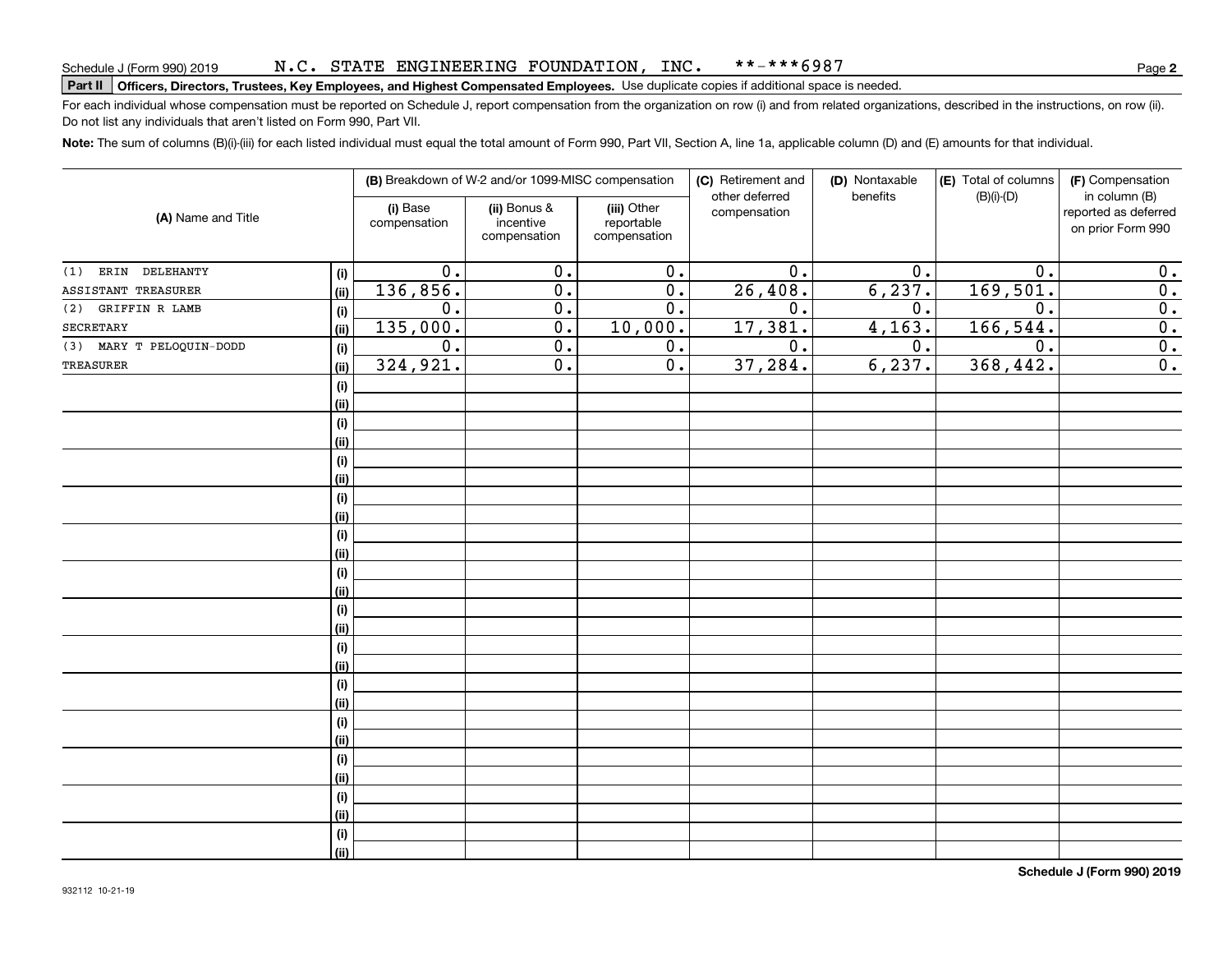Schedule J (Form 990) 2019 N.C. STATE ENGINEERING FOUNDATION, INC. **-***6987

**Part II** **Officers, Directors, Trustees, Key Employees, and Highest Compensated Employees.** Use duplicate copies if additional space is needed.

For each individual whose compensation must be reported on Schedule J, report compensation from the organization on row (i) and from related organizations, described in the instructions, on row (ii). Do not list any individuals that aren't listed on Form 990, Part VII.

**Note:** The sum of columns (B)(i)-(iii) for each listed individual must equal the total amount of Form 990, Part VII, Section A, line 1a, applicable column (D) and (E) amounts for that individual.

| (A) Name and Title | | (B) Breakdown of W-2 and/or 1099-MISC compensation | | | (C) Retirement and other deferred compensation | (D) Nontaxable benefits | (E) Total of columns (B)(i)-(D) | (F) Compensation in column (B) reported as deferred on prior Form 990 |
|---|---|---|---|---|---|---|---|---|
| | | (i) Base compensation | (ii) Bonus & incentive compensation | (iii) Other reportable compensation | | | | |
| (1) ERIN DELEHANTY | (i) | 0. | 0. | 0. | 0. | 0. | 0. | 0. |
| ASSISTANT TREASURER | (ii) | 136,856. | 0. | 0. | 26,408. | 6,237. | 169,501. | 0. |
| (2) GRIFFIN R LAMB | (i) | 0. | 0. | 0. | 0. | 0. | 0. | 0. |
| SECRETARY | (ii) | 135,000. | 0. | 10,000. | 17,381. | 4,163. | 166,544. | 0. |
| (3) MARY T PELOQUIN-DODD | (i) | 0. | 0. | 0. | 0. | 0. | 0. | 0. |
| TREASURER | (ii) | 324,921. | 0. | 0. | 37,284. | 6,237. | 368,442. | 0. |

Schedule J (Form 990) 2019

932112 10-21-19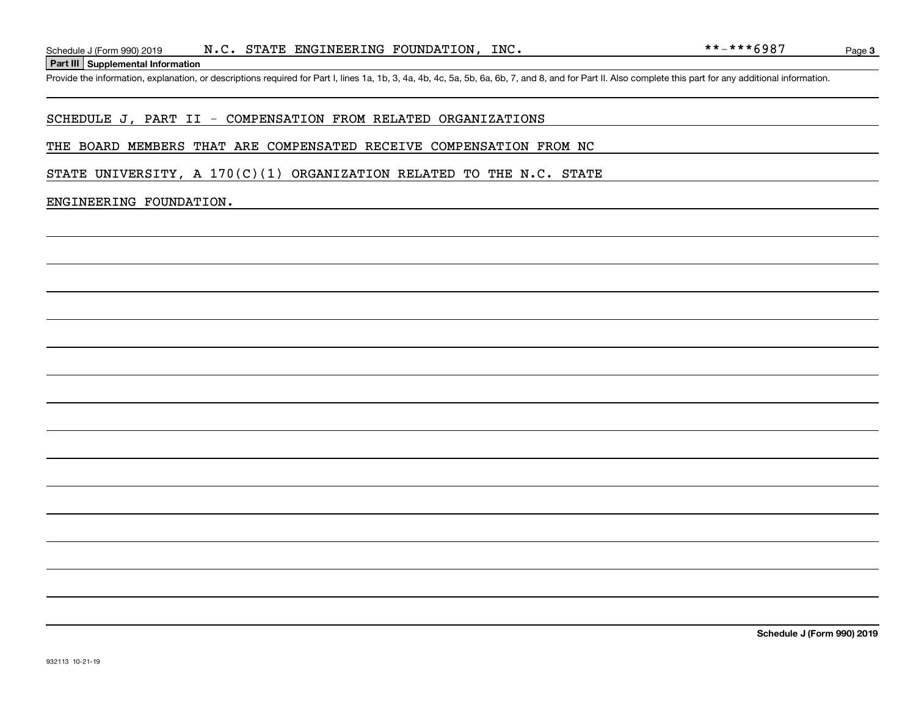## Part III Supplemental Information

Provide the information, explanation, or descriptions required for Part I, lines 1a, 1b, 3, 4a, 4b, 4c, 5a, 5b, 6a, 6b, 7, and 8, and for Part II. Also complete this part for any additional information.

SCHEDULE J, PART II - COMPENSATION FROM RELATED ORGANIZATIONS

THE BOARD MEMBERS THAT ARE COMPENSATED RECEIVE COMPENSATION FROM NC STATE UNIVERSITY, A 170(C)(1) ORGANIZATION RELATED TO THE N.C. STATE ENGINEERING FOUNDATION.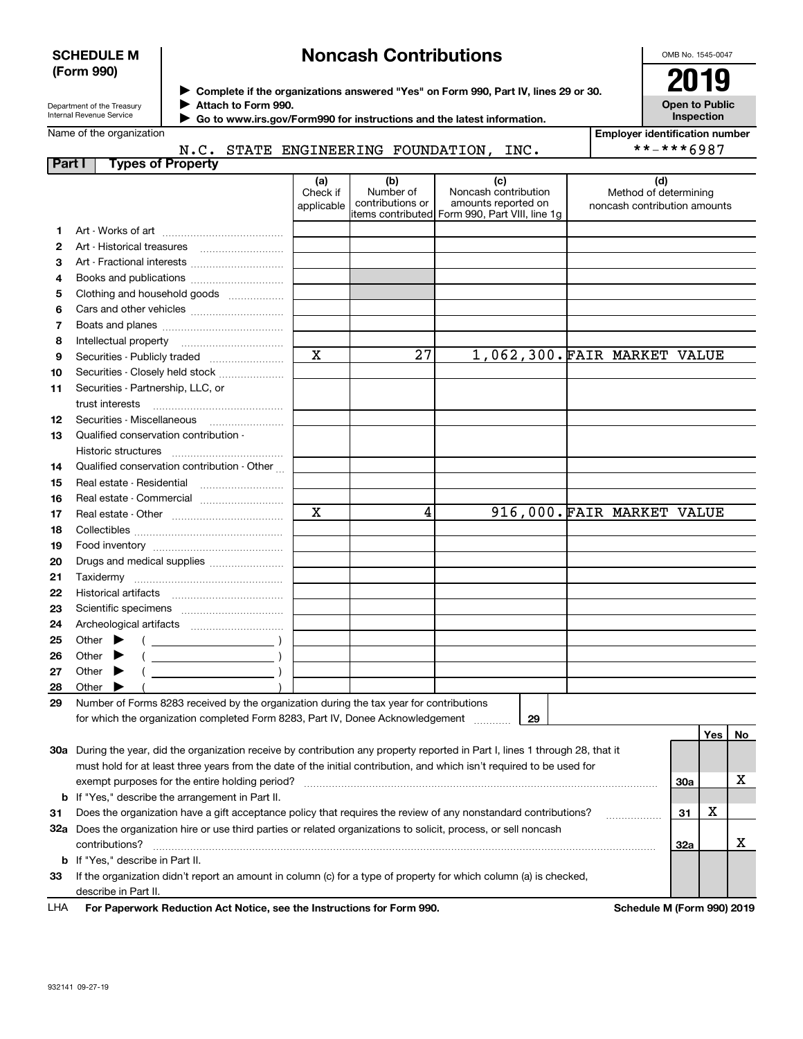**SCHEDULE M (Form 990)**

Department of the Treasury
Internal Revenue Service

# Noncash Contributions

▶ **Complete if the organizations answered "Yes" on Form 990, Part IV, lines 29 or 30.**
▶ **Attach to Form 990.**
▶ **Go to www.irs.gov/Form990 for instructions and the latest information.**

OMB No. 1545-0047

**2019**

**Open to Public Inspection**

Name of the organization: N.C. STATE ENGINEERING FOUNDATION, INC.

Employer identification number: **-***6987

## Part I Types of Property

| | | (a) Check if applicable | (b) Number of contributions or items contributed | (c) Noncash contribution amounts reported on Form 990, Part VIII, line 1g | (d) Method of determining noncash contribution amounts |
|---|---|---|---|---|---|
| 1 | Art - Works of art | | | | |
| 2 | Art - Historical treasures | | | | |
| 3 | Art - Fractional interests | | | | |
| 4 | Books and publications | | | | |
| 5 | Clothing and household goods | | | | |
| 6 | Cars and other vehicles | | | | |
| 7 | Boats and planes | | | | |
| 8 | Intellectual property | | | | |
| 9 | Securities - Publicly traded | X | 27 | 1,062,300. | FAIR MARKET VALUE |
| 10 | Securities - Closely held stock | | | | |
| 11 | Securities - Partnership, LLC, or trust interests | | | | |
| 12 | Securities - Miscellaneous | | | | |
| 13 | Qualified conservation contribution - Historic structures | | | | |
| 14 | Qualified conservation contribution - Other | | | | |
| 15 | Real estate - Residential | | | | |
| 16 | Real estate - Commercial | | | | |
| 17 | Real estate - Other | X | 4 | 916,000. | FAIR MARKET VALUE |
| 18 | Collectibles | | | | |
| 19 | Food inventory | | | | |
| 20 | Drugs and medical supplies | | | | |
| 21 | Taxidermy | | | | |
| 22 | Historical artifacts | | | | |
| 23 | Scientific specimens | | | | |
| 24 | Archeological artifacts | | | | |
| 25 | Other ▶ ( ) | | | | |
| 26 | Other ▶ ( ) | | | | |
| 27 | Other ▶ ( ) | | | | |
| 28 | Other ▶ ( ) | | | | |

29 Number of Forms 8283 received by the organization during the tax year for contributions for which the organization completed Form 8283, Part IV, Donee Acknowledgement ..... 29

| | | | Yes | No |
|---|---|---|---|---|
| 30a | During the year, did the organization receive by contribution any property reported in Part I, lines 1 through 28, that it must hold for at least three years from the date of the initial contribution, and which isn't required to be used for exempt purposes for the entire holding period? | 30a | | X |
| b | If "Yes," describe the arrangement in Part II. | | | |
| 31 | Does the organization have a gift acceptance policy that requires the review of any nonstandard contributions? | 31 | X | |
| 32a | Does the organization hire or use third parties or related organizations to solicit, process, or sell noncash contributions? | 32a | | X |
| b | If "Yes," describe in Part II. | | | |
| 33 | If the organization didn't report an amount in column (c) for a type of property for which column (a) is checked, describe in Part II. | | | |

LHA **For Paperwork Reduction Act Notice, see the Instructions for Form 990.** **Schedule M (Form 990) 2019**

932141 09-27-19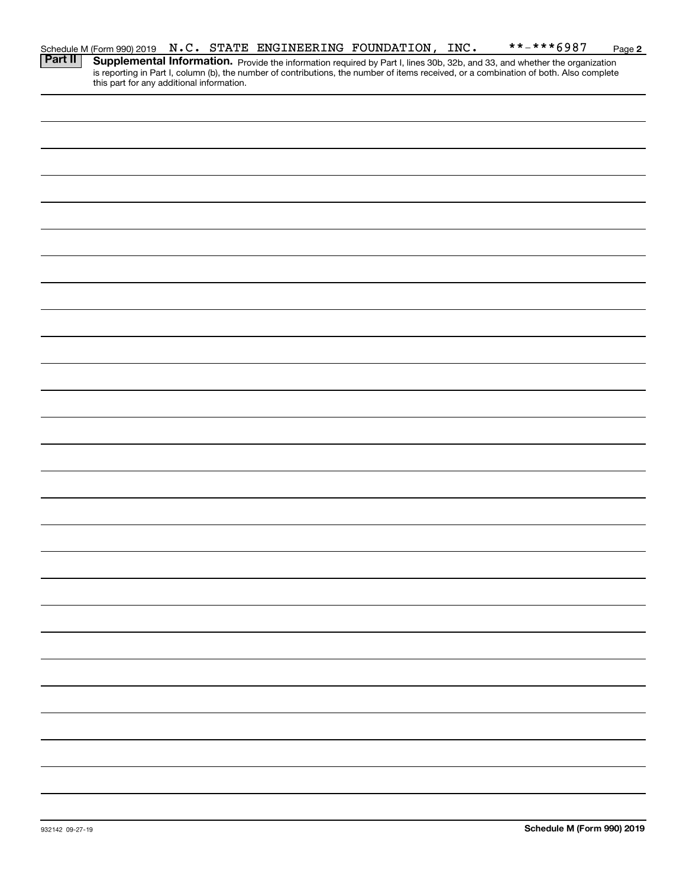Schedule M (Form 990) 2019 N.C. STATE ENGINEERING FOUNDATION, INC. **-***6987 Page 2

**Part II** **Supplemental Information.** Provide the information required by Part I, lines 30b, 32b, and 33, and whether the organization is reporting in Part I, column (b), the number of contributions, the number of items received, or a combination of both. Also complete this part for any additional information.

932142 09-27-19 **Schedule M (Form 990) 2019**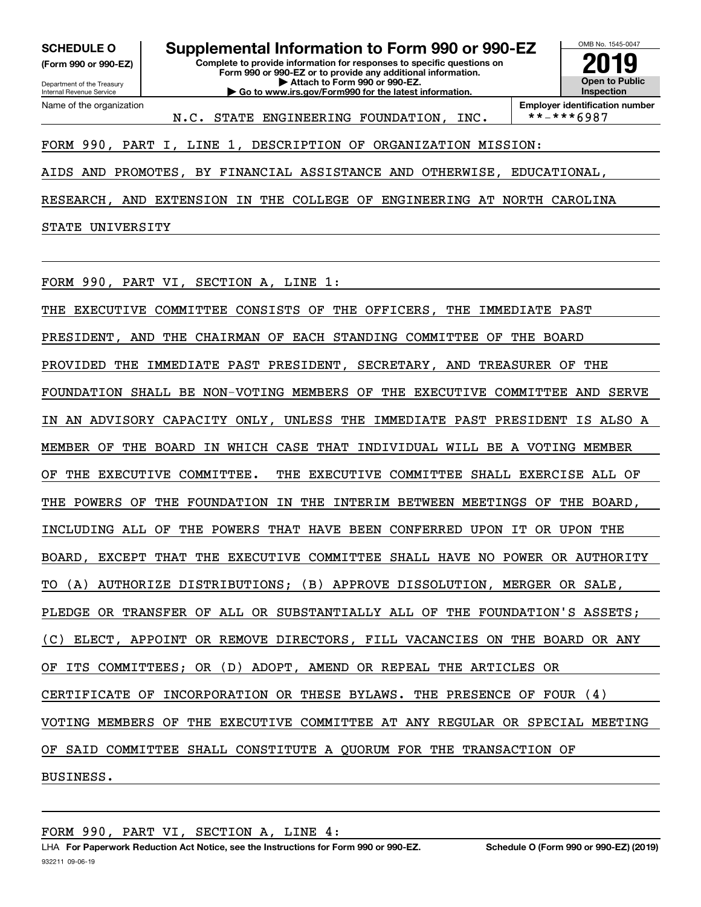**SCHEDULE O**
**(Form 990 or 990-EZ)**

Department of the Treasury
Internal Revenue Service

# Supplemental Information to Form 990 or 990-EZ

**Complete to provide information for responses to specific questions on Form 990 or 990-EZ or to provide any additional information.**
**▶ Attach to Form 990 or 990-EZ.**
**▶ Go to www.irs.gov/Form990 for the latest information.**

OMB No. 1545-0047
**2019**
**Open to Public Inspection**

Name of the organization: N.C. STATE ENGINEERING FOUNDATION, INC.

**Employer identification number**: **-***6987

FORM 990, PART I, LINE 1, DESCRIPTION OF ORGANIZATION MISSION:

AIDS AND PROMOTES, BY FINANCIAL ASSISTANCE AND OTHERWISE, EDUCATIONAL, RESEARCH, AND EXTENSION IN THE COLLEGE OF ENGINEERING AT NORTH CAROLINA STATE UNIVERSITY

FORM 990, PART VI, SECTION A, LINE 1:

THE EXECUTIVE COMMITTEE CONSISTS OF THE OFFICERS, THE IMMEDIATE PAST PRESIDENT, AND THE CHAIRMAN OF EACH STANDING COMMITTEE OF THE BOARD PROVIDED THE IMMEDIATE PAST PRESIDENT, SECRETARY, AND TREASURER OF THE FOUNDATION SHALL BE NON-VOTING MEMBERS OF THE EXECUTIVE COMMITTEE AND SERVE IN AN ADVISORY CAPACITY ONLY, UNLESS THE IMMEDIATE PAST PRESIDENT IS ALSO A MEMBER OF THE BOARD IN WHICH CASE THAT INDIVIDUAL WILL BE A VOTING MEMBER OF THE EXECUTIVE COMMITTEE. THE EXECUTIVE COMMITTEE SHALL EXERCISE ALL OF THE POWERS OF THE FOUNDATION IN THE INTERIM BETWEEN MEETINGS OF THE BOARD, INCLUDING ALL OF THE POWERS THAT HAVE BEEN CONFERRED UPON IT OR UPON THE BOARD, EXCEPT THAT THE EXECUTIVE COMMITTEE SHALL HAVE NO POWER OR AUTHORITY TO (A) AUTHORIZE DISTRIBUTIONS; (B) APPROVE DISSOLUTION, MERGER OR SALE, PLEDGE OR TRANSFER OF ALL OR SUBSTANTIALLY ALL OF THE FOUNDATION'S ASSETS; (C) ELECT, APPOINT OR REMOVE DIRECTORS, FILL VACANCIES ON THE BOARD OR ANY OF ITS COMMITTEES; OR (D) ADOPT, AMEND OR REPEAL THE ARTICLES OR CERTIFICATE OF INCORPORATION OR THESE BYLAWS. THE PRESENCE OF FOUR (4) VOTING MEMBERS OF THE EXECUTIVE COMMITTEE AT ANY REGULAR OR SPECIAL MEETING OF SAID COMMITTEE SHALL CONSTITUTE A QUORUM FOR THE TRANSACTION OF BUSINESS.

FORM 990, PART VI, SECTION A, LINE 4:

LHA **For Paperwork Reduction Act Notice, see the Instructions for Form 990 or 990-EZ.** **Schedule O (Form 990 or 990-EZ) (2019)**
932211 09-06-19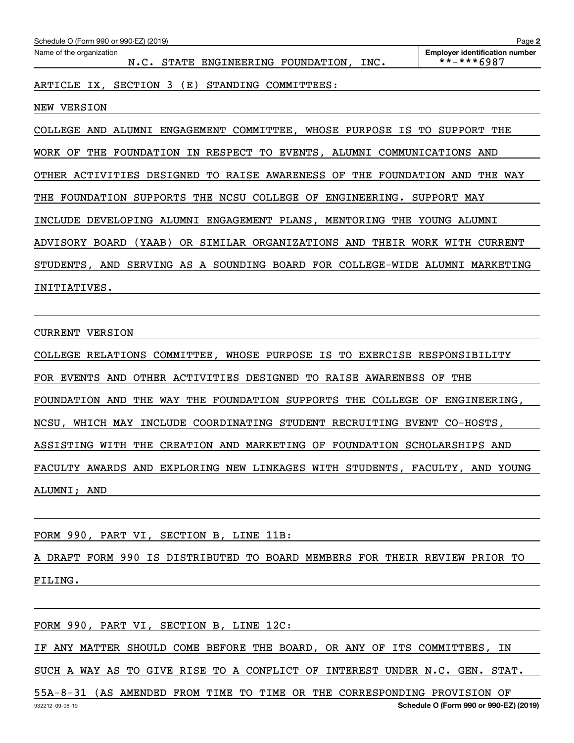Schedule O (Form 990 or 990-EZ) (2019)

Name of the organization: N.C. STATE ENGINEERING FOUNDATION, INC.

Employer identification number: **-***6987

ARTICLE IX, SECTION 3 (E) STANDING COMMITTEES:

NEW VERSION

COLLEGE AND ALUMNI ENGAGEMENT COMMITTEE, WHOSE PURPOSE IS TO SUPPORT THE WORK OF THE FOUNDATION IN RESPECT TO EVENTS, ALUMNI COMMUNICATIONS AND OTHER ACTIVITIES DESIGNED TO RAISE AWARENESS OF THE FOUNDATION AND THE WAY THE FOUNDATION SUPPORTS THE NCSU COLLEGE OF ENGINEERING. SUPPORT MAY INCLUDE DEVELOPING ALUMNI ENGAGEMENT PLANS, MENTORING THE YOUNG ALUMNI ADVISORY BOARD (YAAB) OR SIMILAR ORGANIZATIONS AND THEIR WORK WITH CURRENT STUDENTS, AND SERVING AS A SOUNDING BOARD FOR COLLEGE-WIDE ALUMNI MARKETING INITIATIVES.

CURRENT VERSION

COLLEGE RELATIONS COMMITTEE, WHOSE PURPOSE IS TO EXERCISE RESPONSIBILITY FOR EVENTS AND OTHER ACTIVITIES DESIGNED TO RAISE AWARENESS OF THE FOUNDATION AND THE WAY THE FOUNDATION SUPPORTS THE COLLEGE OF ENGINEERING, NCSU, WHICH MAY INCLUDE COORDINATING STUDENT RECRUITING EVENT CO-HOSTS, ASSISTING WITH THE CREATION AND MARKETING OF FOUNDATION SCHOLARSHIPS AND FACULTY AWARDS AND EXPLORING NEW LINKAGES WITH STUDENTS, FACULTY, AND YOUNG ALUMNI; AND

FORM 990, PART VI, SECTION B, LINE 11B:

A DRAFT FORM 990 IS DISTRIBUTED TO BOARD MEMBERS FOR THEIR REVIEW PRIOR TO FILING.

FORM 990, PART VI, SECTION B, LINE 12C:

IF ANY MATTER SHOULD COME BEFORE THE BOARD, OR ANY OF ITS COMMITTEES, IN SUCH A WAY AS TO GIVE RISE TO A CONFLICT OF INTEREST UNDER N.C. GEN. STAT. 55A-8-31 (AS AMENDED FROM TIME TO TIME OR THE CORRESPONDING PROVISION OF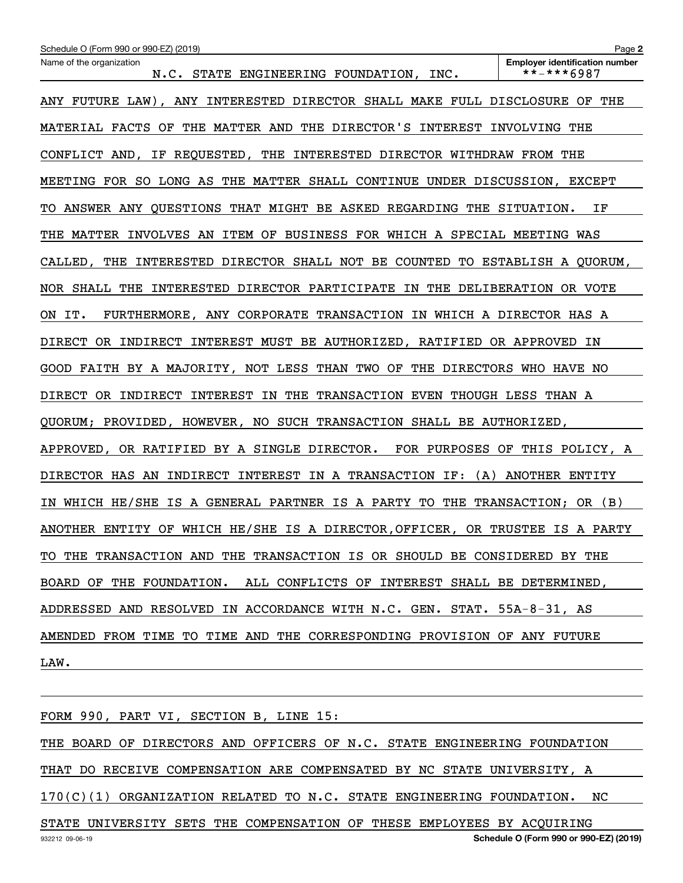Name of the organization: N.C. STATE ENGINEERING FOUNDATION, INC.

Employer identification number: **-***6987

ANY FUTURE LAW), ANY INTERESTED DIRECTOR SHALL MAKE FULL DISCLOSURE OF THE MATERIAL FACTS OF THE MATTER AND THE DIRECTOR'S INTEREST INVOLVING THE CONFLICT AND, IF REQUESTED, THE INTERESTED DIRECTOR WITHDRAW FROM THE MEETING FOR SO LONG AS THE MATTER SHALL CONTINUE UNDER DISCUSSION, EXCEPT TO ANSWER ANY QUESTIONS THAT MIGHT BE ASKED REGARDING THE SITUATION. IF THE MATTER INVOLVES AN ITEM OF BUSINESS FOR WHICH A SPECIAL MEETING WAS CALLED, THE INTERESTED DIRECTOR SHALL NOT BE COUNTED TO ESTABLISH A QUORUM, NOR SHALL THE INTERESTED DIRECTOR PARTICIPATE IN THE DELIBERATION OR VOTE ON IT. FURTHERMORE, ANY CORPORATE TRANSACTION IN WHICH A DIRECTOR HAS A DIRECT OR INDIRECT INTEREST MUST BE AUTHORIZED, RATIFIED OR APPROVED IN GOOD FAITH BY A MAJORITY, NOT LESS THAN TWO OF THE DIRECTORS WHO HAVE NO DIRECT OR INDIRECT INTEREST IN THE TRANSACTION EVEN THOUGH LESS THAN A QUORUM; PROVIDED, HOWEVER, NO SUCH TRANSACTION SHALL BE AUTHORIZED, APPROVED, OR RATIFIED BY A SINGLE DIRECTOR. FOR PURPOSES OF THIS POLICY, A DIRECTOR HAS AN INDIRECT INTEREST IN A TRANSACTION IF: (A) ANOTHER ENTITY IN WHICH HE/SHE IS A GENERAL PARTNER IS A PARTY TO THE TRANSACTION; OR (B) ANOTHER ENTITY OF WHICH HE/SHE IS A DIRECTOR,OFFICER, OR TRUSTEE IS A PARTY TO THE TRANSACTION AND THE TRANSACTION IS OR SHOULD BE CONSIDERED BY THE BOARD OF THE FOUNDATION. ALL CONFLICTS OF INTEREST SHALL BE DETERMINED, ADDRESSED AND RESOLVED IN ACCORDANCE WITH N.C. GEN. STAT. 55A-8-31, AS AMENDED FROM TIME TO TIME AND THE CORRESPONDING PROVISION OF ANY FUTURE LAW.

FORM 990, PART VI, SECTION B, LINE 15:

THE BOARD OF DIRECTORS AND OFFICERS OF N.C. STATE ENGINEERING FOUNDATION THAT DO RECEIVE COMPENSATION ARE COMPENSATED BY NC STATE UNIVERSITY, A 170(C)(1) ORGANIZATION RELATED TO N.C. STATE ENGINEERING FOUNDATION. NC STATE UNIVERSITY SETS THE COMPENSATION OF THESE EMPLOYEES BY ACQUIRING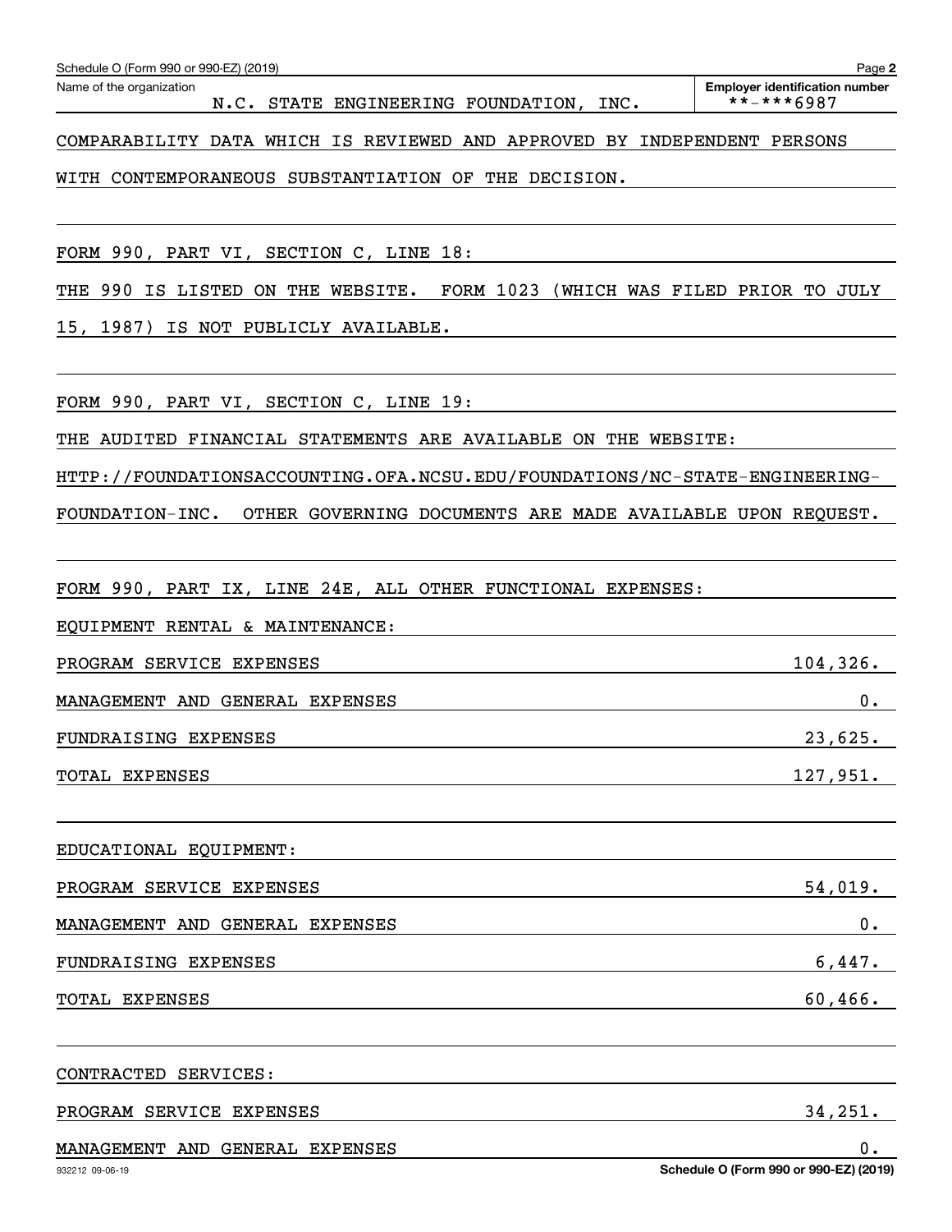Schedule O (Form 990 or 990-EZ) (2019)

Name of the organization: N.C. STATE ENGINEERING FOUNDATION, INC.

Employer identification number: **-***6987

COMPARABILITY DATA WHICH IS REVIEWED AND APPROVED BY INDEPENDENT PERSONS WITH CONTEMPORANEOUS SUBSTANTIATION OF THE DECISION.

FORM 990, PART VI, SECTION C, LINE 18:

THE 990 IS LISTED ON THE WEBSITE. FORM 1023 (WHICH WAS FILED PRIOR TO JULY 15, 1987) IS NOT PUBLICLY AVAILABLE.

FORM 990, PART VI, SECTION C, LINE 19:

THE AUDITED FINANCIAL STATEMENTS ARE AVAILABLE ON THE WEBSITE: HTTP://FOUNDATIONSACCOUNTING.OFA.NCSU.EDU/FOUNDATIONS/NC-STATE-ENGINEERING-FOUNDATION-INC. OTHER GOVERNING DOCUMENTS ARE MADE AVAILABLE UPON REQUEST.

FORM 990, PART IX, LINE 24E, ALL OTHER FUNCTIONAL EXPENSES:

EQUIPMENT RENTAL & MAINTENANCE:

| | |
|---|---|
| PROGRAM SERVICE EXPENSES | 104,326. |
| MANAGEMENT AND GENERAL EXPENSES | 0. |
| FUNDRAISING EXPENSES | 23,625. |
| TOTAL EXPENSES | 127,951. |

EDUCATIONAL EQUIPMENT:

| | |
|---|---|
| PROGRAM SERVICE EXPENSES | 54,019. |
| MANAGEMENT AND GENERAL EXPENSES | 0. |
| FUNDRAISING EXPENSES | 6,447. |
| TOTAL EXPENSES | 60,466. |

CONTRACTED SERVICES:

| | |
|---|---|
| PROGRAM SERVICE EXPENSES | 34,251. |
| MANAGEMENT AND GENERAL EXPENSES | 0. |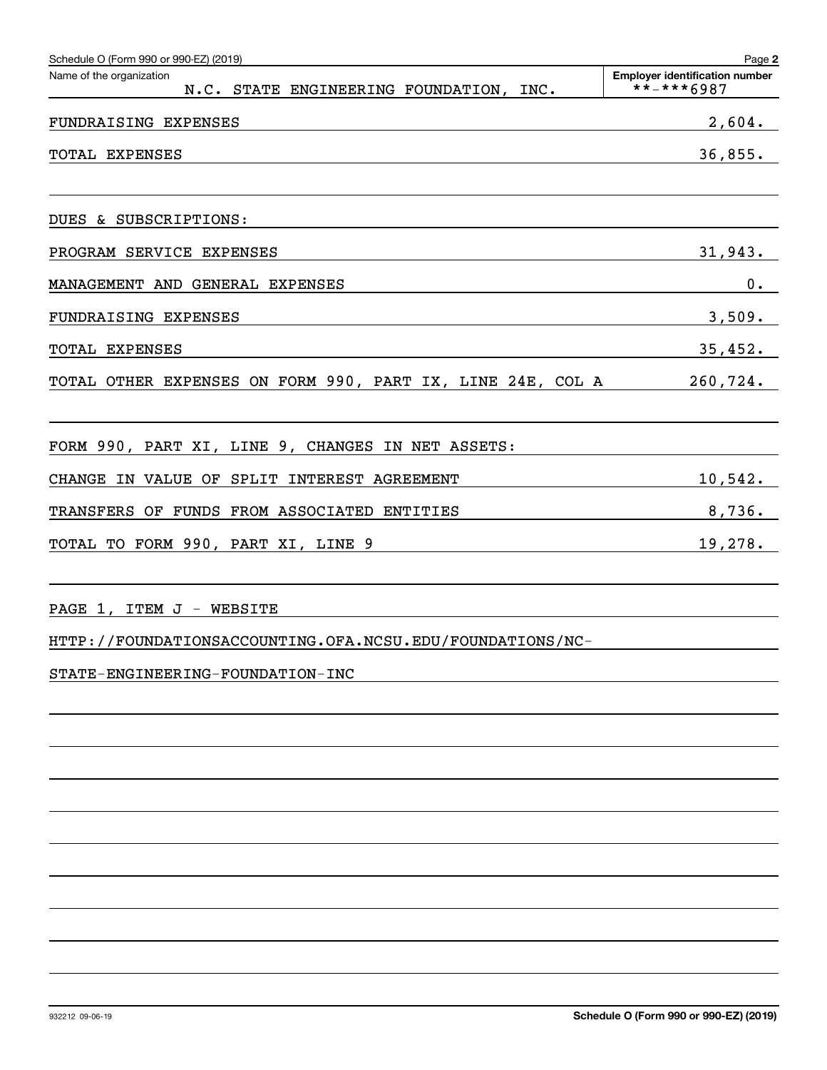Schedule O (Form 990 or 990-EZ) (2019) Page 2

| Name of the organization | Employer identification number |
|---|---|
| N.C. STATE ENGINEERING FOUNDATION, INC. | **-***6987 |

| | |
|---|---|
| FUNDRAISING EXPENSES | 2,604. |
| TOTAL EXPENSES | 36,855. |
| | |
| DUES & SUBSCRIPTIONS: | |
| PROGRAM SERVICE EXPENSES | 31,943. |
| MANAGEMENT AND GENERAL EXPENSES | 0. |
| FUNDRAISING EXPENSES | 3,509. |
| TOTAL EXPENSES | 35,452. |
| TOTAL OTHER EXPENSES ON FORM 990, PART IX, LINE 24E, COL A | 260,724. |
| | |
| FORM 990, PART XI, LINE 9, CHANGES IN NET ASSETS: | |
| CHANGE IN VALUE OF SPLIT INTEREST AGREEMENT | 10,542. |
| TRANSFERS OF FUNDS FROM ASSOCIATED ENTITIES | 8,736. |
| TOTAL TO FORM 990, PART XI, LINE 9 | 19,278. |

PAGE 1, ITEM J - WEBSITE

HTTP://FOUNDATIONSACCOUNTING.OFA.NCSU.EDU/FOUNDATIONS/NC-STATE-ENGINEERING-FOUNDATION-INC

932212 09-06-19

Schedule O (Form 990 or 990-EZ) (2019)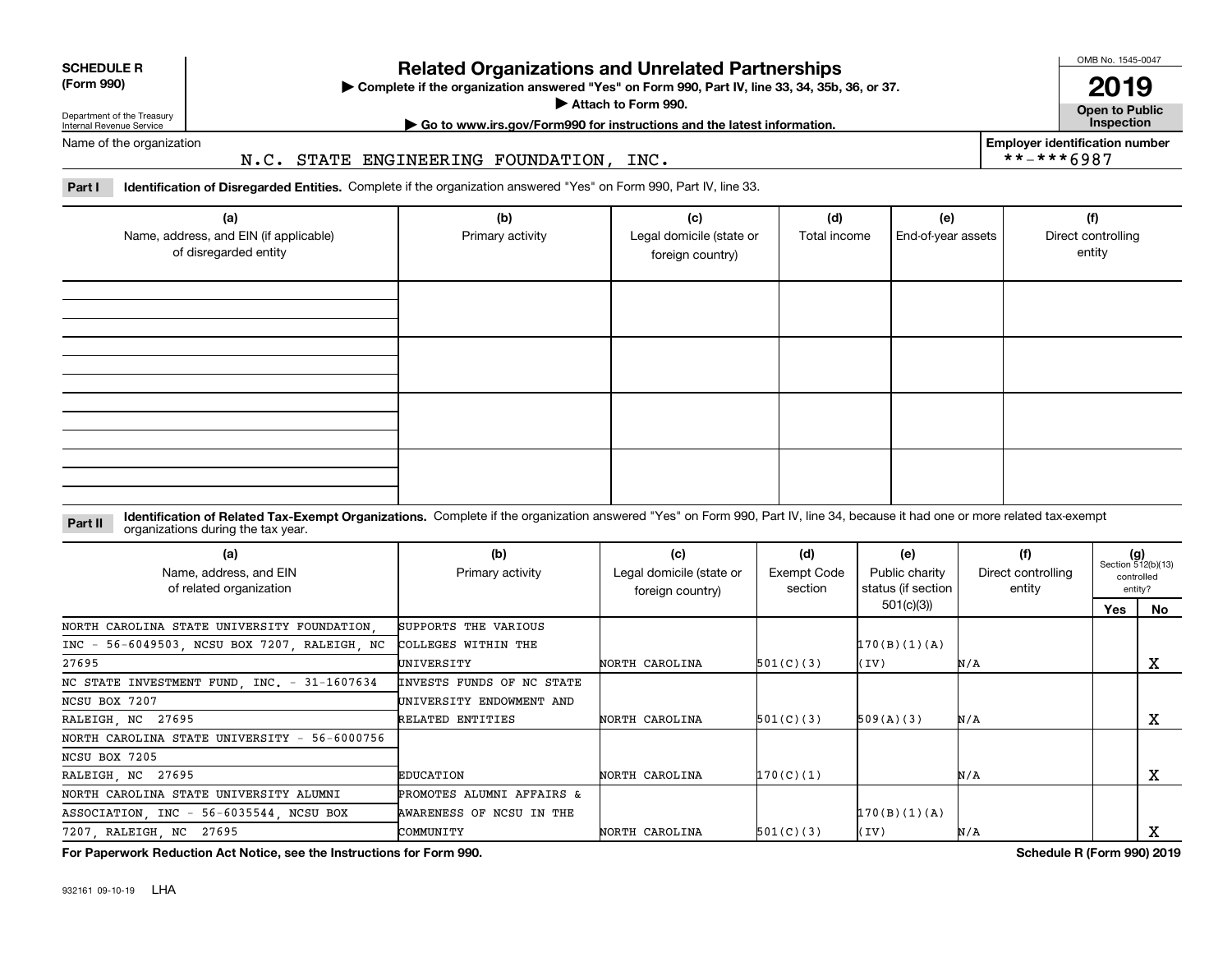**SCHEDULE R (Form 990)**

Department of the Treasury
Internal Revenue Service

# Related Organizations and Unrelated Partnerships

▶ Complete if the organization answered "Yes" on Form 990, Part IV, line 33, 34, 35b, 36, or 37.
▶ Attach to Form 990.
▶ Go to www.irs.gov/Form990 for instructions and the latest information.

OMB No. 1545-0047

**2019**

**Open to Public Inspection**

Name of the organization: N.C. STATE ENGINEERING FOUNDATION, INC.

Employer identification number: **-***6987

**Part I** **Identification of Disregarded Entities.** Complete if the organization answered "Yes" on Form 990, Part IV, line 33.

| (a) Name, address, and EIN (if applicable) of disregarded entity | (b) Primary activity | (c) Legal domicile (state or foreign country) | (d) Total income | (e) End-of-year assets | (f) Direct controlling entity |
|---|---|---|---|---|---|
| | | | | | |
| | | | | | |
| | | | | | |
| | | | | | |

**Part II** **Identification of Related Tax-Exempt Organizations.** Complete if the organization answered "Yes" on Form 990, Part IV, line 34, because it had one or more related tax-exempt organizations during the tax year.

| (a) Name, address, and EIN of related organization | (b) Primary activity | (c) Legal domicile (state or foreign country) | (d) Exempt Code section | (e) Public charity status (if section 501(c)(3)) | (f) Direct controlling entity | (g) Section 512(b)(13) controlled entity? Yes | No |
|---|---|---|---|---|---|---|---|
| NORTH CAROLINA STATE UNIVERSITY FOUNDATION, INC - 56-6049503, NCSU BOX 7207, RALEIGH, NC 27695 | SUPPORTS THE VARIOUS COLLEGES WITHIN THE UNIVERSITY | NORTH CAROLINA | 501(C)(3) | 170(B)(1)(A)(IV) | N/A | | X |
| NC STATE INVESTMENT FUND, INC. - 31-1607634 NCSU BOX 7207 RALEIGH, NC 27695 | INVESTS FUNDS OF NC STATE UNIVERSITY ENDOWMENT AND RELATED ENTITIES | NORTH CAROLINA | 501(C)(3) | 509(A)(3) | N/A | | X |
| NORTH CAROLINA STATE UNIVERSITY - 56-6000756 NCSU BOX 7205 RALEIGH, NC 27695 | EDUCATION | NORTH CAROLINA | 170(C)(1) | | N/A | | X |
| NORTH CAROLINA STATE UNIVERSITY ALUMNI ASSOCIATION, INC - 56-6035544, NCSU BOX 7207, RALEIGH, NC 27695 | PROMOTES ALUMNI AFFAIRS & AWARENESS OF NCSU IN THE COMMUNITY | NORTH CAROLINA | 501(C)(3) | 170(B)(1)(A)(IV) | N/A | | X |

**For Paperwork Reduction Act Notice, see the Instructions for Form 990.** **Schedule R (Form 990) 2019**

932161 09-10-19 LHA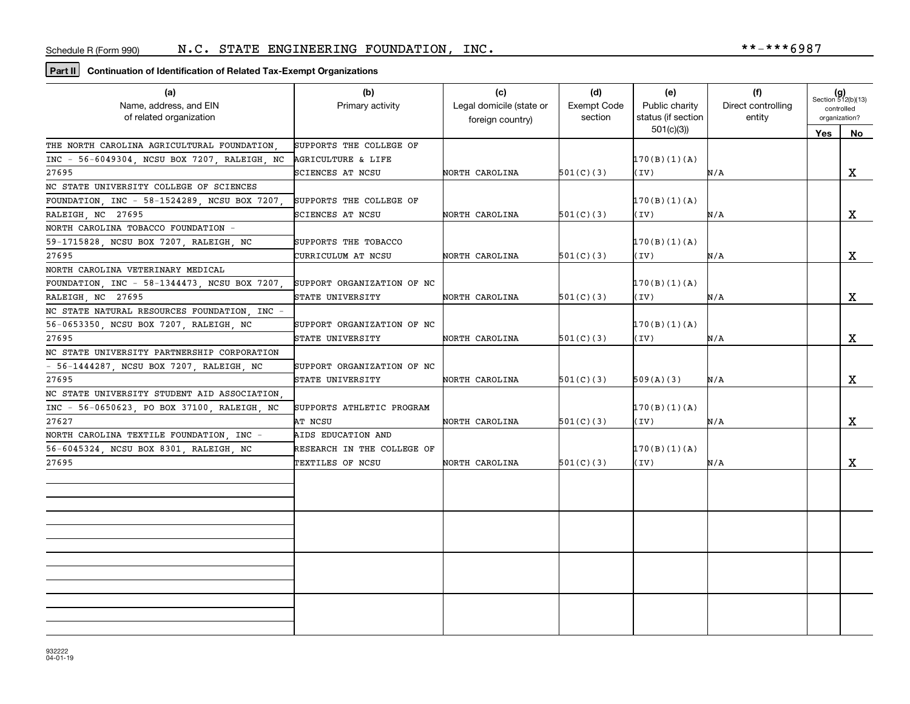Schedule R (Form 990) N.C. STATE ENGINEERING FOUNDATION, INC. **-***6987

**Part II** **Continuation of Identification of Related Tax-Exempt Organizations**

| (a) Name, address, and EIN of related organization | (b) Primary activity | (c) Legal domicile (state or foreign country) | (d) Exempt Code section | (e) Public charity status (if section 501(c)(3)) | (f) Direct controlling entity | (g) Section 512(b)(13) controlled organization? Yes | No |
|---|---|---|---|---|---|---|---|
| THE NORTH CAROLINA AGRICULTURAL FOUNDATION, INC - 56-6049304, NCSU BOX 7207, RALEIGH, NC 27695 | SUPPORTS THE COLLEGE OF AGRICULTURE & LIFE SCIENCES AT NCSU | NORTH CAROLINA | 501(C)(3) | 170(B)(1)(A)(IV) | N/A | | X |
| NC STATE UNIVERSITY COLLEGE OF SCIENCES FOUNDATION, INC - 58-1524289, NCSU BOX 7207, RALEIGH, NC 27695 | SUPPORTS THE COLLEGE OF SCIENCES AT NCSU | NORTH CAROLINA | 501(C)(3) | 170(B)(1)(A)(IV) | N/A | | X |
| NORTH CAROLINA TOBACCO FOUNDATION - 59-1715828, NCSU BOX 7207, RALEIGH, NC 27695 | SUPPORTS THE TOBACCO CURRICULUM AT NCSU | NORTH CAROLINA | 501(C)(3) | 170(B)(1)(A)(IV) | N/A | | X |
| NORTH CAROLINA VETERINARY MEDICAL FOUNDATION, INC - 58-1344473, NCSU BOX 7207, RALEIGH, NC 27695 | SUPPORT ORGANIZATION OF NC STATE UNIVERSITY | NORTH CAROLINA | 501(C)(3) | 170(B)(1)(A)(IV) | N/A | | X |
| NC STATE NATURAL RESOURCES FOUNDATION, INC - 56-0653350, NCSU BOX 7207, RALEIGH, NC 27695 | SUPPORT ORGANIZATION OF NC STATE UNIVERSITY | NORTH CAROLINA | 501(C)(3) | 170(B)(1)(A)(IV) | N/A | | X |
| NC STATE UNIVERSITY PARTNERSHIP CORPORATION - 56-1444287, NCSU BOX 7207, RALEIGH, NC 27695 | SUPPORT ORGANIZATION OF NC STATE UNIVERSITY | NORTH CAROLINA | 501(C)(3) | 509(A)(3) | N/A | | X |
| NC STATE UNIVERSITY STUDENT AID ASSOCIATION, INC - 56-0650623, PO BOX 37100, RALEIGH, NC 27627 | SUPPORTS ATHLETIC PROGRAM AT NCSU | NORTH CAROLINA | 501(C)(3) | 170(B)(1)(A)(IV) | N/A | | X |
| NORTH CAROLINA TEXTILE FOUNDATION, INC - 56-6045324, NCSU BOX 8301, RALEIGH, NC 27695 | AIDS EDUCATION AND RESEARCH IN THE COLLEGE OF TEXTILES OF NCSU | NORTH CAROLINA | 501(C)(3) | 170(B)(1)(A)(IV) | N/A | | X |
| | | | | | | | |
| | | | | | | | |
| | | | | | | | |
| | | | | | | | |

932222
04-01-19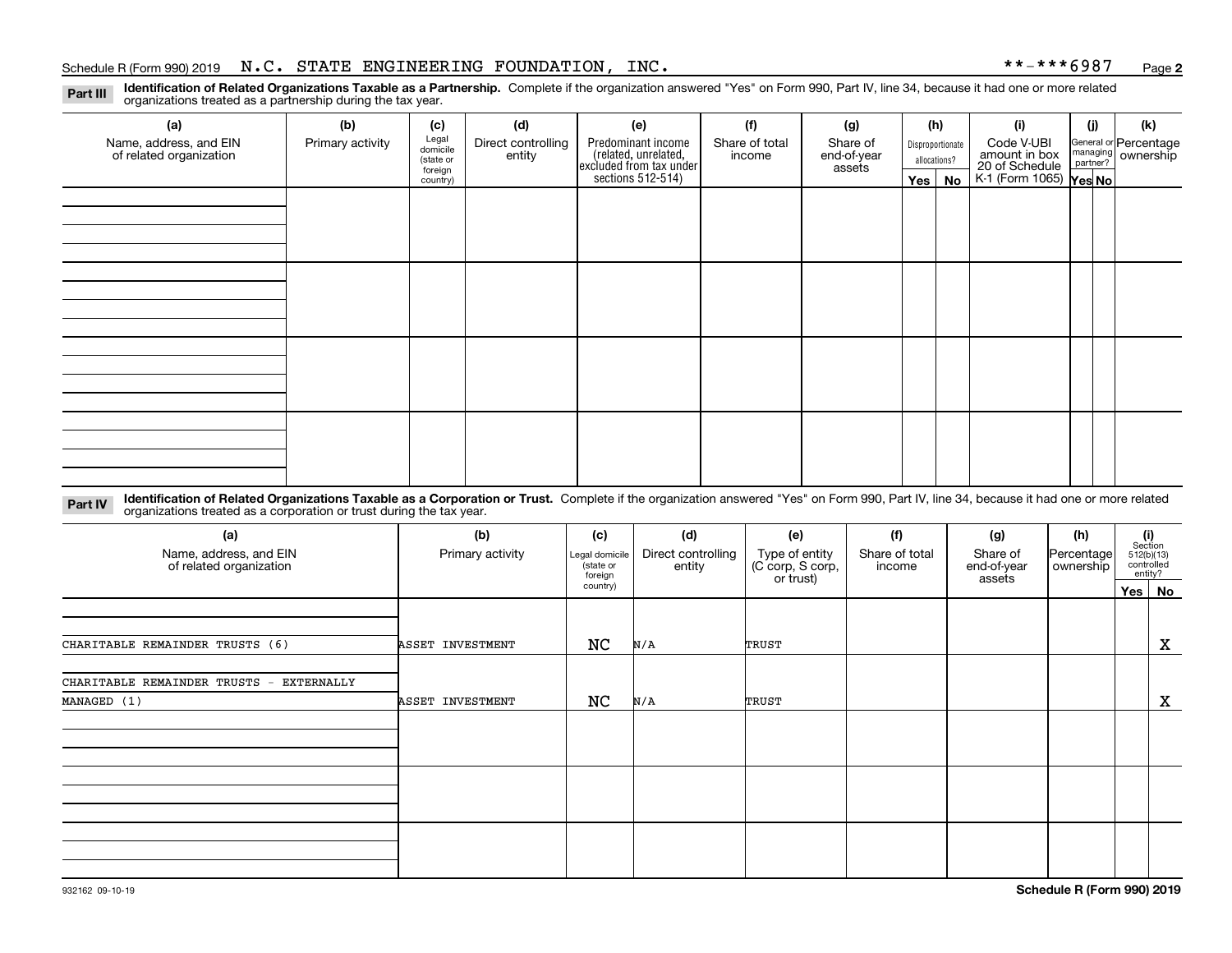Schedule R (Form 990) 2019 N.C. STATE ENGINEERING FOUNDATION, INC. **-***6987

**Part III Identification of Related Organizations Taxable as a Partnership.** Complete if the organization answered "Yes" on Form 990, Part IV, line 34, because it had one or more related organizations treated as a partnership during the tax year.

| (a) Name, address, and EIN of related organization | (b) Primary activity | (c) Legal domicile (state or foreign country) | (d) Direct controlling entity | (e) Predominant income (related, unrelated, excluded from tax under sections 512-514) | (f) Share of total income | (g) Share of end-of-year assets | (h) Disproportionate allocations? Yes | (h) No | (i) Code V-UBI amount in box 20 of Schedule K-1 (Form 1065) | (j) General or managing partner? Yes | (j) No | (k) Percentage ownership |
|---|---|---|---|---|---|---|---|---|---|---|---|---|
| | | | | | | | | | | | | |
| | | | | | | | | | | | | |
| | | | | | | | | | | | | |
| | | | | | | | | | | | | |

**Part IV Identification of Related Organizations Taxable as a Corporation or Trust.** Complete if the organization answered "Yes" on Form 990, Part IV, line 34, because it had one or more related organizations treated as a corporation or trust during the tax year.

| (a) Name, address, and EIN of related organization | (b) Primary activity | (c) Legal domicile (state or foreign country) | (d) Direct controlling entity | (e) Type of entity (C corp, S corp, or trust) | (f) Share of total income | (g) Share of end-of-year assets | (h) Percentage ownership | (i) Section 512(b)(13) controlled entity? Yes | (i) No |
|---|---|---|---|---|---|---|---|---|---|
| CHARITABLE REMAINDER TRUSTS (6) | ASSET INVESTMENT | NC | N/A | TRUST | | | | | X |
| CHARITABLE REMAINDER TRUSTS - EXTERNALLY MANAGED (1) | ASSET INVESTMENT | NC | N/A | TRUST | | | | | X |
| | | | | | | | | | |
| | | | | | | | | | |
| | | | | | | | | | |

932162 09-10-19 **Schedule R (Form 990) 2019**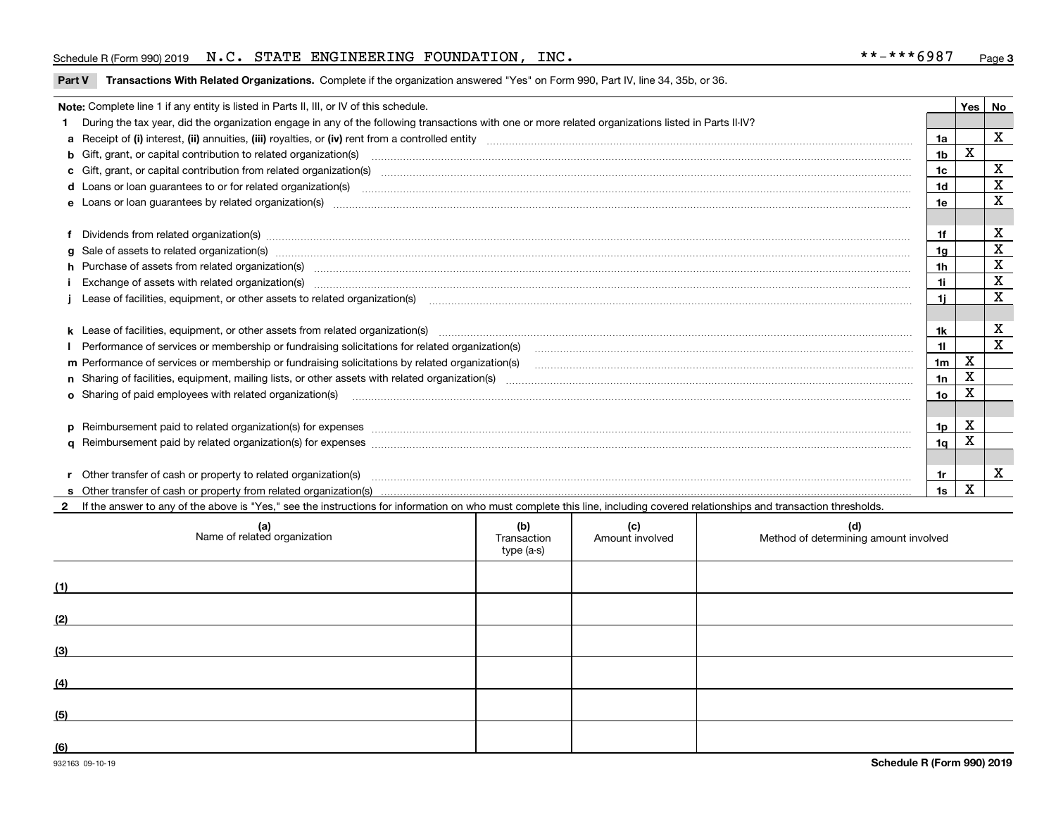Schedule R (Form 990) 2019 N.C. STATE ENGINEERING FOUNDATION, INC. **-***6987

## Part V Transactions With Related Organizations.

Complete if the organization answered "Yes" on Form 990, Part IV, line 34, 35b, or 36.

**Note:** Complete line 1 if any entity is listed in Parts II, III, or IV of this schedule.

| | | Line | Yes | No |
|---|---|---|---|---|
| **1** | During the tax year, did the organization engage in any of the following transactions with one or more related organizations listed in Parts II-IV? | | | |
| **a** | Receipt of **(i)** interest, **(ii)** annuities, **(iii)** royalties, or **(iv)** rent from a controlled entity | 1a | | X |
| **b** | Gift, grant, or capital contribution to related organization(s) | 1b | X | |
| **c** | Gift, grant, or capital contribution from related organization(s) | 1c | | X |
| **d** | Loans or loan guarantees to or for related organization(s) | 1d | | X |
| **e** | Loans or loan guarantees by related organization(s) | 1e | | X |
| **f** | Dividends from related organization(s) | 1f | | X |
| **g** | Sale of assets to related organization(s) | 1g | | X |
| **h** | Purchase of assets from related organization(s) | 1h | | X |
| **i** | Exchange of assets with related organization(s) | 1i | | X |
| **j** | Lease of facilities, equipment, or other assets to related organization(s) | 1j | | X |
| **k** | Lease of facilities, equipment, or other assets from related organization(s) | 1k | | X |
| **l** | Performance of services or membership or fundraising solicitations for related organization(s) | 1l | | X |
| **m** | Performance of services or membership or fundraising solicitations by related organization(s) | 1m | X | |
| **n** | Sharing of facilities, equipment, mailing lists, or other assets with related organization(s) | 1n | X | |
| **o** | Sharing of paid employees with related organization(s) | 1o | X | |
| **p** | Reimbursement paid to related organization(s) for expenses | 1p | X | |
| **q** | Reimbursement paid by related organization(s) for expenses | 1q | X | |
| **r** | Other transfer of cash or property to related organization(s) | 1r | | X |
| **s** | Other transfer of cash or property from related organization(s) | 1s | X | |

**2** If the answer to any of the above is "Yes," see the instructions for information on who must complete this line, including covered relationships and transaction thresholds.

| | (a) Name of related organization | (b) Transaction type (a-s) | (c) Amount involved | (d) Method of determining amount involved |
|---|---|---|---|---|
| (1) | | | | |
| (2) | | | | |
| (3) | | | | |
| (4) | | | | |
| (5) | | | | |
| (6) | | | | |

932163 09-10-19

Schedule R (Form 990) 2019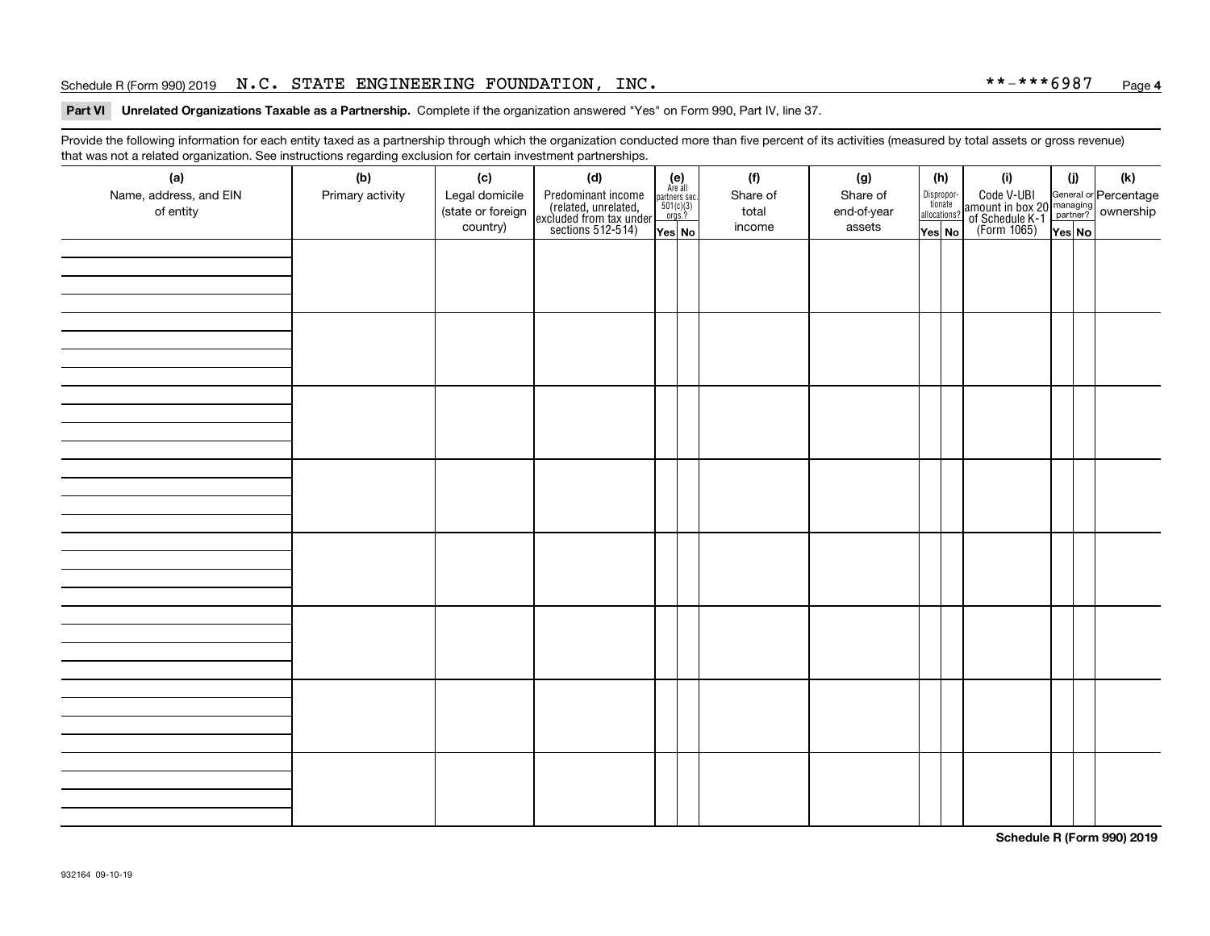Schedule R (Form 990) 2019 N.C. STATE ENGINEERING FOUNDATION, INC. **-***6987 Page 4

**Part VI Unrelated Organizations Taxable as a Partnership.** Complete if the organization answered "Yes" on Form 990, Part IV, line 37.

Provide the following information for each entity taxed as a partnership through which the organization conducted more than five percent of its activities (measured by total assets or gross revenue) that was not a related organization. See instructions regarding exclusion for certain investment partnerships.

| (a) Name, address, and EIN of entity | (b) Primary activity | (c) Legal domicile (state or foreign country) | (d) Predominant income (related, unrelated, excluded from tax under sections 512-514) | (e) Are all partners sec. 501(c)(3) orgs.? | | (f) Share of total income | (g) Share of end-of-year assets | (h) Disproportionate allocations? | | (i) Code V-UBI amount in box 20 of Schedule K-1 (Form 1065) | (j) General or managing partner? | | (k) Percentage ownership |
|---|---|---|---|---|---|---|---|---|---|---|---|---|---|
| | | | | Yes | No | | | Yes | No | | Yes | No | |
| | | | | | | | | | | | | | |
| | | | | | | | | | | | | | |
| | | | | | | | | | | | | | |
| | | | | | | | | | | | | | |
| | | | | | | | | | | | | | |
| | | | | | | | | | | | | | |
| | | | | | | | | | | | | | |
| | | | | | | | | | | | | | |

**Schedule R (Form 990) 2019**

932164 09-10-19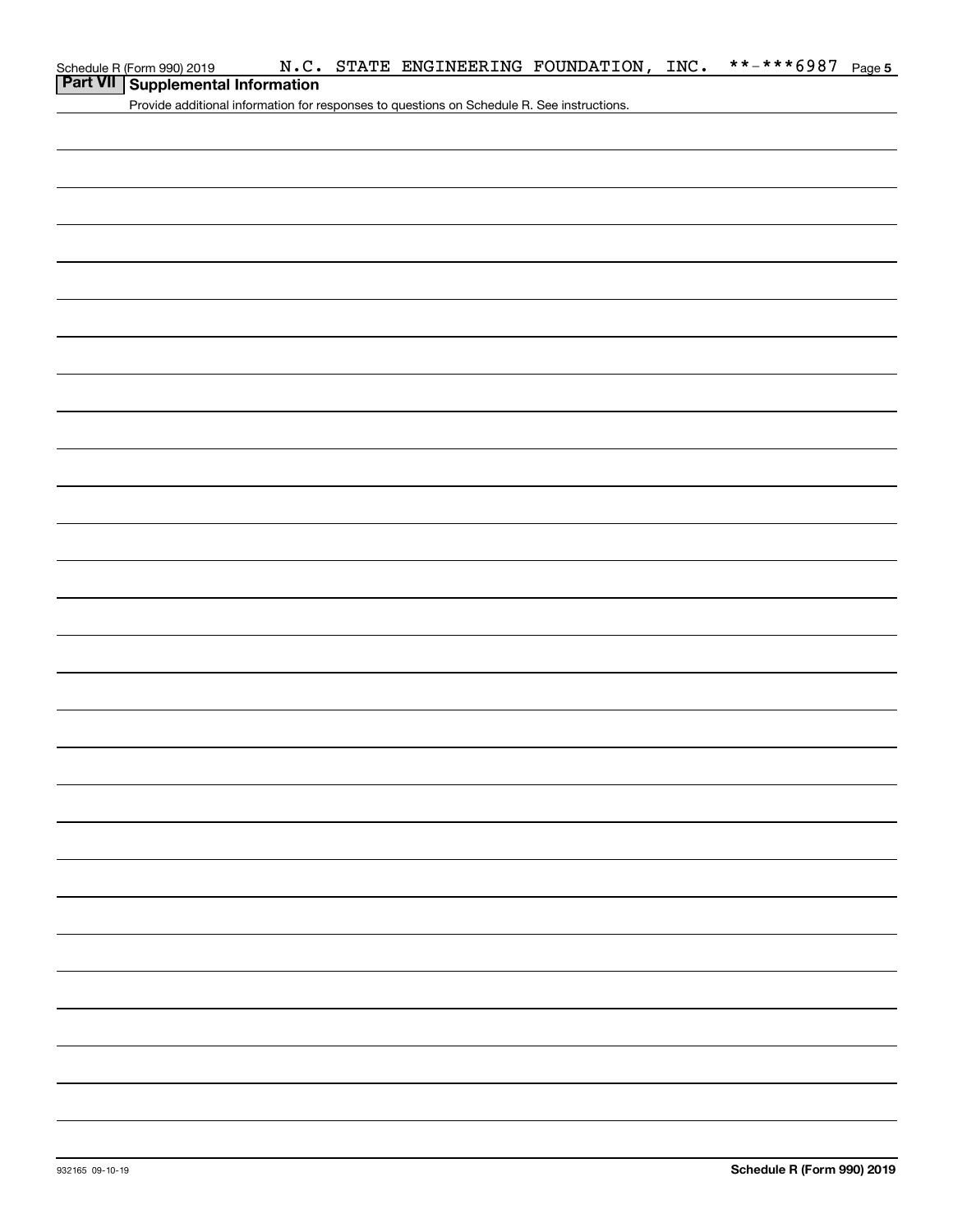Schedule R (Form 990) 2019 N.C. STATE ENGINEERING FOUNDATION, INC. **-***6987 Page 5

## Part VII Supplemental Information

Provide additional information for responses to questions on Schedule R. See instructions.

932165 09-10-19

**Schedule R (Form 990) 2019**